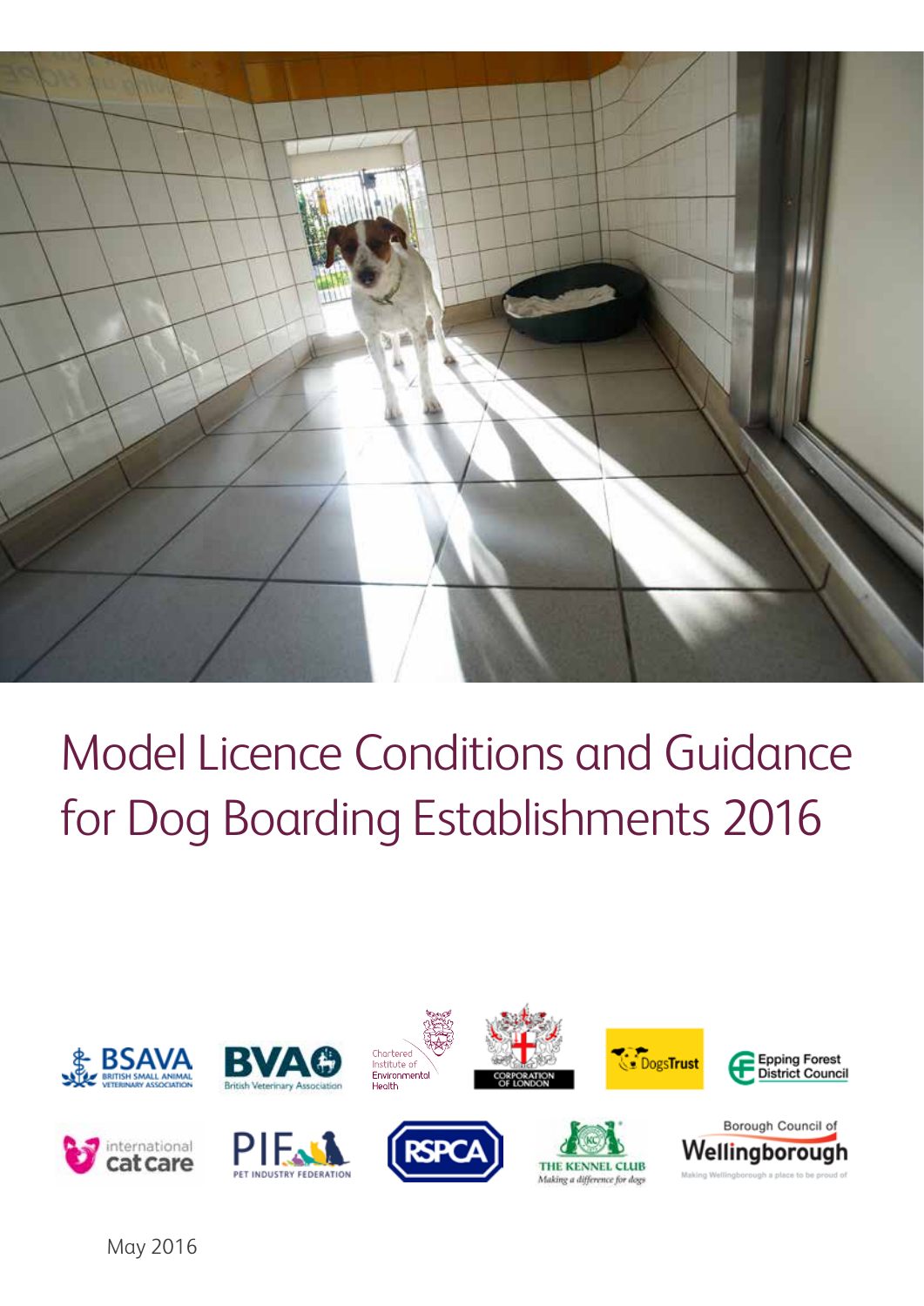# Model Licence Conditions and Guidance for Dog Boarding Establishments 2016

May 2016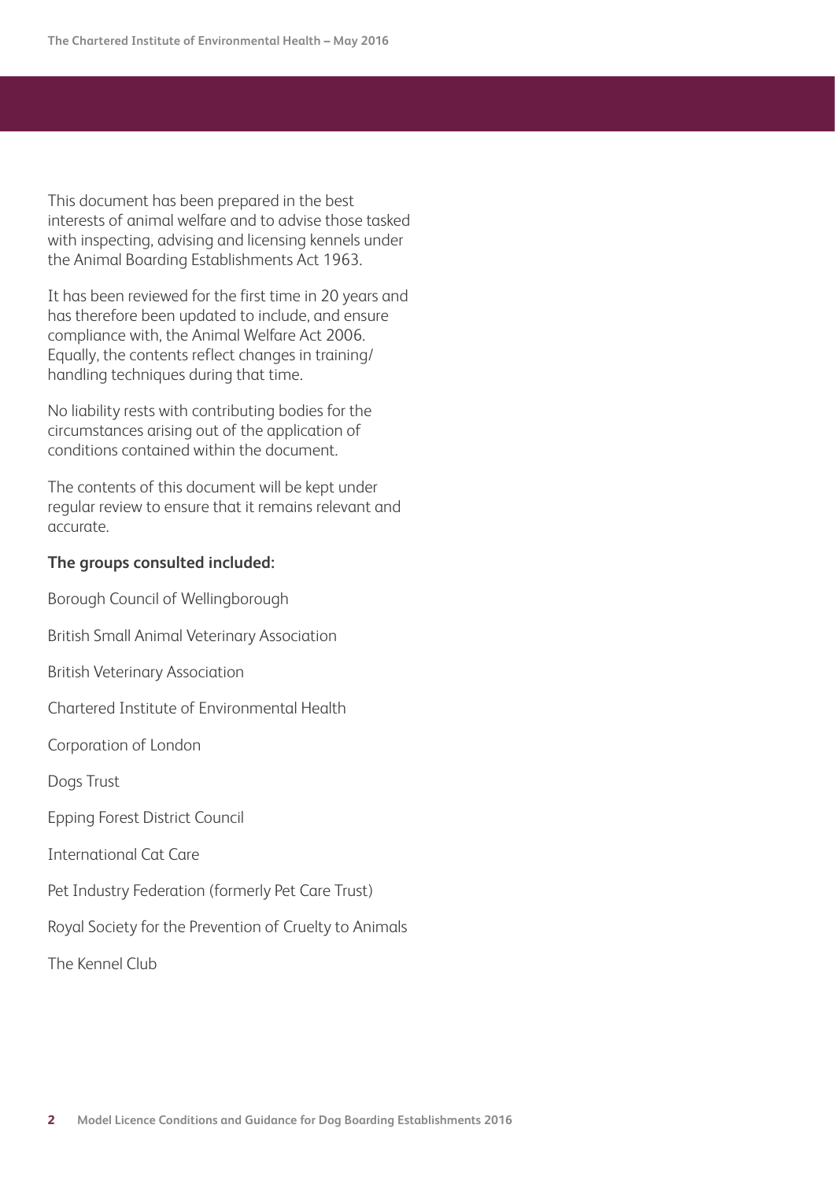This document has been prepared in the best interests of animal welfare and to advise those tasked with inspecting, advising and licensing kennels under the Animal Boarding Establishments Act 1963.

It has been reviewed for the first time in 20 years and has therefore been updated to include, and ensure compliance with, the Animal Welfare Act 2006. Equally, the contents reflect changes in training/handling techniques during that time.

No liability rests with contributing bodies for the circumstances arising out of the application of conditions contained within the document.

The contents of this document will be kept under regular review to ensure that it remains relevant and accurate.

**The groups consulted included:**

Borough Council of Wellingborough

British Small Animal Veterinary Association

British Veterinary Association

Chartered Institute of Environmental Health

Corporation of London

Dogs Trust

Epping Forest District Council

International Cat Care

Pet Industry Federation (formerly Pet Care Trust)

Royal Society for the Prevention of Cruelty to Animals

The Kennel Club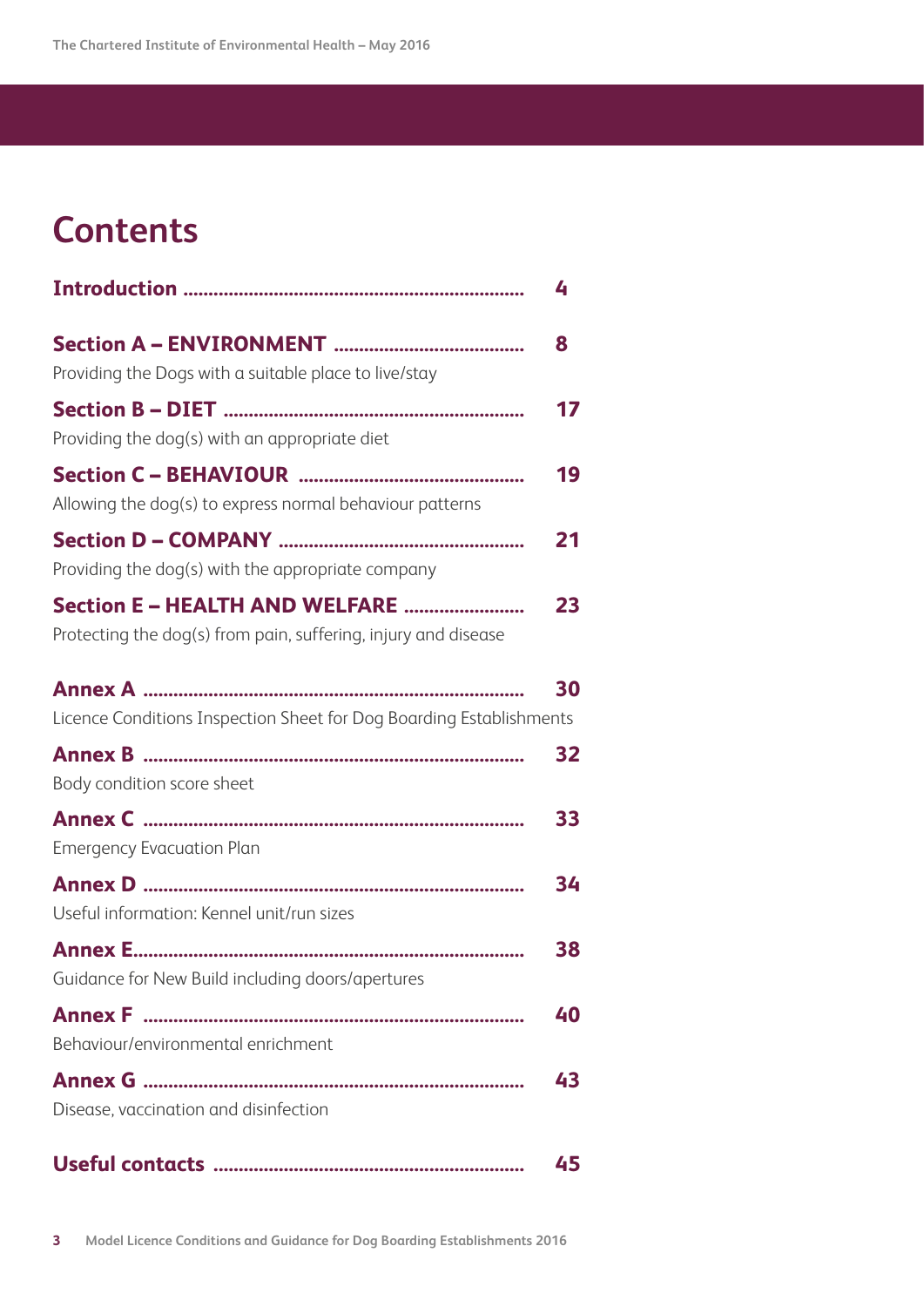# Contents

**Introduction** ...... 4

**Section A – ENVIRONMENT** ...... 8
Providing the Dogs with a suitable place to live/stay

**Section B – DIET** ...... 17
Providing the dog(s) with an appropriate diet

**Section C – BEHAVIOUR** ...... 19
Allowing the dog(s) to express normal behaviour patterns

**Section D – COMPANY** ...... 21
Providing the dog(s) with the appropriate company

**Section E – HEALTH AND WELFARE** ...... 23
Protecting the dog(s) from pain, suffering, injury and disease

**Annex A** ...... 30
Licence Conditions Inspection Sheet for Dog Boarding Establishments

**Annex B** ...... 32
Body condition score sheet

**Annex C** ...... 33
Emergency Evacuation Plan

**Annex D** ...... 34
Useful information: Kennel unit/run sizes

**Annex E** ...... 38
Guidance for New Build including doors/apertures

**Annex F** ...... 40
Behaviour/environmental enrichment

**Annex G** ...... 43
Disease, vaccination and disinfection

**Useful contacts** ...... 45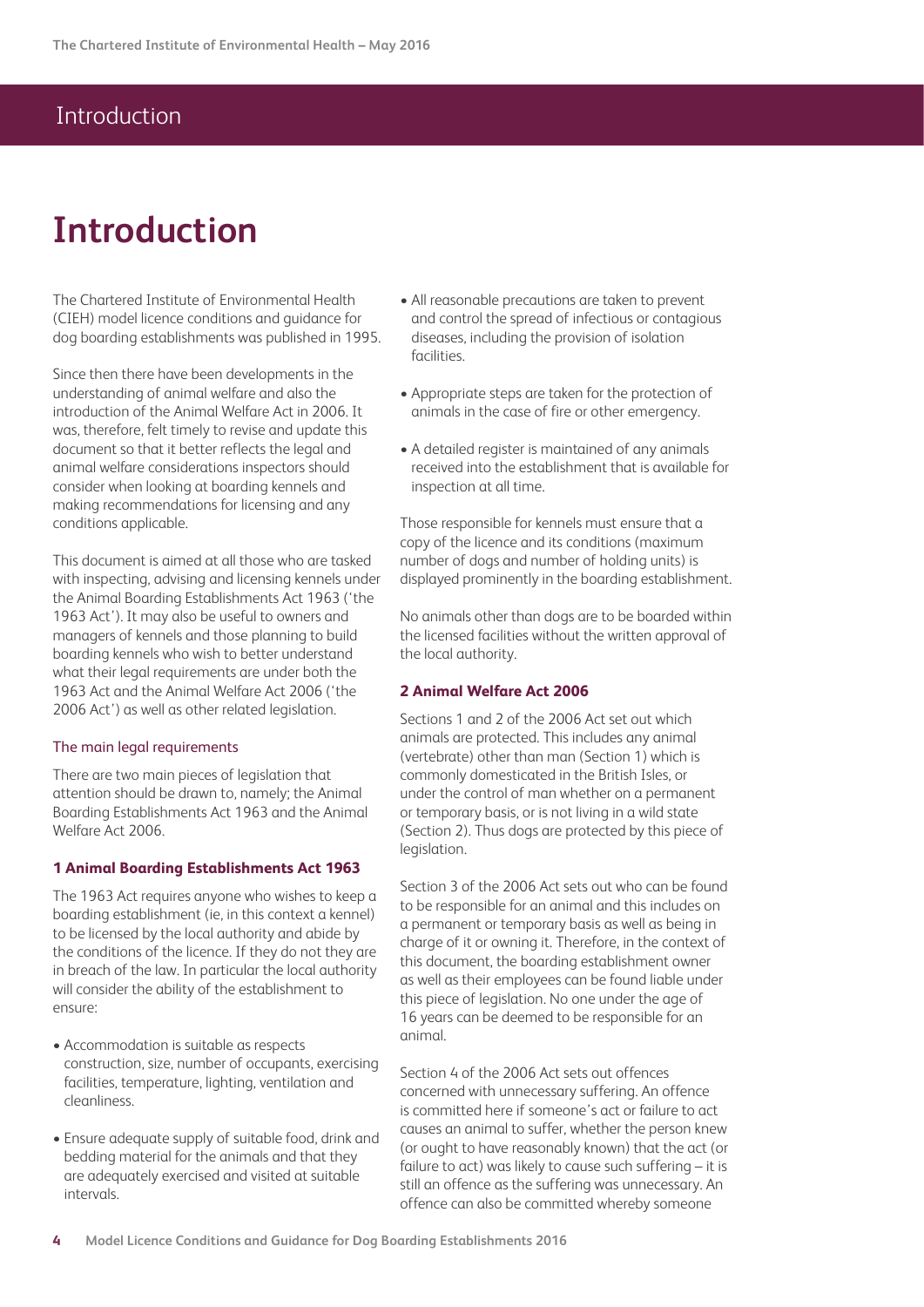# Introduction

The Chartered Institute of Environmental Health (CIEH) model licence conditions and guidance for dog boarding establishments was published in 1995.

Since then there have been developments in the understanding of animal welfare and also the introduction of the Animal Welfare Act in 2006. It was, therefore, felt timely to revise and update this document so that it better reflects the legal and animal welfare considerations inspectors should consider when looking at boarding kennels and making recommendations for licensing and any conditions applicable.

This document is aimed at all those who are tasked with inspecting, advising and licensing kennels under the Animal Boarding Establishments Act 1963 ('the 1963 Act'). It may also be useful to owners and managers of kennels and those planning to build boarding kennels who wish to better understand what their legal requirements are under both the 1963 Act and the Animal Welfare Act 2006 ('the 2006 Act') as well as other related legislation.

## The main legal requirements

There are two main pieces of legislation that attention should be drawn to, namely; the Animal Boarding Establishments Act 1963 and the Animal Welfare Act 2006.

### 1 Animal Boarding Establishments Act 1963

The 1963 Act requires anyone who wishes to keep a boarding establishment (ie, in this context a kennel) to be licensed by the local authority and abide by the conditions of the licence. If they do not they are in breach of the law. In particular the local authority will consider the ability of the establishment to ensure:

- Accommodation is suitable as respects construction, size, number of occupants, exercising facilities, temperature, lighting, ventilation and cleanliness.
- Ensure adequate supply of suitable food, drink and bedding material for the animals and that they are adequately exercised and visited at suitable intervals.
- All reasonable precautions are taken to prevent and control the spread of infectious or contagious diseases, including the provision of isolation facilities.
- Appropriate steps are taken for the protection of animals in the case of fire or other emergency.
- A detailed register is maintained of any animals received into the establishment that is available for inspection at all time.

Those responsible for kennels must ensure that a copy of the licence and its conditions (maximum number of dogs and number of holding units) is displayed prominently in the boarding establishment.

No animals other than dogs are to be boarded within the licensed facilities without the written approval of the local authority.

### 2 Animal Welfare Act 2006

Sections 1 and 2 of the 2006 Act set out which animals are protected. This includes any animal (vertebrate) other than man (Section 1) which is commonly domesticated in the British Isles, or under the control of man whether on a permanent or temporary basis, or is not living in a wild state (Section 2). Thus dogs are protected by this piece of legislation.

Section 3 of the 2006 Act sets out who can be found to be responsible for an animal and this includes on a permanent or temporary basis as well as being in charge of it or owning it. Therefore, in the context of this document, the boarding establishment owner as well as their employees can be found liable under this piece of legislation. No one under the age of 16 years can be deemed to be responsible for an animal.

Section 4 of the 2006 Act sets out offences concerned with unnecessary suffering. An offence is committed here if someone's act or failure to act causes an animal to suffer, whether the person knew (or ought to have reasonably known) that the act (or failure to act) was likely to cause such suffering – it is still an offence as the suffering was unnecessary. An offence can also be committed whereby someone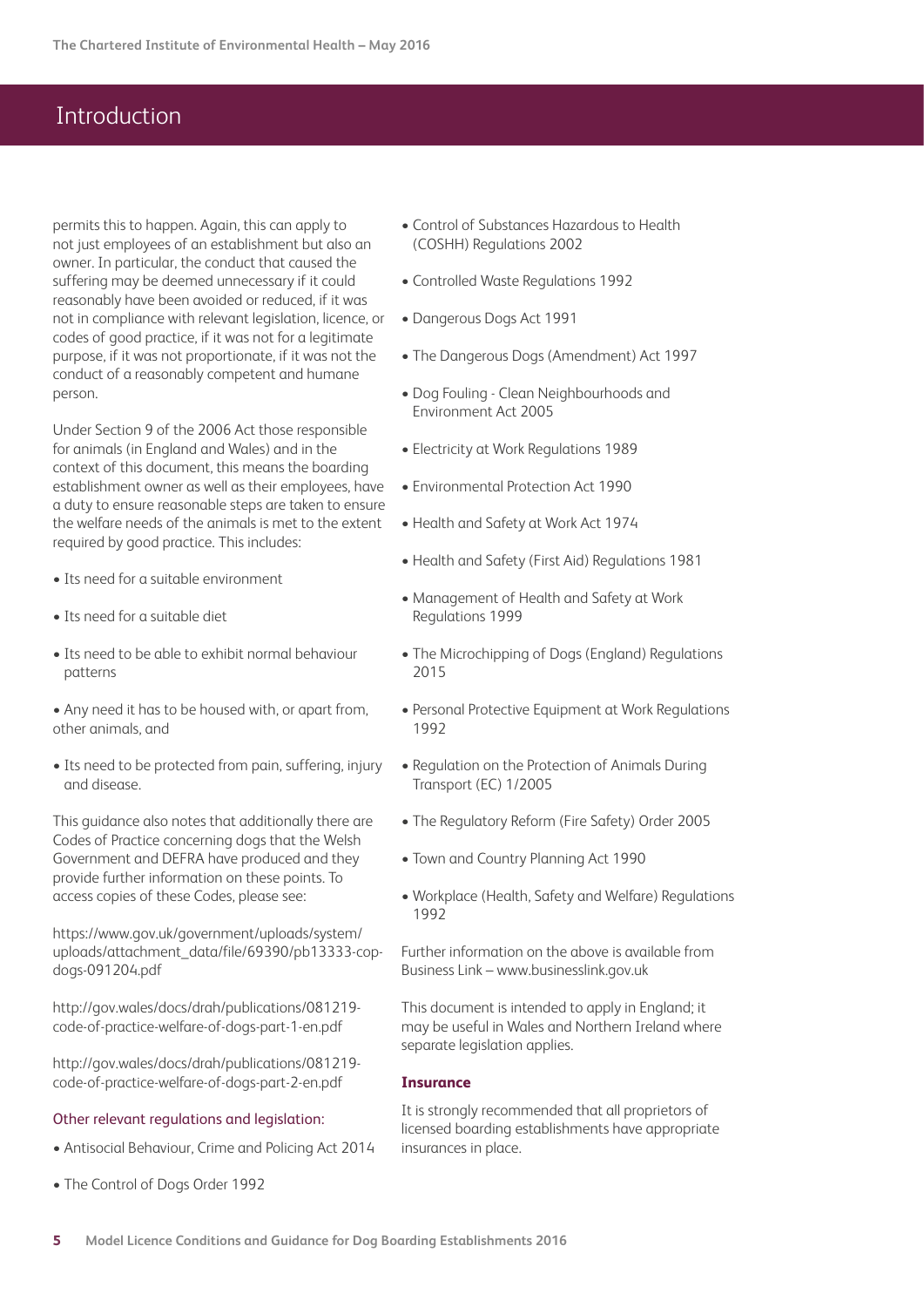## Introduction

permits this to happen. Again, this can apply to not just employees of an establishment but also an owner. In particular, the conduct that caused the suffering may be deemed unnecessary if it could reasonably have been avoided or reduced, if it was not in compliance with relevant legislation, licence, or codes of good practice, if it was not for a legitimate purpose, if it was not proportionate, if it was not the conduct of a reasonably competent and humane person.

Under Section 9 of the 2006 Act those responsible for animals (in England and Wales) and in the context of this document, this means the boarding establishment owner as well as their employees, have a duty to ensure reasonable steps are taken to ensure the welfare needs of the animals is met to the extent required by good practice. This includes:

- Its need for a suitable environment
- Its need for a suitable diet
- Its need to be able to exhibit normal behaviour patterns
- Any need it has to be housed with, or apart from, other animals, and
- Its need to be protected from pain, suffering, injury and disease.

This guidance also notes that additionally there are Codes of Practice concerning dogs that the Welsh Government and DEFRA have produced and they provide further information on these points. To access copies of these Codes, please see:

https://www.gov.uk/government/uploads/system/uploads/attachment_data/file/69390/pb13333-cop-dogs-091204.pdf

http://gov.wales/docs/drah/publications/081219-code-of-practice-welfare-of-dogs-part-1-en.pdf

http://gov.wales/docs/drah/publications/081219-code-of-practice-welfare-of-dogs-part-2-en.pdf

### Other relevant regulations and legislation:

- Antisocial Behaviour, Crime and Policing Act 2014
- The Control of Dogs Order 1992
- Control of Substances Hazardous to Health (COSHH) Regulations 2002
- Controlled Waste Regulations 1992
- Dangerous Dogs Act 1991
- The Dangerous Dogs (Amendment) Act 1997
- Dog Fouling - Clean Neighbourhoods and Environment Act 2005
- Electricity at Work Regulations 1989
- Environmental Protection Act 1990
- Health and Safety at Work Act 1974
- Health and Safety (First Aid) Regulations 1981
- Management of Health and Safety at Work Regulations 1999
- The Microchipping of Dogs (England) Regulations 2015
- Personal Protective Equipment at Work Regulations 1992
- Regulation on the Protection of Animals During Transport (EC) 1/2005
- The Regulatory Reform (Fire Safety) Order 2005
- Town and Country Planning Act 1990
- Workplace (Health, Safety and Welfare) Regulations 1992

Further information on the above is available from Business Link – www.businesslink.gov.uk

This document is intended to apply in England; it may be useful in Wales and Northern Ireland where separate legislation applies.

### Insurance

It is strongly recommended that all proprietors of licensed boarding establishments have appropriate insurances in place.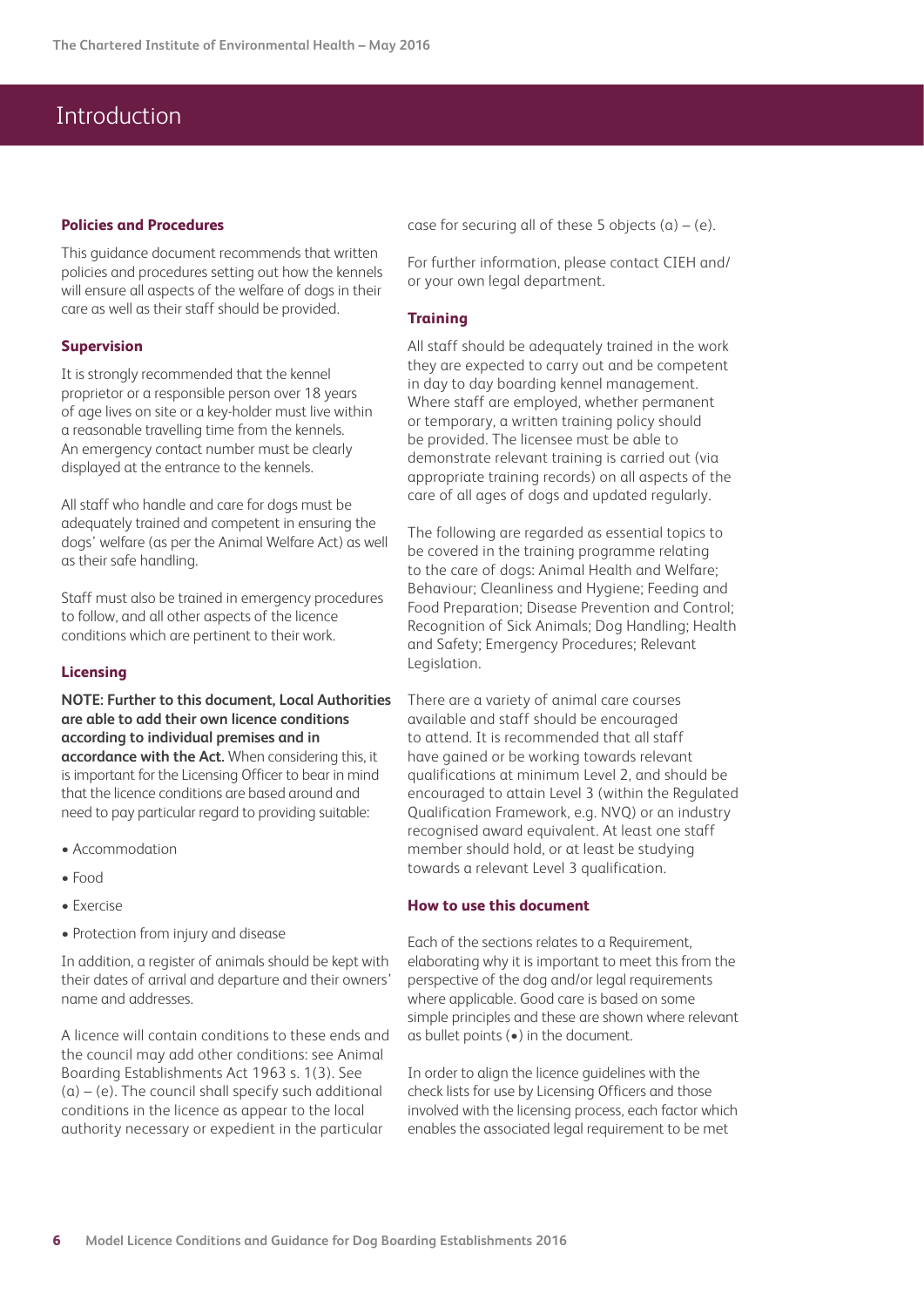# Introduction

### Policies and Procedures

This guidance document recommends that written policies and procedures setting out how the kennels will ensure all aspects of the welfare of dogs in their care as well as their staff should be provided.

### Supervision

It is strongly recommended that the kennel proprietor or a responsible person over 18 years of age lives on site or a key-holder must live within a reasonable travelling time from the kennels. An emergency contact number must be clearly displayed at the entrance to the kennels.

All staff who handle and care for dogs must be adequately trained and competent in ensuring the dogs' welfare (as per the Animal Welfare Act) as well as their safe handling.

Staff must also be trained in emergency procedures to follow, and all other aspects of the licence conditions which are pertinent to their work.

### Licensing

**NOTE: Further to this document, Local Authorities are able to add their own licence conditions according to individual premises and in accordance with the Act.** When considering this, it is important for the Licensing Officer to bear in mind that the licence conditions are based around and need to pay particular regard to providing suitable:

- Accommodation
- Food
- Exercise
- Protection from injury and disease

In addition, a register of animals should be kept with their dates of arrival and departure and their owners' name and addresses.

A licence will contain conditions to these ends and the council may add other conditions: see Animal Boarding Establishments Act 1963 s. 1(3). See (a) – (e). The council shall specify such additional conditions in the licence as appear to the local authority necessary or expedient in the particular case for securing all of these 5 objects (a) – (e).

For further information, please contact CIEH and/or your own legal department.

### Training

All staff should be adequately trained in the work they are expected to carry out and be competent in day to day boarding kennel management. Where staff are employed, whether permanent or temporary, a written training policy should be provided. The licensee must be able to demonstrate relevant training is carried out (via appropriate training records) on all aspects of the care of all ages of dogs and updated regularly.

The following are regarded as essential topics to be covered in the training programme relating to the care of dogs: Animal Health and Welfare; Behaviour; Cleanliness and Hygiene; Feeding and Food Preparation; Disease Prevention and Control; Recognition of Sick Animals; Dog Handling; Health and Safety; Emergency Procedures; Relevant Legislation.

There are a variety of animal care courses available and staff should be encouraged to attend. It is recommended that all staff have gained or be working towards relevant qualifications at minimum Level 2, and should be encouraged to attain Level 3 (within the Regulated Qualification Framework, e.g. NVQ) or an industry recognised award equivalent. At least one staff member should hold, or at least be studying towards a relevant Level 3 qualification.

### How to use this document

Each of the sections relates to a Requirement, elaborating why it is important to meet this from the perspective of the dog and/or legal requirements where applicable. Good care is based on some simple principles and these are shown where relevant as bullet points (•) in the document.

In order to align the licence guidelines with the check lists for use by Licensing Officers and those involved with the licensing process, each factor which enables the associated legal requirement to be met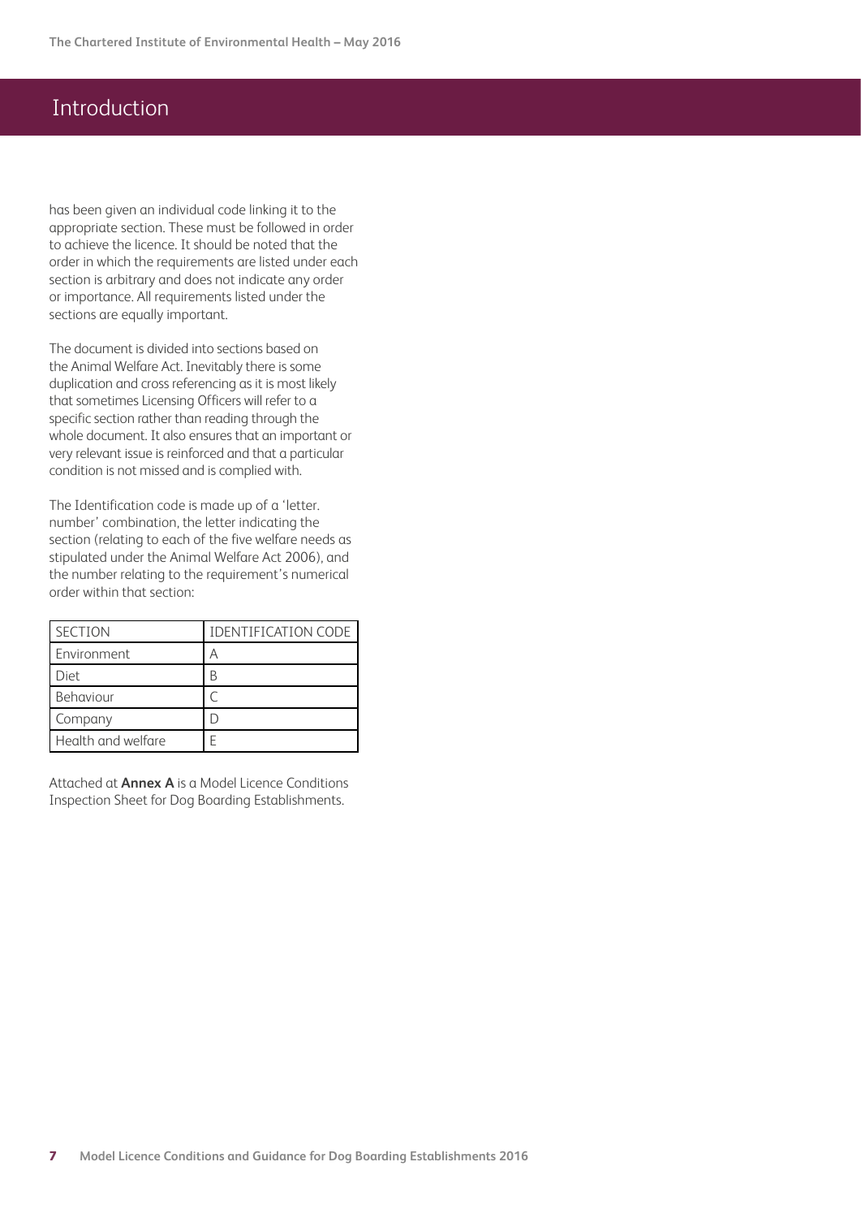## Introduction

has been given an individual code linking it to the appropriate section. These must be followed in order to achieve the licence. It should be noted that the order in which the requirements are listed under each section is arbitrary and does not indicate any order or importance. All requirements listed under the sections are equally important.

The document is divided into sections based on the Animal Welfare Act. Inevitably there is some duplication and cross referencing as it is most likely that sometimes Licensing Officers will refer to a specific section rather than reading through the whole document. It also ensures that an important or very relevant issue is reinforced and that a particular condition is not missed and is complied with.

The Identification code is made up of a 'letter. number' combination, the letter indicating the section (relating to each of the five welfare needs as stipulated under the Animal Welfare Act 2006), and the number relating to the requirement's numerical order within that section:

| SECTION | IDENTIFICATION CODE |
|---|---|
| Environment | A |
| Diet | B |
| Behaviour | C |
| Company | D |
| Health and welfare | E |

Attached at **Annex A** is a Model Licence Conditions Inspection Sheet for Dog Boarding Establishments.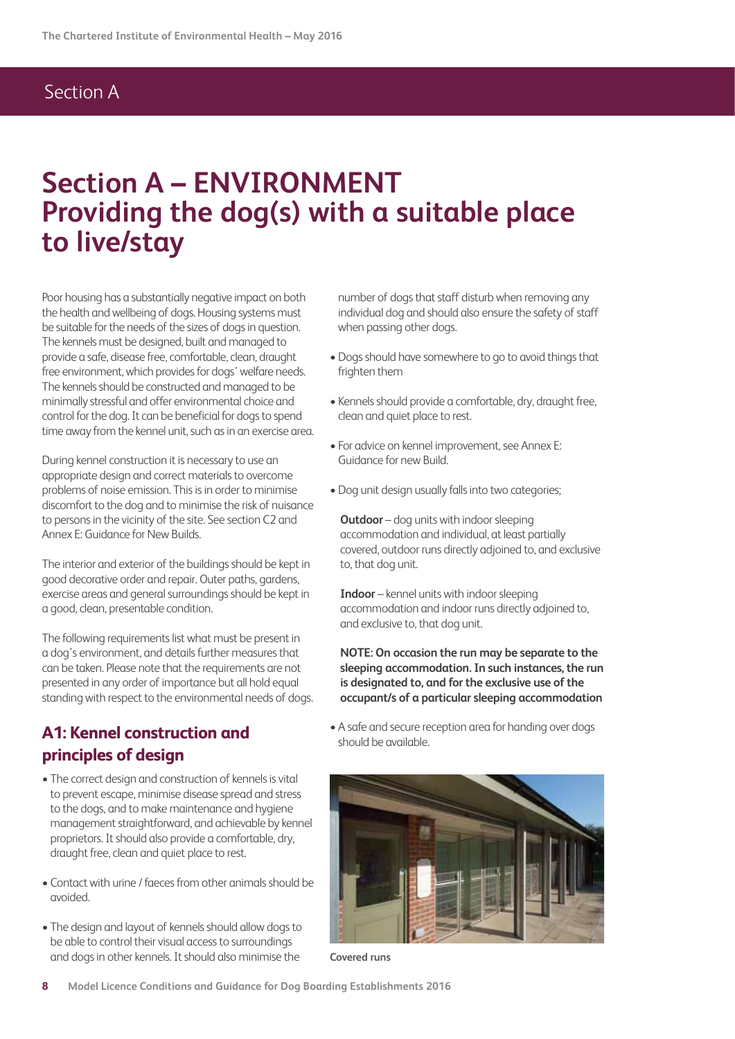# Section A – ENVIRONMENT Providing the dog(s) with a suitable place to live/stay

Poor housing has a substantially negative impact on both the health and wellbeing of dogs. Housing systems must be suitable for the needs of the sizes of dogs in question. The kennels must be designed, built and managed to provide a safe, disease free, comfortable, clean, draught free environment, which provides for dogs' welfare needs. The kennels should be constructed and managed to be minimally stressful and offer environmental choice and control for the dog. It can be beneficial for dogs to spend time away from the kennel unit, such as in an exercise area.

During kennel construction it is necessary to use an appropriate design and correct materials to overcome problems of noise emission. This is in order to minimise discomfort to the dog and to minimise the risk of nuisance to persons in the vicinity of the site. See section C2 and Annex E: Guidance for New Builds.

The interior and exterior of the buildings should be kept in good decorative order and repair. Outer paths, gardens, exercise areas and general surroundings should be kept in a good, clean, presentable condition.

The following requirements list what must be present in a dog's environment, and details further measures that can be taken. Please note that the requirements are not presented in any order of importance but all hold equal standing with respect to the environmental needs of dogs.

## A1: Kennel construction and principles of design

- The correct design and construction of kennels is vital to prevent escape, minimise disease spread and stress to the dogs, and to make maintenance and hygiene management straightforward, and achievable by kennel proprietors. It should also provide a comfortable, dry, draught free, clean and quiet place to rest.
- Contact with urine / faeces from other animals should be avoided.
- The design and layout of kennels should allow dogs to be able to control their visual access to surroundings and dogs in other kennels. It should also minimise the number of dogs that staff disturb when removing any individual dog and should also ensure the safety of staff when passing other dogs.
- Dogs should have somewhere to go to avoid things that frighten them
- Kennels should provide a comfortable, dry, draught free, clean and quiet place to rest.
- For advice on kennel improvement, see Annex E: Guidance for new Build.
- Dog unit design usually falls into two categories;

  **Outdoor** – dog units with indoor sleeping accommodation and individual, at least partially covered, outdoor runs directly adjoined to, and exclusive to, that dog unit.

  **Indoor** – kennel units with indoor sleeping accommodation and indoor runs directly adjoined to, and exclusive to, that dog unit.

  **NOTE: On occasion the run may be separate to the sleeping accommodation. In such instances, the run is designated to, and for the exclusive use of the occupant/s of a particular sleeping accommodation**

- A safe and secure reception area for handing over dogs should be available.

Covered runs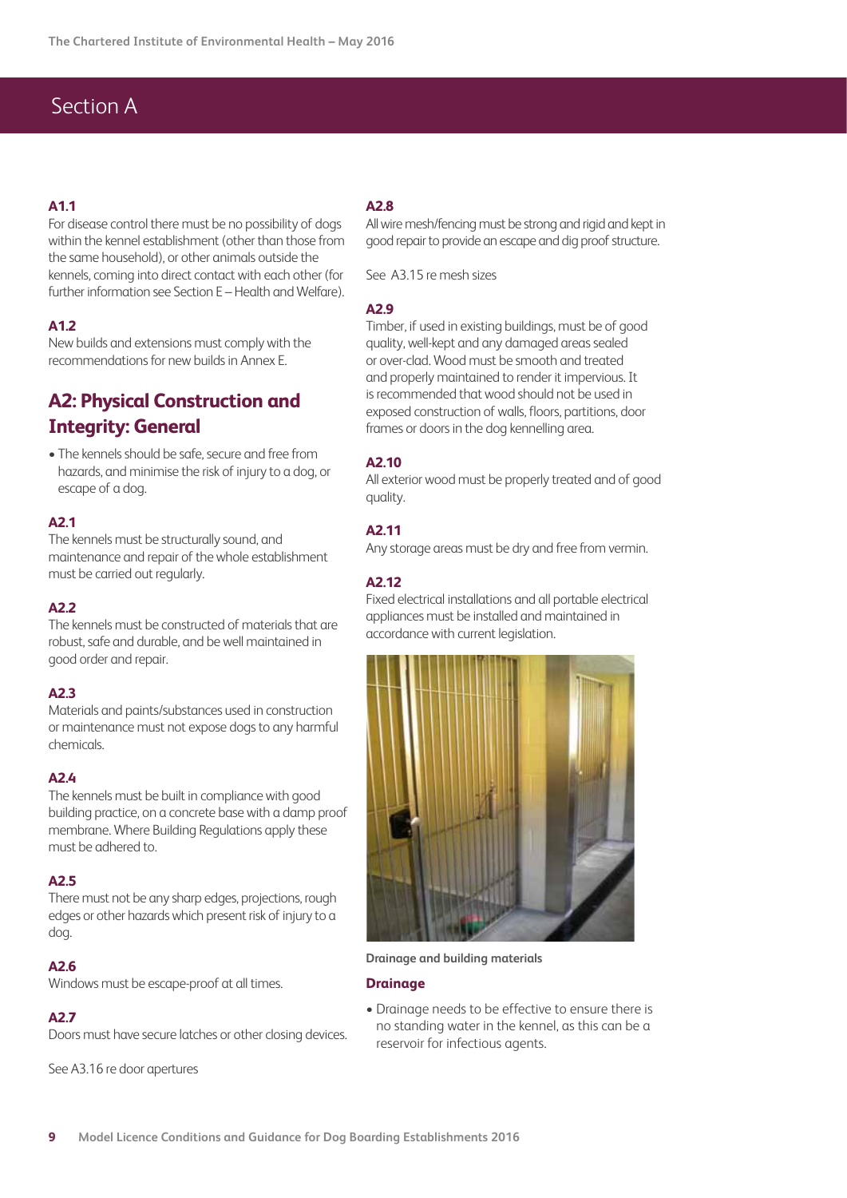## Section A

### A1.1
For disease control there must be no possibility of dogs within the kennel establishment (other than those from the same household), or other animals outside the kennels, coming into direct contact with each other (for further information see Section E – Health and Welfare).

### A1.2
New builds and extensions must comply with the recommendations for new builds in Annex E.

## A2: Physical Construction and Integrity: General

- The kennels should be safe, secure and free from hazards, and minimise the risk of injury to a dog, or escape of a dog.

### A2.1
The kennels must be structurally sound, and maintenance and repair of the whole establishment must be carried out regularly.

### A2.2
The kennels must be constructed of materials that are robust, safe and durable, and be well maintained in good order and repair.

### A2.3
Materials and paints/substances used in construction or maintenance must not expose dogs to any harmful chemicals.

### A2.4
The kennels must be built in compliance with good building practice, on a concrete base with a damp proof membrane. Where Building Regulations apply these must be adhered to.

### A2.5
There must not be any sharp edges, projections, rough edges or other hazards which present risk of injury to a dog.

### A2.6
Windows must be escape-proof at all times.

### A2.7
Doors must have secure latches or other closing devices.

See A3.16 re door apertures

### A2.8
All wire mesh/fencing must be strong and rigid and kept in good repair to provide an escape and dig proof structure.

See A3.15 re mesh sizes

### A2.9
Timber, if used in existing buildings, must be of good quality, well-kept and any damaged areas sealed or over-clad. Wood must be smooth and treated and properly maintained to render it impervious. It is recommended that wood should not be used in exposed construction of walls, floors, partitions, door frames or doors in the dog kennelling area.

### A2.10
All exterior wood must be properly treated and of good quality.

### A2.11
Any storage areas must be dry and free from vermin.

### A2.12
Fixed electrical installations and all portable electrical appliances must be installed and maintained in accordance with current legislation.

Drainage and building materials

### Drainage

- Drainage needs to be effective to ensure there is no standing water in the kennel, as this can be a reservoir for infectious agents.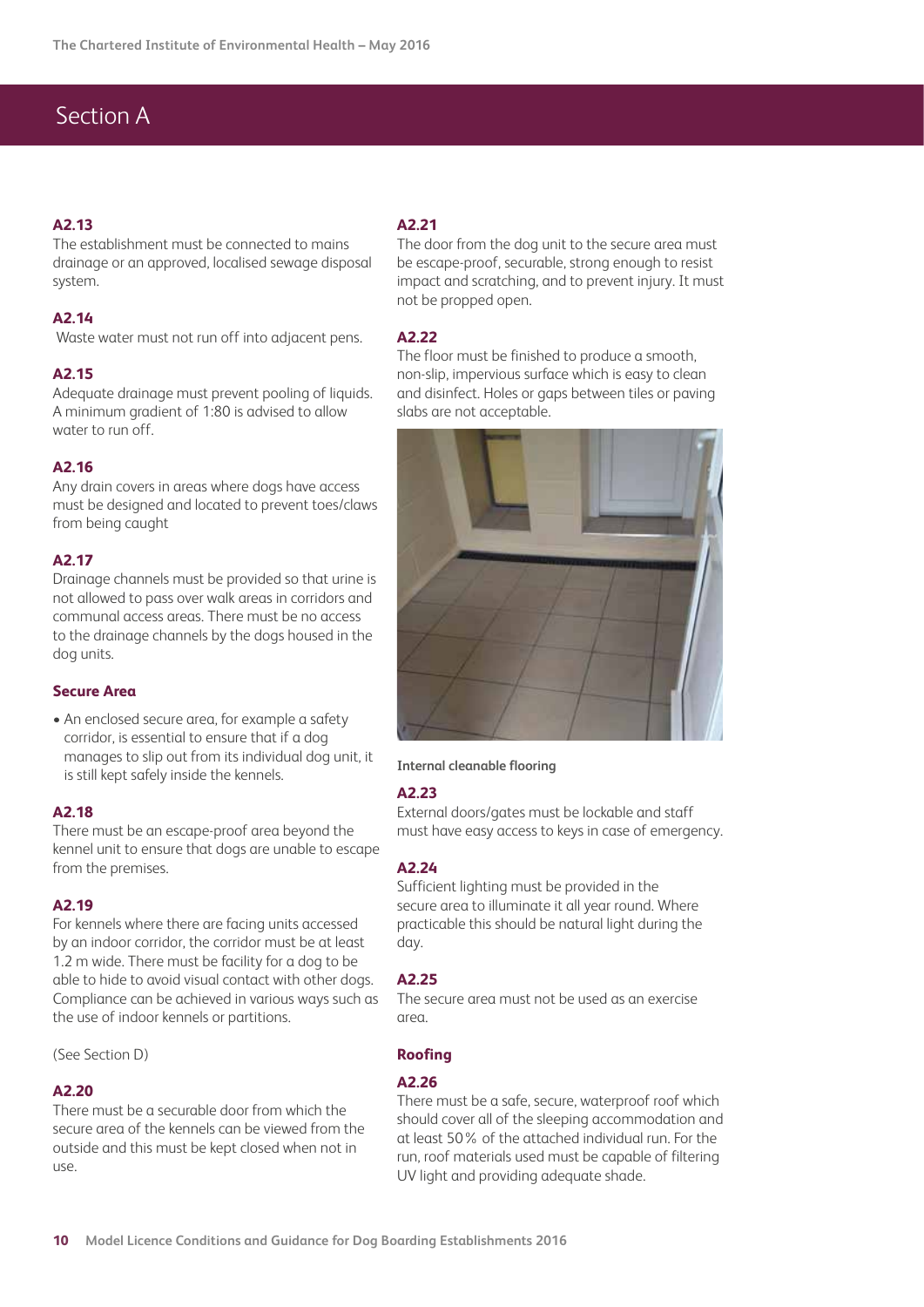## Section A

**A2.13**

The establishment must be connected to mains drainage or an approved, localised sewage disposal system.

**A2.14**

Waste water must not run off into adjacent pens.

**A2.15**

Adequate drainage must prevent pooling of liquids. A minimum gradient of 1:80 is advised to allow water to run off.

**A2.16**

Any drain covers in areas where dogs have access must be designed and located to prevent toes/claws from being caught

**A2.17**

Drainage channels must be provided so that urine is not allowed to pass over walk areas in corridors and communal access areas. There must be no access to the drainage channels by the dogs housed in the dog units.

### Secure Area

- An enclosed secure area, for example a safety corridor, is essential to ensure that if a dog manages to slip out from its individual dog unit, it is still kept safely inside the kennels.

**A2.18**

There must be an escape-proof area beyond the kennel unit to ensure that dogs are unable to escape from the premises.

**A2.19**

For kennels where there are facing units accessed by an indoor corridor, the corridor must be at least 1.2 m wide. There must be facility for a dog to be able to hide to avoid visual contact with other dogs. Compliance can be achieved in various ways such as the use of indoor kennels or partitions.

(See Section D)

**A2.20**

There must be a securable door from which the secure area of the kennels can be viewed from the outside and this must be kept closed when not in use.

**A2.21**

The door from the dog unit to the secure area must be escape-proof, securable, strong enough to resist impact and scratching, and to prevent injury. It must not be propped open.

**A2.22**

The floor must be finished to produce a smooth, non-slip, impervious surface which is easy to clean and disinfect. Holes or gaps between tiles or paving slabs are not acceptable.

Internal cleanable flooring

**A2.23**

External doors/gates must be lockable and staff must have easy access to keys in case of emergency.

**A2.24**

Sufficient lighting must be provided in the secure area to illuminate it all year round. Where practicable this should be natural light during the day.

**A2.25**

The secure area must not be used as an exercise area.

### Roofing

**A2.26**

There must be a safe, secure, waterproof roof which should cover all of the sleeping accommodation and at least 50% of the attached individual run. For the run, roof materials used must be capable of filtering UV light and providing adequate shade.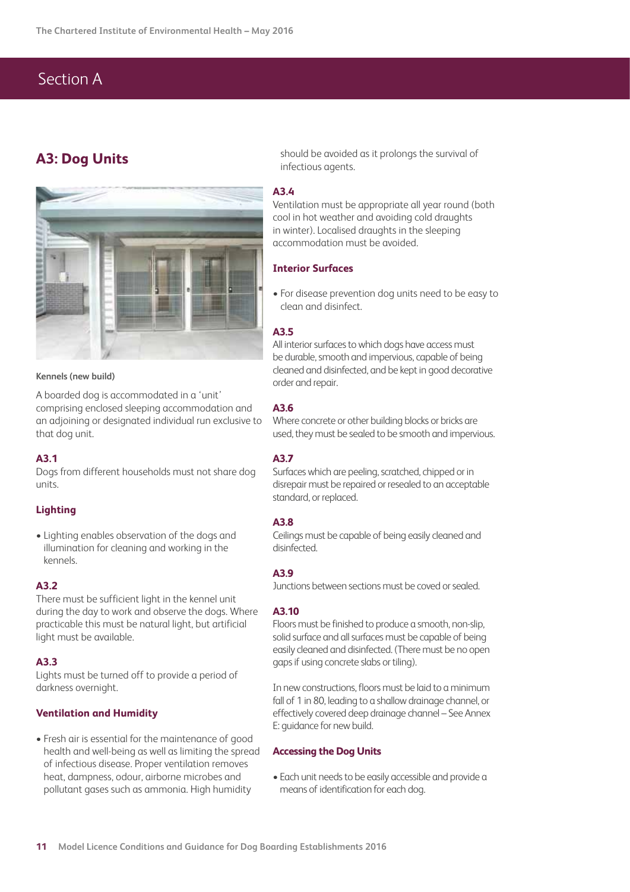# Section A

## A3: Dog Units

Kennels (new build)

A boarded dog is accommodated in a 'unit' comprising enclosed sleeping accommodation and an adjoining or designated individual run exclusive to that dog unit.

**A3.1**
Dogs from different households must not share dog units.

### Lighting

- Lighting enables observation of the dogs and illumination for cleaning and working in the kennels.

**A3.2**
There must be sufficient light in the kennel unit during the day to work and observe the dogs. Where practicable this must be natural light, but artificial light must be available.

**A3.3**
Lights must be turned off to provide a period of darkness overnight.

### Ventilation and Humidity

- Fresh air is essential for the maintenance of good health and well-being as well as limiting the spread of infectious disease. Proper ventilation removes heat, dampness, odour, airborne microbes and pollutant gases such as ammonia. High humidity should be avoided as it prolongs the survival of infectious agents.

**A3.4**
Ventilation must be appropriate all year round (both cool in hot weather and avoiding cold draughts in winter). Localised draughts in the sleeping accommodation must be avoided.

### Interior Surfaces

- For disease prevention dog units need to be easy to clean and disinfect.

**A3.5**
All interior surfaces to which dogs have access must be durable, smooth and impervious, capable of being cleaned and disinfected, and be kept in good decorative order and repair.

**A3.6**
Where concrete or other building blocks or bricks are used, they must be sealed to be smooth and impervious.

**A3.7**
Surfaces which are peeling, scratched, chipped or in disrepair must be repaired or resealed to an acceptable standard, or replaced.

**A3.8**
Ceilings must be capable of being easily cleaned and disinfected.

**A3.9**
Junctions between sections must be coved or sealed.

**A3.10**
Floors must be finished to produce a smooth, non-slip, solid surface and all surfaces must be capable of being easily cleaned and disinfected. (There must be no open gaps if using concrete slabs or tiling).

In new constructions, floors must be laid to a minimum fall of 1 in 80, leading to a shallow drainage channel, or effectively covered deep drainage channel – See Annex E: guidance for new build.

### Accessing the Dog Units

- Each unit needs to be easily accessible and provide a means of identification for each dog.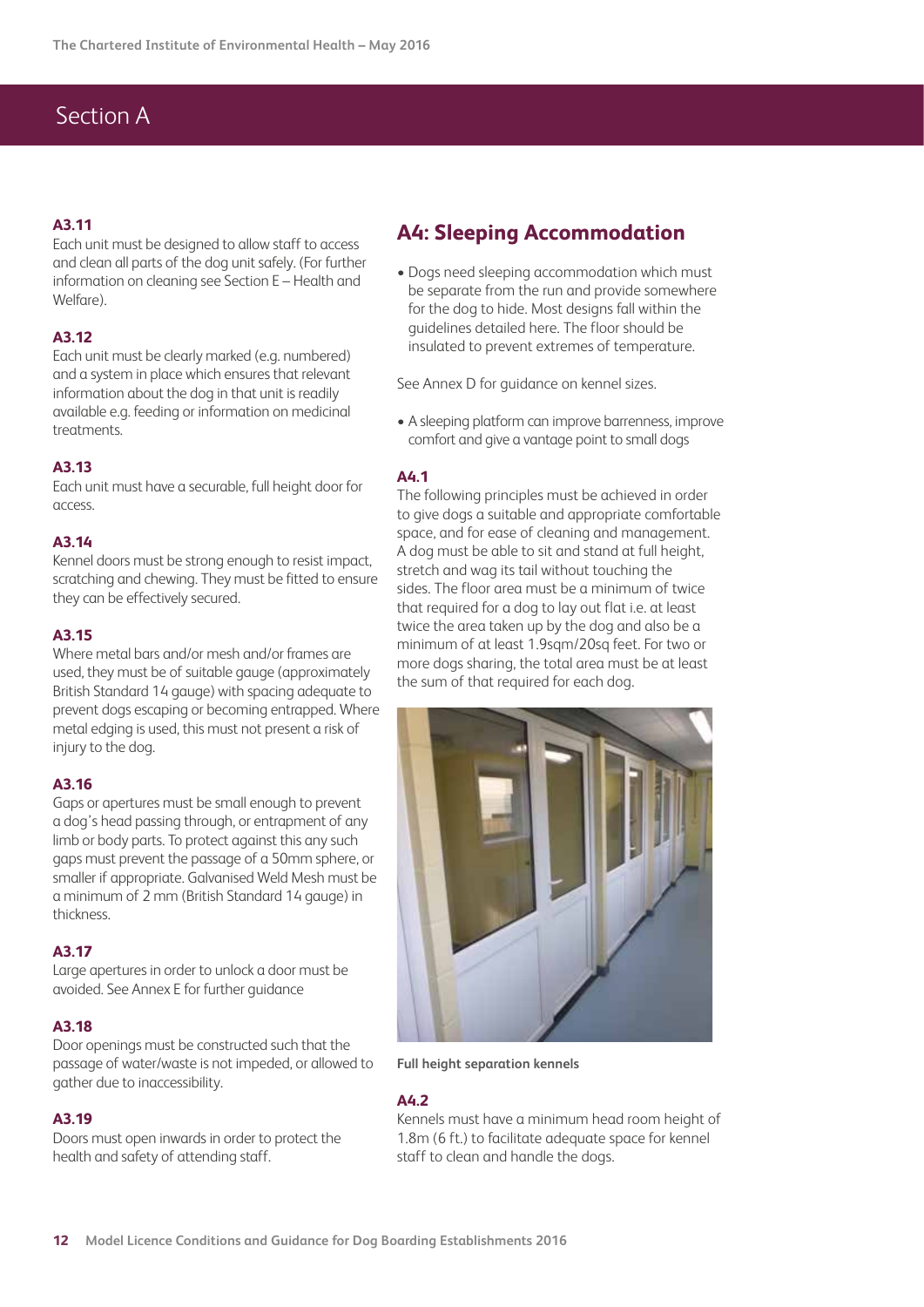# Section A

### A3.11

Each unit must be designed to allow staff to access and clean all parts of the dog unit safely. (For further information on cleaning see Section E – Health and Welfare).

### A3.12

Each unit must be clearly marked (e.g. numbered) and a system in place which ensures that relevant information about the dog in that unit is readily available e.g. feeding or information on medicinal treatments.

### A3.13

Each unit must have a securable, full height door for access.

### A3.14

Kennel doors must be strong enough to resist impact, scratching and chewing. They must be fitted to ensure they can be effectively secured.

### A3.15

Where metal bars and/or mesh and/or frames are used, they must be of suitable gauge (approximately British Standard 14 gauge) with spacing adequate to prevent dogs escaping or becoming entrapped. Where metal edging is used, this must not present a risk of injury to the dog.

### A3.16

Gaps or apertures must be small enough to prevent a dog's head passing through, or entrapment of any limb or body parts. To protect against this any such gaps must prevent the passage of a 50mm sphere, or smaller if appropriate. Galvanised Weld Mesh must be a minimum of 2 mm (British Standard 14 gauge) in thickness.

### A3.17

Large apertures in order to unlock a door must be avoided. See Annex E for further guidance

### A3.18

Door openings must be constructed such that the passage of water/waste is not impeded, or allowed to gather due to inaccessibility.

### A3.19

Doors must open inwards in order to protect the health and safety of attending staff.

## A4: Sleeping Accommodation

- Dogs need sleeping accommodation which must be separate from the run and provide somewhere for the dog to hide. Most designs fall within the guidelines detailed here. The floor should be insulated to prevent extremes of temperature.

See Annex D for guidance on kennel sizes.

- A sleeping platform can improve barrenness, improve comfort and give a vantage point to small dogs

### A4.1

The following principles must be achieved in order to give dogs a suitable and appropriate comfortable space, and for ease of cleaning and management. A dog must be able to sit and stand at full height, stretch and wag its tail without touching the sides. The floor area must be a minimum of twice that required for a dog to lay out flat i.e. at least twice the area taken up by the dog and also be a minimum of at least 1.9sqm/20sq feet. For two or more dogs sharing, the total area must be at least the sum of that required for each dog.

Full height separation kennels

### A4.2

Kennels must have a minimum head room height of 1.8m (6 ft.) to facilitate adequate space for kennel staff to clean and handle the dogs.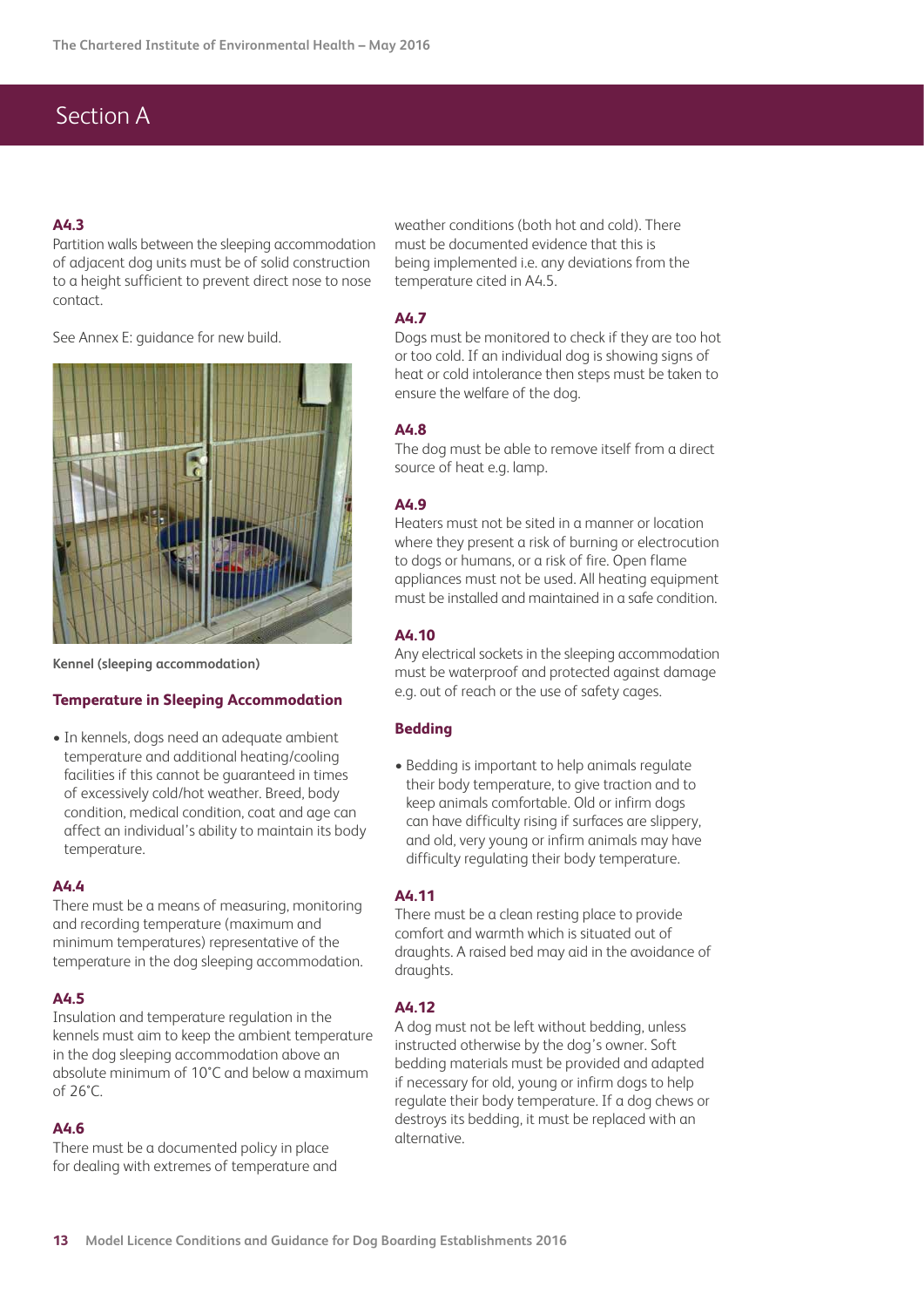## Section A

### A4.3

Partition walls between the sleeping accommodation of adjacent dog units must be of solid construction to a height sufficient to prevent direct nose to nose contact.

See Annex E: guidance for new build.

**Kennel (sleeping accommodation)**

### Temperature in Sleeping Accommodation

- In kennels, dogs need an adequate ambient temperature and additional heating/cooling facilities if this cannot be guaranteed in times of excessively cold/hot weather. Breed, body condition, medical condition, coat and age can affect an individual's ability to maintain its body temperature.

### A4.4

There must be a means of measuring, monitoring and recording temperature (maximum and minimum temperatures) representative of the temperature in the dog sleeping accommodation.

### A4.5

Insulation and temperature regulation in the kennels must aim to keep the ambient temperature in the dog sleeping accommodation above an absolute minimum of 10°C and below a maximum of 26°C.

### A4.6

There must be a documented policy in place for dealing with extremes of temperature and weather conditions (both hot and cold). There must be documented evidence that this is being implemented i.e. any deviations from the temperature cited in A4.5.

### A4.7

Dogs must be monitored to check if they are too hot or too cold. If an individual dog is showing signs of heat or cold intolerance then steps must be taken to ensure the welfare of the dog.

### A4.8

The dog must be able to remove itself from a direct source of heat e.g. lamp.

### A4.9

Heaters must not be sited in a manner or location where they present a risk of burning or electrocution to dogs or humans, or a risk of fire. Open flame appliances must not be used. All heating equipment must be installed and maintained in a safe condition.

### A4.10

Any electrical sockets in the sleeping accommodation must be waterproof and protected against damage e.g. out of reach or the use of safety cages.

### Bedding

- Bedding is important to help animals regulate their body temperature, to give traction and to keep animals comfortable. Old or infirm dogs can have difficulty rising if surfaces are slippery, and old, very young or infirm animals may have difficulty regulating their body temperature.

### A4.11

There must be a clean resting place to provide comfort and warmth which is situated out of draughts. A raised bed may aid in the avoidance of draughts.

### A4.12

A dog must not be left without bedding, unless instructed otherwise by the dog's owner. Soft bedding materials must be provided and adapted if necessary for old, young or infirm dogs to help regulate their body temperature. If a dog chews or destroys its bedding, it must be replaced with an alternative.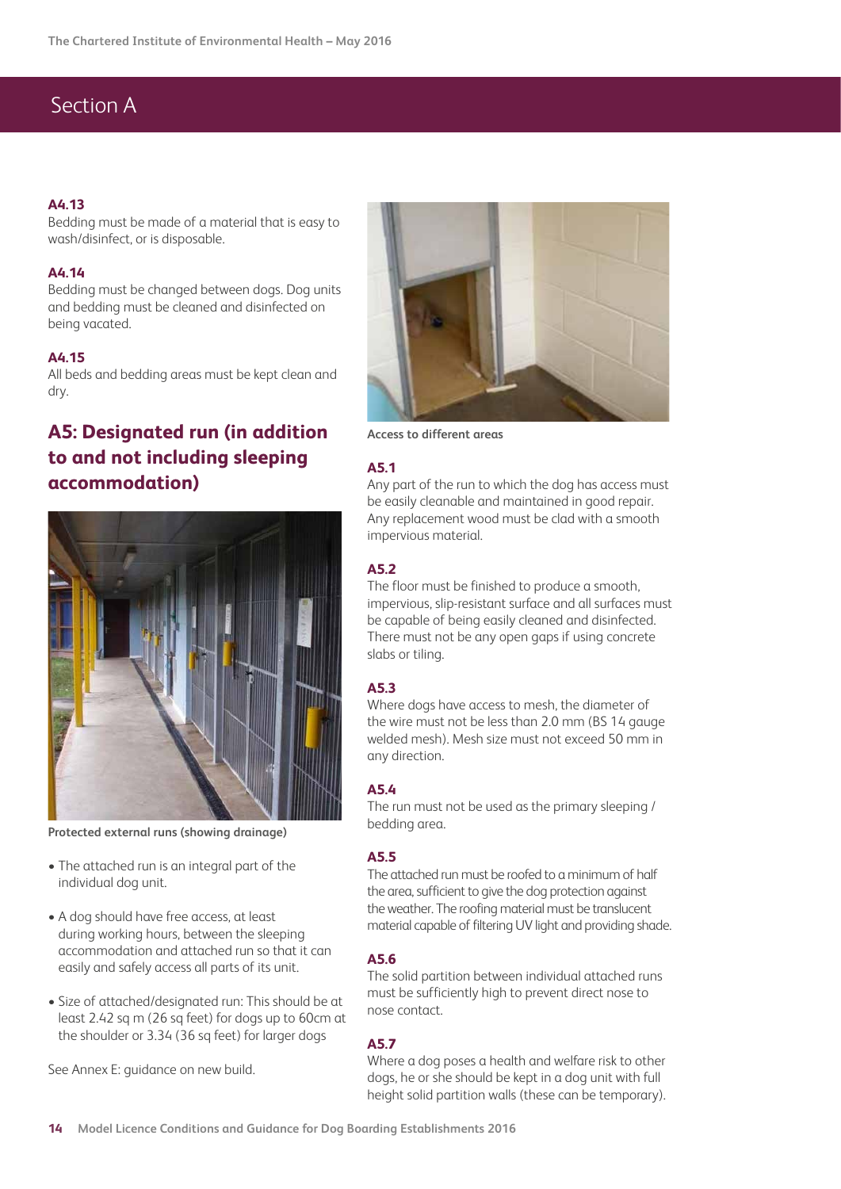## Section A

**A4.13**
Bedding must be made of a material that is easy to wash/disinfect, or is disposable.

**A4.14**
Bedding must be changed between dogs. Dog units and bedding must be cleaned and disinfected on being vacated.

**A4.15**
All beds and bedding areas must be kept clean and dry.

## A5: Designated run (in addition to and not including sleeping accommodation)

Protected external runs (showing drainage)

- The attached run is an integral part of the individual dog unit.
- A dog should have free access, at least during working hours, between the sleeping accommodation and attached run so that it can easily and safely access all parts of its unit.
- Size of attached/designated run: This should be at least 2.42 sq m (26 sq feet) for dogs up to 60cm at the shoulder or 3.34 (36 sq feet) for larger dogs

See Annex E: guidance on new build.

Access to different areas

**A5.1**
Any part of the run to which the dog has access must be easily cleanable and maintained in good repair. Any replacement wood must be clad with a smooth impervious material.

**A5.2**
The floor must be finished to produce a smooth, impervious, slip-resistant surface and all surfaces must be capable of being easily cleaned and disinfected. There must not be any open gaps if using concrete slabs or tiling.

**A5.3**
Where dogs have access to mesh, the diameter of the wire must not be less than 2.0 mm (BS 14 gauge welded mesh). Mesh size must not exceed 50 mm in any direction.

**A5.4**
The run must not be used as the primary sleeping / bedding area.

**A5.5**
The attached run must be roofed to a minimum of half the area, sufficient to give the dog protection against the weather. The roofing material must be translucent material capable of filtering UV light and providing shade.

**A5.6**
The solid partition between individual attached runs must be sufficiently high to prevent direct nose to nose contact.

**A5.7**
Where a dog poses a health and welfare risk to other dogs, he or she should be kept in a dog unit with full height solid partition walls (these can be temporary).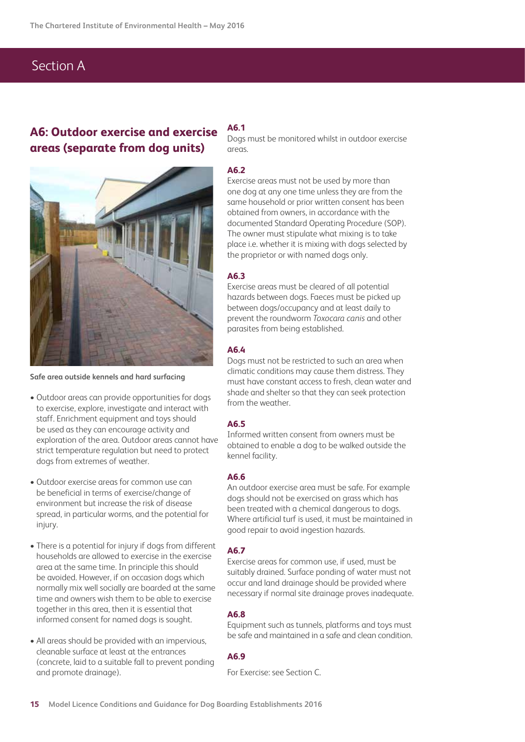## Section A

### A6: Outdoor exercise and exercise areas (separate from dog units)

Safe area outside kennels and hard surfacing

- Outdoor areas can provide opportunities for dogs to exercise, explore, investigate and interact with staff. Enrichment equipment and toys should be used as they can encourage activity and exploration of the area. Outdoor areas cannot have strict temperature regulation but need to protect dogs from extremes of weather.
- Outdoor exercise areas for common use can be beneficial in terms of exercise/change of environment but increase the risk of disease spread, in particular worms, and the potential for injury.
- There is a potential for injury if dogs from different households are allowed to exercise in the exercise area at the same time. In principle this should be avoided. However, if on occasion dogs which normally mix well socially are boarded at the same time and owners wish them to be able to exercise together in this area, then it is essential that informed consent for named dogs is sought.
- All areas should be provided with an impervious, cleanable surface at least at the entrances (concrete, laid to a suitable fall to prevent ponding and promote drainage).

**A6.1**
Dogs must be monitored whilst in outdoor exercise areas.

**A6.2**
Exercise areas must not be used by more than one dog at any one time unless they are from the same household or prior written consent has been obtained from owners, in accordance with the documented Standard Operating Procedure (SOP). The owner must stipulate what mixing is to take place i.e. whether it is mixing with dogs selected by the proprietor or with named dogs only.

**A6.3**
Exercise areas must be cleared of all potential hazards between dogs. Faeces must be picked up between dogs/occupancy and at least daily to prevent the roundworm *Toxocara canis* and other parasites from being established.

**A6.4**
Dogs must not be restricted to such an area when climatic conditions may cause them distress. They must have constant access to fresh, clean water and shade and shelter so that they can seek protection from the weather.

**A6.5**
Informed written consent from owners must be obtained to enable a dog to be walked outside the kennel facility.

**A6.6**
An outdoor exercise area must be safe. For example dogs should not be exercised on grass which has been treated with a chemical dangerous to dogs. Where artificial turf is used, it must be maintained in good repair to avoid ingestion hazards.

**A6.7**
Exercise areas for common use, if used, must be suitably drained. Surface ponding of water must not occur and land drainage should be provided where necessary if normal site drainage proves inadequate.

**A6.8**
Equipment such as tunnels, platforms and toys must be safe and maintained in a safe and clean condition.

**A6.9**
For Exercise: see Section C.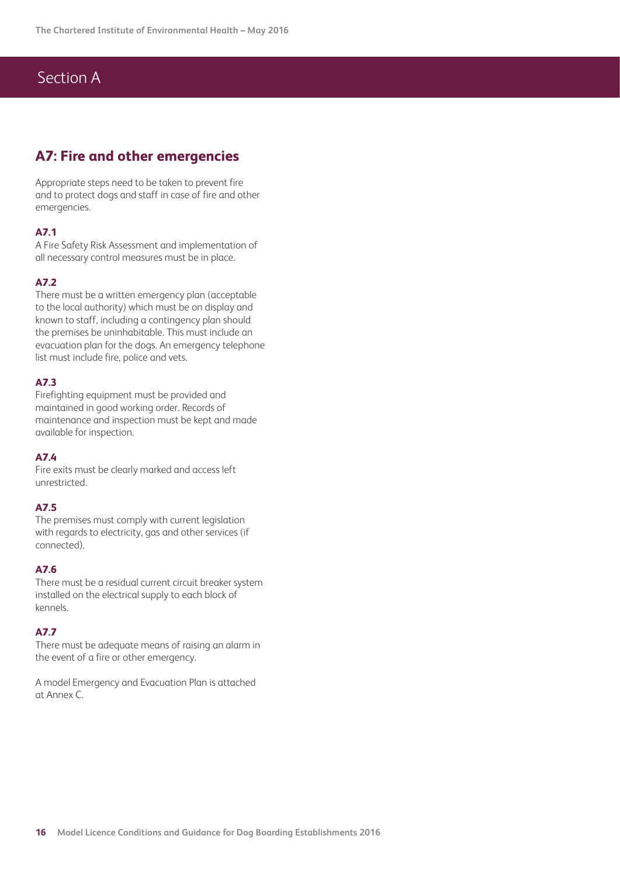# Section A

## A7: Fire and other emergencies

Appropriate steps need to be taken to prevent fire and to protect dogs and staff in case of fire and other emergencies.

**A7.1**
A Fire Safety Risk Assessment and implementation of all necessary control measures must be in place.

**A7.2**
There must be a written emergency plan (acceptable to the local authority) which must be on display and known to staff, including a contingency plan should the premises be uninhabitable. This must include an evacuation plan for the dogs. An emergency telephone list must include fire, police and vets.

**A7.3**
Firefighting equipment must be provided and maintained in good working order. Records of maintenance and inspection must be kept and made available for inspection.

**A7.4**
Fire exits must be clearly marked and access left unrestricted.

**A7.5**
The premises must comply with current legislation with regards to electricity, gas and other services (if connected).

**A7.6**
There must be a residual current circuit breaker system installed on the electrical supply to each block of kennels.

**A7.7**
There must be adequate means of raising an alarm in the event of a fire or other emergency.

A model Emergency and Evacuation Plan is attached at Annex C.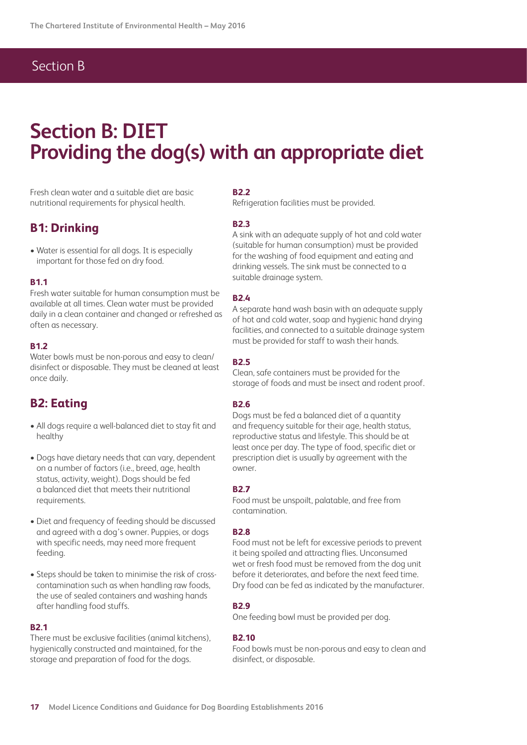# Section B: DIET
# Providing the dog(s) with an appropriate diet

Fresh clean water and a suitable diet are basic nutritional requirements for physical health.

## B1: Drinking

- Water is essential for all dogs. It is especially important for those fed on dry food.

#### B1.1

Fresh water suitable for human consumption must be available at all times. Clean water must be provided daily in a clean container and changed or refreshed as often as necessary.

#### B1.2

Water bowls must be non-porous and easy to clean/disinfect or disposable. They must be cleaned at least once daily.

## B2: Eating

- All dogs require a well-balanced diet to stay fit and healthy
- Dogs have dietary needs that can vary, dependent on a number of factors (i.e., breed, age, health status, activity, weight). Dogs should be fed a balanced diet that meets their nutritional requirements.
- Diet and frequency of feeding should be discussed and agreed with a dog's owner. Puppies, or dogs with specific needs, may need more frequent feeding.
- Steps should be taken to minimise the risk of cross-contamination such as when handling raw foods, the use of sealed containers and washing hands after handling food stuffs.

#### B2.1

There must be exclusive facilities (animal kitchens), hygienically constructed and maintained, for the storage and preparation of food for the dogs.

#### B2.2

Refrigeration facilities must be provided.

#### B2.3

A sink with an adequate supply of hot and cold water (suitable for human consumption) must be provided for the washing of food equipment and eating and drinking vessels. The sink must be connected to a suitable drainage system.

#### B2.4

A separate hand wash basin with an adequate supply of hot and cold water, soap and hygienic hand drying facilities, and connected to a suitable drainage system must be provided for staff to wash their hands.

#### B2.5

Clean, safe containers must be provided for the storage of foods and must be insect and rodent proof.

#### B2.6

Dogs must be fed a balanced diet of a quantity and frequency suitable for their age, health status, reproductive status and lifestyle. This should be at least once per day. The type of food, specific diet or prescription diet is usually by agreement with the owner.

#### B2.7

Food must be unspoilt, palatable, and free from contamination.

#### B2.8

Food must not be left for excessive periods to prevent it being spoiled and attracting flies. Unconsumed wet or fresh food must be removed from the dog unit before it deteriorates, and before the next feed time. Dry food can be fed as indicated by the manufacturer.

#### B2.9

One feeding bowl must be provided per dog.

#### B2.10

Food bowls must be non-porous and easy to clean and disinfect, or disposable.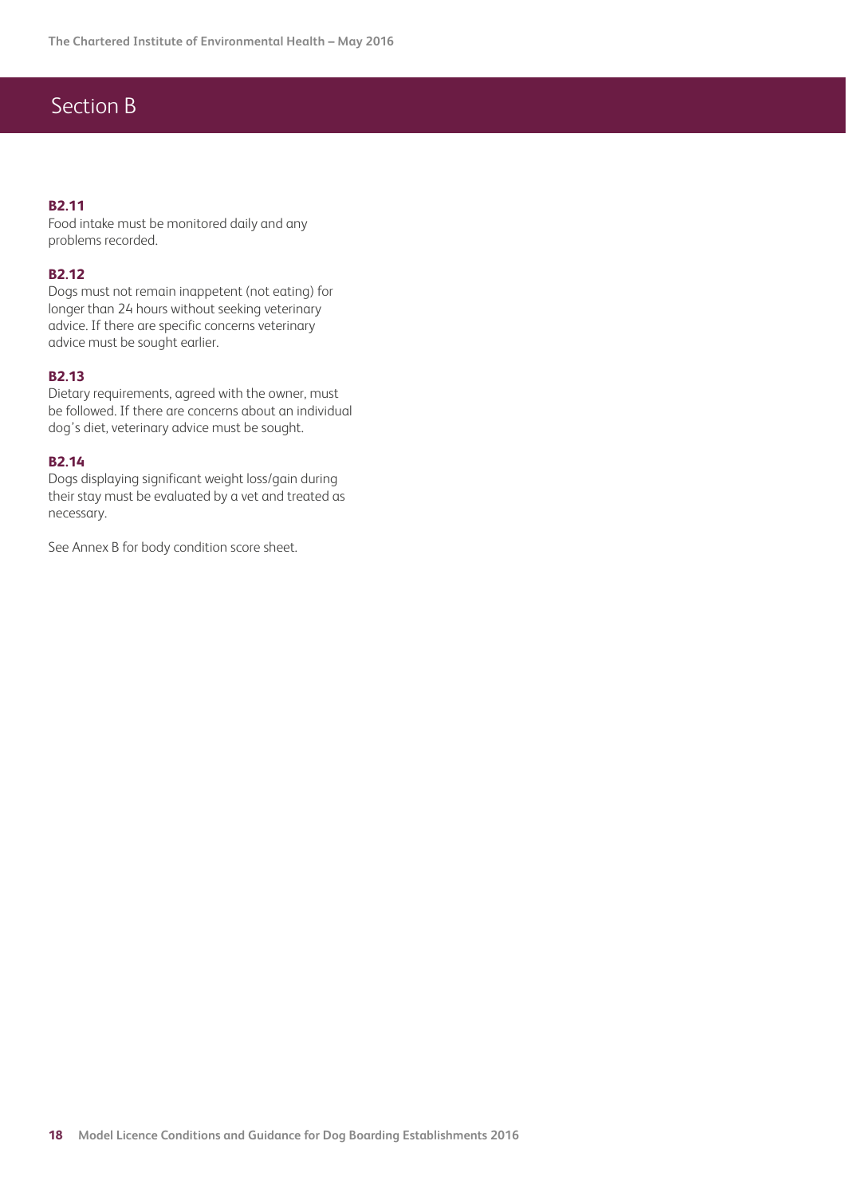# Section B

### B2.11

Food intake must be monitored daily and any problems recorded.

### B2.12

Dogs must not remain inappetent (not eating) for longer than 24 hours without seeking veterinary advice. If there are specific concerns veterinary advice must be sought earlier.

### B2.13

Dietary requirements, agreed with the owner, must be followed. If there are concerns about an individual dog's diet, veterinary advice must be sought.

### B2.14

Dogs displaying significant weight loss/gain during their stay must be evaluated by a vet and treated as necessary.

See Annex B for body condition score sheet.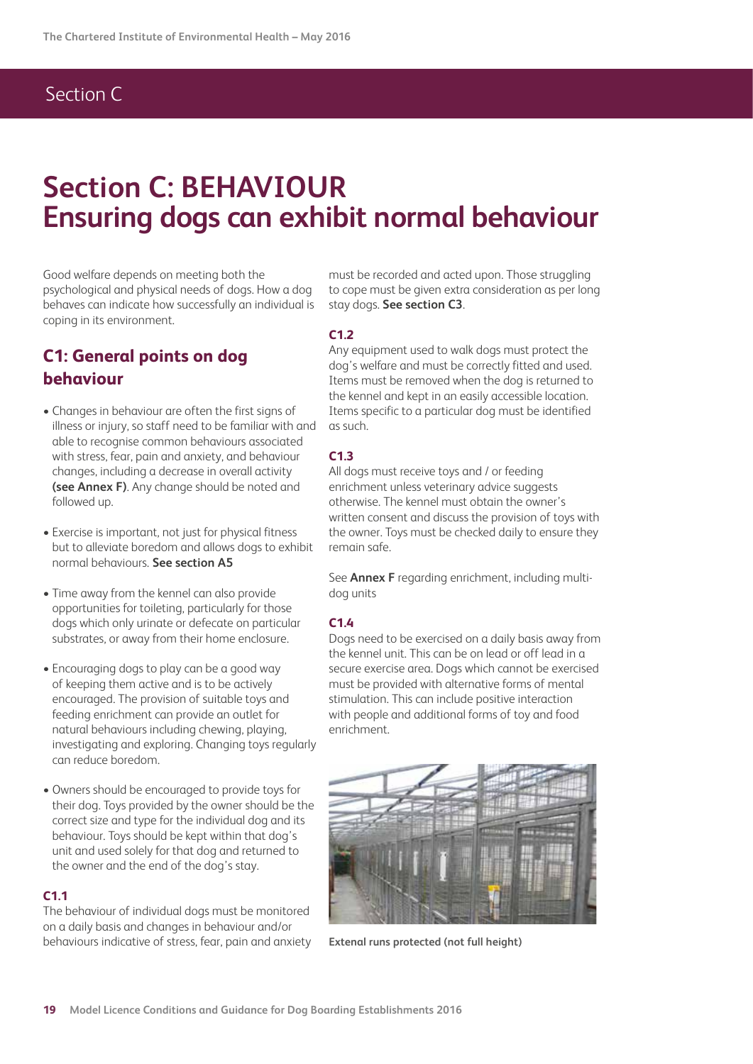# Section C: BEHAVIOUR
# Ensuring dogs can exhibit normal behaviour

Good welfare depends on meeting both the psychological and physical needs of dogs. How a dog behaves can indicate how successfully an individual is coping in its environment.

## C1: General points on dog behaviour

- Changes in behaviour are often the first signs of illness or injury, so staff need to be familiar with and able to recognise common behaviours associated with stress, fear, pain and anxiety, and behaviour changes, including a decrease in overall activity **(see Annex F)**. Any change should be noted and followed up.
- Exercise is important, not just for physical fitness but to alleviate boredom and allows dogs to exhibit normal behaviours. **See section A5**
- Time away from the kennel can also provide opportunities for toileting, particularly for those dogs which only urinate or defecate on particular substrates, or away from their home enclosure.
- Encouraging dogs to play can be a good way of keeping them active and is to be actively encouraged. The provision of suitable toys and feeding enrichment can provide an outlet for natural behaviours including chewing, playing, investigating and exploring. Changing toys regularly can reduce boredom.
- Owners should be encouraged to provide toys for their dog. Toys provided by the owner should be the correct size and type for the individual dog and its behaviour. Toys should be kept within that dog's unit and used solely for that dog and returned to the owner and the end of the dog's stay.

### C1.1

The behaviour of individual dogs must be monitored on a daily basis and changes in behaviour and/or behaviours indicative of stress, fear, pain and anxiety must be recorded and acted upon. Those struggling to cope must be given extra consideration as per long stay dogs. **See section C3**.

### C1.2

Any equipment used to walk dogs must protect the dog's welfare and must be correctly fitted and used. Items must be removed when the dog is returned to the kennel and kept in an easily accessible location. Items specific to a particular dog must be identified as such.

### C1.3

All dogs must receive toys and / or feeding enrichment unless veterinary advice suggests otherwise. The kennel must obtain the owner's written consent and discuss the provision of toys with the owner. Toys must be checked daily to ensure they remain safe.

See **Annex F** regarding enrichment, including multi-dog units

### C1.4

Dogs need to be exercised on a daily basis away from the kennel unit. This can be on lead or off lead in a secure exercise area. Dogs which cannot be exercised must be provided with alternative forms of mental stimulation. This can include positive interaction with people and additional forms of toy and food enrichment.

**Extenal runs protected (not full height)**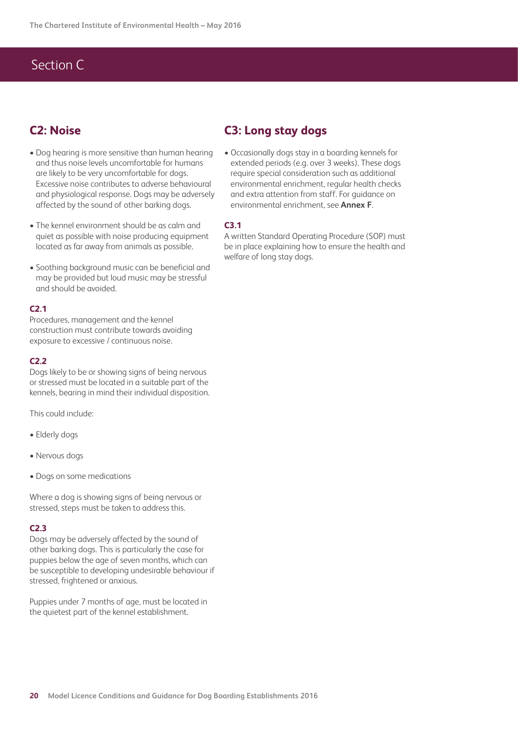# Section C

## C2: Noise

- Dog hearing is more sensitive than human hearing and thus noise levels uncomfortable for humans are likely to be very uncomfortable for dogs. Excessive noise contributes to adverse behavioural and physiological response. Dogs may be adversely affected by the sound of other barking dogs.
- The kennel environment should be as calm and quiet as possible with noise producing equipment located as far away from animals as possible.
- Soothing background music can be beneficial and may be provided but loud music may be stressful and should be avoided.

### C2.1

Procedures, management and the kennel construction must contribute towards avoiding exposure to excessive / continuous noise.

### C2.2

Dogs likely to be or showing signs of being nervous or stressed must be located in a suitable part of the kennels, bearing in mind their individual disposition.

This could include:

- Elderly dogs
- Nervous dogs
- Dogs on some medications

Where a dog is showing signs of being nervous or stressed, steps must be taken to address this.

### C2.3

Dogs may be adversely affected by the sound of other barking dogs. This is particularly the case for puppies below the age of seven months, which can be susceptible to developing undesirable behaviour if stressed, frightened or anxious.

Puppies under 7 months of age, must be located in the quietest part of the kennel establishment.

## C3: Long stay dogs

- Occasionally dogs stay in a boarding kennels for extended periods (e.g. over 3 weeks). These dogs require special consideration such as additional environmental enrichment, regular health checks and extra attention from staff. For guidance on environmental enrichment, see **Annex F**.

### C3.1

A written Standard Operating Procedure (SOP) must be in place explaining how to ensure the health and welfare of long stay dogs.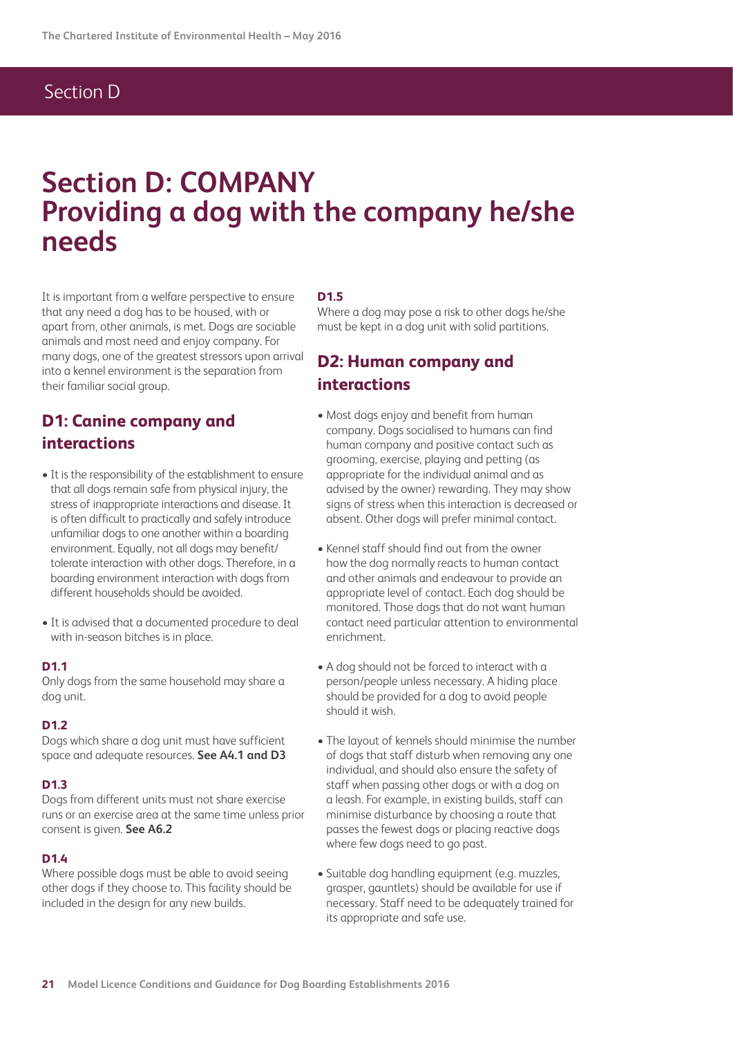# Section D: COMPANY
# Providing a dog with the company he/she needs

It is important from a welfare perspective to ensure that any need a dog has to be housed, with or apart from, other animals, is met. Dogs are sociable animals and most need and enjoy company. For many dogs, one of the greatest stressors upon arrival into a kennel environment is the separation from their familiar social group.

## D1: Canine company and interactions

- It is the responsibility of the establishment to ensure that all dogs remain safe from physical injury, the stress of inappropriate interactions and disease. It is often difficult to practically and safely introduce unfamiliar dogs to one another within a boarding environment. Equally, not all dogs may benefit/ tolerate interaction with other dogs. Therefore, in a boarding environment interaction with dogs from different households should be avoided.

- It is advised that a documented procedure to deal with in-season bitches is in place.

#### D1.1

Only dogs from the same household may share a dog unit.

#### D1.2

Dogs which share a dog unit must have sufficient space and adequate resources. **See A4.1 and D3**

#### D1.3

Dogs from different units must not share exercise runs or an exercise area at the same time unless prior consent is given. **See A6.2**

#### D1.4

Where possible dogs must be able to avoid seeing other dogs if they choose to. This facility should be included in the design for any new builds.

#### D1.5

Where a dog may pose a risk to other dogs he/she must be kept in a dog unit with solid partitions.

## D2: Human company and interactions

- Most dogs enjoy and benefit from human company. Dogs socialised to humans can find human company and positive contact such as grooming, exercise, playing and petting (as appropriate for the individual animal and as advised by the owner) rewarding. They may show signs of stress when this interaction is decreased or absent. Other dogs will prefer minimal contact.

- Kennel staff should find out from the owner how the dog normally reacts to human contact and other animals and endeavour to provide an appropriate level of contact. Each dog should be monitored. Those dogs that do not want human contact need particular attention to environmental enrichment.

- A dog should not be forced to interact with a person/people unless necessary. A hiding place should be provided for a dog to avoid people should it wish.

- The layout of kennels should minimise the number of dogs that staff disturb when removing any one individual, and should also ensure the safety of staff when passing other dogs or with a dog on a leash. For example, in existing builds, staff can minimise disturbance by choosing a route that passes the fewest dogs or placing reactive dogs where few dogs need to go past.

- Suitable dog handling equipment (e.g. muzzles, grasper, gauntlets) should be available for use if necessary. Staff need to be adequately trained for its appropriate and safe use.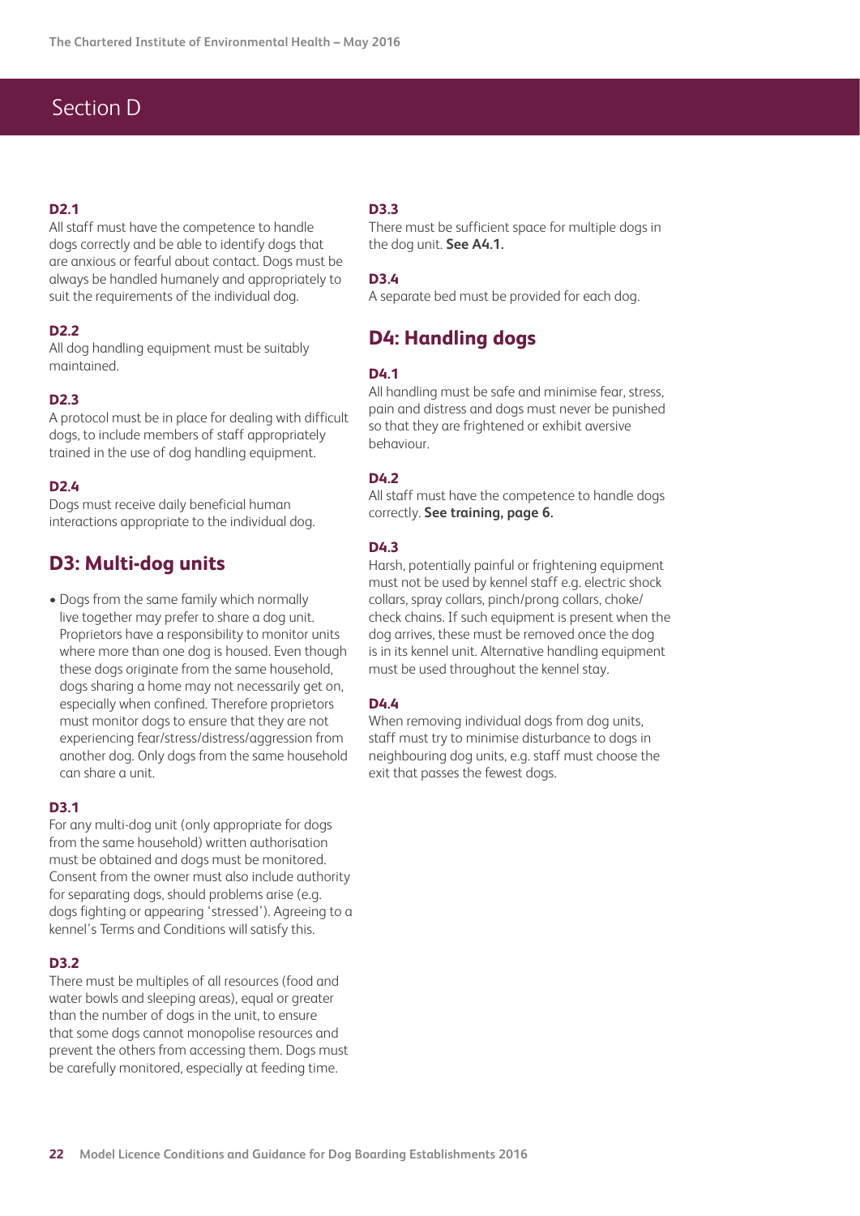## Section D

**D2.1**
All staff must have the competence to handle dogs correctly and be able to identify dogs that are anxious or fearful about contact. Dogs must be always be handled humanely and appropriately to suit the requirements of the individual dog.

**D2.2**
All dog handling equipment must be suitably maintained.

**D2.3**
A protocol must be in place for dealing with difficult dogs, to include members of staff appropriately trained in the use of dog handling equipment.

**D2.4**
Dogs must receive daily beneficial human interactions appropriate to the individual dog.

### D3: Multi-dog units

- Dogs from the same family which normally live together may prefer to share a dog unit. Proprietors have a responsibility to monitor units where more than one dog is housed. Even though these dogs originate from the same household, dogs sharing a home may not necessarily get on, especially when confined. Therefore proprietors must monitor dogs to ensure that they are not experiencing fear/stress/distress/aggression from another dog. Only dogs from the same household can share a unit.

**D3.1**
For any multi-dog unit (only appropriate for dogs from the same household) written authorisation must be obtained and dogs must be monitored. Consent from the owner must also include authority for separating dogs, should problems arise (e.g. dogs fighting or appearing 'stressed'). Agreeing to a kennel's Terms and Conditions will satisfy this.

**D3.2**
There must be multiples of all resources (food and water bowls and sleeping areas), equal or greater than the number of dogs in the unit, to ensure that some dogs cannot monopolise resources and prevent the others from accessing them. Dogs must be carefully monitored, especially at feeding time.

**D3.3**
There must be sufficient space for multiple dogs in the dog unit. **See A4.1.**

**D3.4**
A separate bed must be provided for each dog.

### D4: Handling dogs

**D4.1**
All handling must be safe and minimise fear, stress, pain and distress and dogs must never be punished so that they are frightened or exhibit aversive behaviour.

**D4.2**
All staff must have the competence to handle dogs correctly. **See training, page 6.**

**D4.3**
Harsh, potentially painful or frightening equipment must not be used by kennel staff e.g. electric shock collars, spray collars, pinch/prong collars, choke/check chains. If such equipment is present when the dog arrives, these must be removed once the dog is in its kennel unit. Alternative handling equipment must be used throughout the kennel stay.

**D4.4**
When removing individual dogs from dog units, staff must try to minimise disturbance to dogs in neighbouring dog units, e.g. staff must choose the exit that passes the fewest dogs.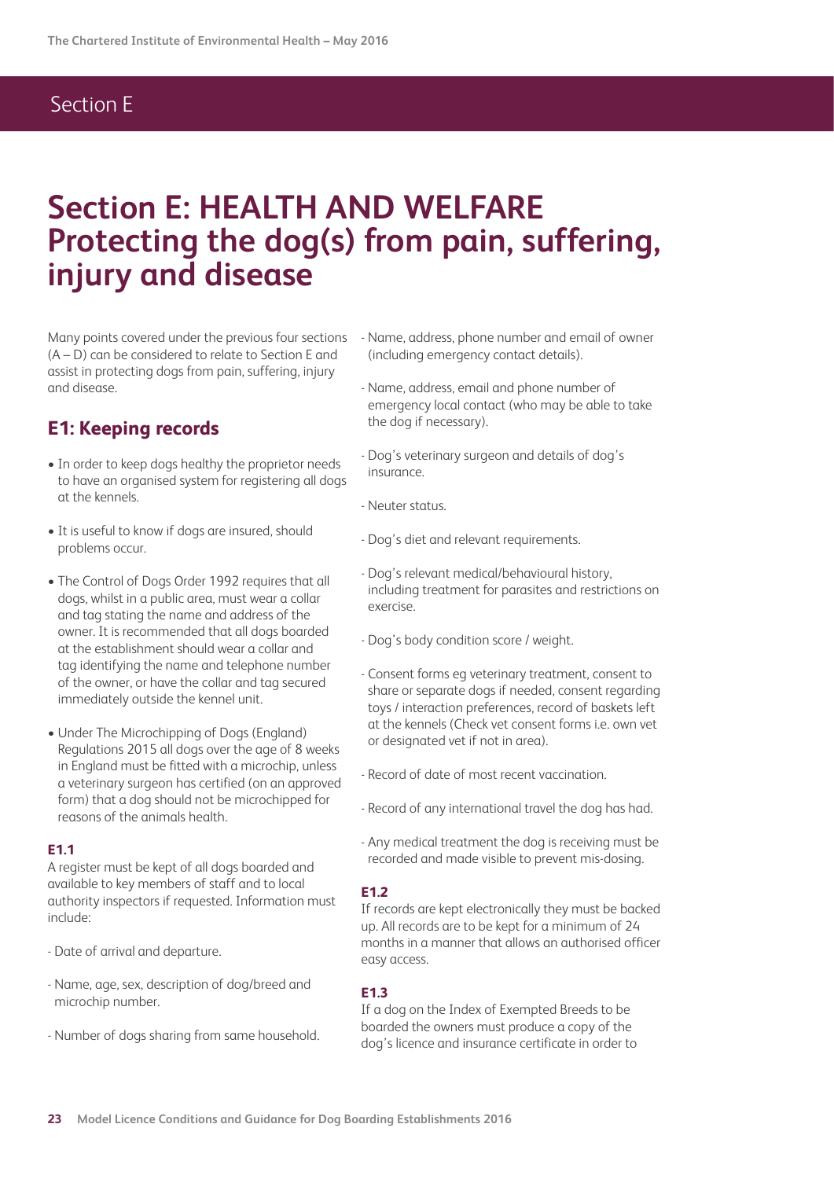# Section E: HEALTH AND WELFARE Protecting the dog(s) from pain, suffering, injury and disease

Many points covered under the previous four sections (A – D) can be considered to relate to Section E and assist in protecting dogs from pain, suffering, injury and disease.

## E1: Keeping records

- In order to keep dogs healthy the proprietor needs to have an organised system for registering all dogs at the kennels.
- It is useful to know if dogs are insured, should problems occur.
- The Control of Dogs Order 1992 requires that all dogs, whilst in a public area, must wear a collar and tag stating the name and address of the owner. It is recommended that all dogs boarded at the establishment should wear a collar and tag identifying the name and telephone number of the owner, or have the collar and tag secured immediately outside the kennel unit.
- Under The Microchipping of Dogs (England) Regulations 2015 all dogs over the age of 8 weeks in England must be fitted with a microchip, unless a veterinary surgeon has certified (on an approved form) that a dog should not be microchipped for reasons of the animals health.

#### E1.1

A register must be kept of all dogs boarded and available to key members of staff and to local authority inspectors if requested. Information must include:

- Date of arrival and departure.
- Name, age, sex, description of dog/breed and microchip number.
- Number of dogs sharing from same household.
- Name, address, phone number and email of owner (including emergency contact details).
- Name, address, email and phone number of emergency local contact (who may be able to take the dog if necessary).
- Dog's veterinary surgeon and details of dog's insurance.
- Neuter status.
- Dog's diet and relevant requirements.
- Dog's relevant medical/behavioural history, including treatment for parasites and restrictions on exercise.
- Dog's body condition score / weight.
- Consent forms eg veterinary treatment, consent to share or separate dogs if needed, consent regarding toys / interaction preferences, record of baskets left at the kennels (Check vet consent forms i.e. own vet or designated vet if not in area).
- Record of date of most recent vaccination.
- Record of any international travel the dog has had.
- Any medical treatment the dog is receiving must be recorded and made visible to prevent mis-dosing.

#### E1.2

If records are kept electronically they must be backed up. All records are to be kept for a minimum of 24 months in a manner that allows an authorised officer easy access.

#### E1.3

If a dog on the Index of Exempted Breeds to be boarded the owners must produce a copy of the dog's licence and insurance certificate in order to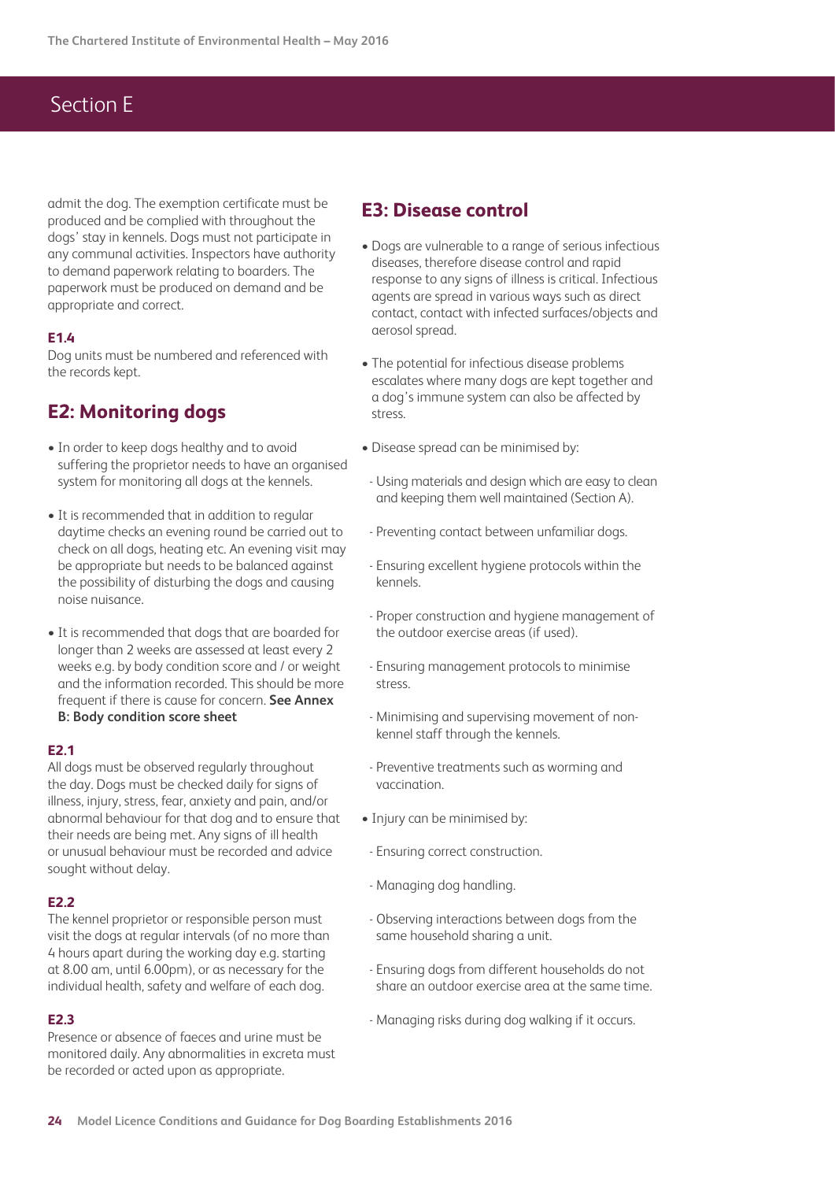## Section E

admit the dog. The exemption certificate must be produced and be complied with throughout the dogs' stay in kennels. Dogs must not participate in any communal activities. Inspectors have authority to demand paperwork relating to boarders. The paperwork must be produced on demand and be appropriate and correct.

**E1.4**

Dog units must be numbered and referenced with the records kept.

## E2: Monitoring dogs

- In order to keep dogs healthy and to avoid suffering the proprietor needs to have an organised system for monitoring all dogs at the kennels.
- It is recommended that in addition to regular daytime checks an evening round be carried out to check on all dogs, heating etc. An evening visit may be appropriate but needs to be balanced against the possibility of disturbing the dogs and causing noise nuisance.
- It is recommended that dogs that are boarded for longer than 2 weeks are assessed at least every 2 weeks e.g. by body condition score and / or weight and the information recorded. This should be more frequent if there is cause for concern. **See Annex B: Body condition score sheet**

**E2.1**

All dogs must be observed regularly throughout the day. Dogs must be checked daily for signs of illness, injury, stress, fear, anxiety and pain, and/or abnormal behaviour for that dog and to ensure that their needs are being met. Any signs of ill health or unusual behaviour must be recorded and advice sought without delay.

**E2.2**

The kennel proprietor or responsible person must visit the dogs at regular intervals (of no more than 4 hours apart during the working day e.g. starting at 8.00 am, until 6.00pm), or as necessary for the individual health, safety and welfare of each dog.

**E2.3**

Presence or absence of faeces and urine must be monitored daily. Any abnormalities in excreta must be recorded or acted upon as appropriate.

## E3: Disease control

- Dogs are vulnerable to a range of serious infectious diseases, therefore disease control and rapid response to any signs of illness is critical. Infectious agents are spread in various ways such as direct contact, contact with infected surfaces/objects and aerosol spread.
- The potential for infectious disease problems escalates where many dogs are kept together and a dog's immune system can also be affected by stress.
- Disease spread can be minimised by:
  - Using materials and design which are easy to clean and keeping them well maintained (Section A).
  - Preventing contact between unfamiliar dogs.
  - Ensuring excellent hygiene protocols within the kennels.
  - Proper construction and hygiene management of the outdoor exercise areas (if used).
  - Ensuring management protocols to minimise stress.
  - Minimising and supervising movement of non-kennel staff through the kennels.
  - Preventive treatments such as worming and vaccination.
- Injury can be minimised by:
  - Ensuring correct construction.
  - Managing dog handling.
  - Observing interactions between dogs from the same household sharing a unit.
  - Ensuring dogs from different households do not share an outdoor exercise area at the same time.
  - Managing risks during dog walking if it occurs.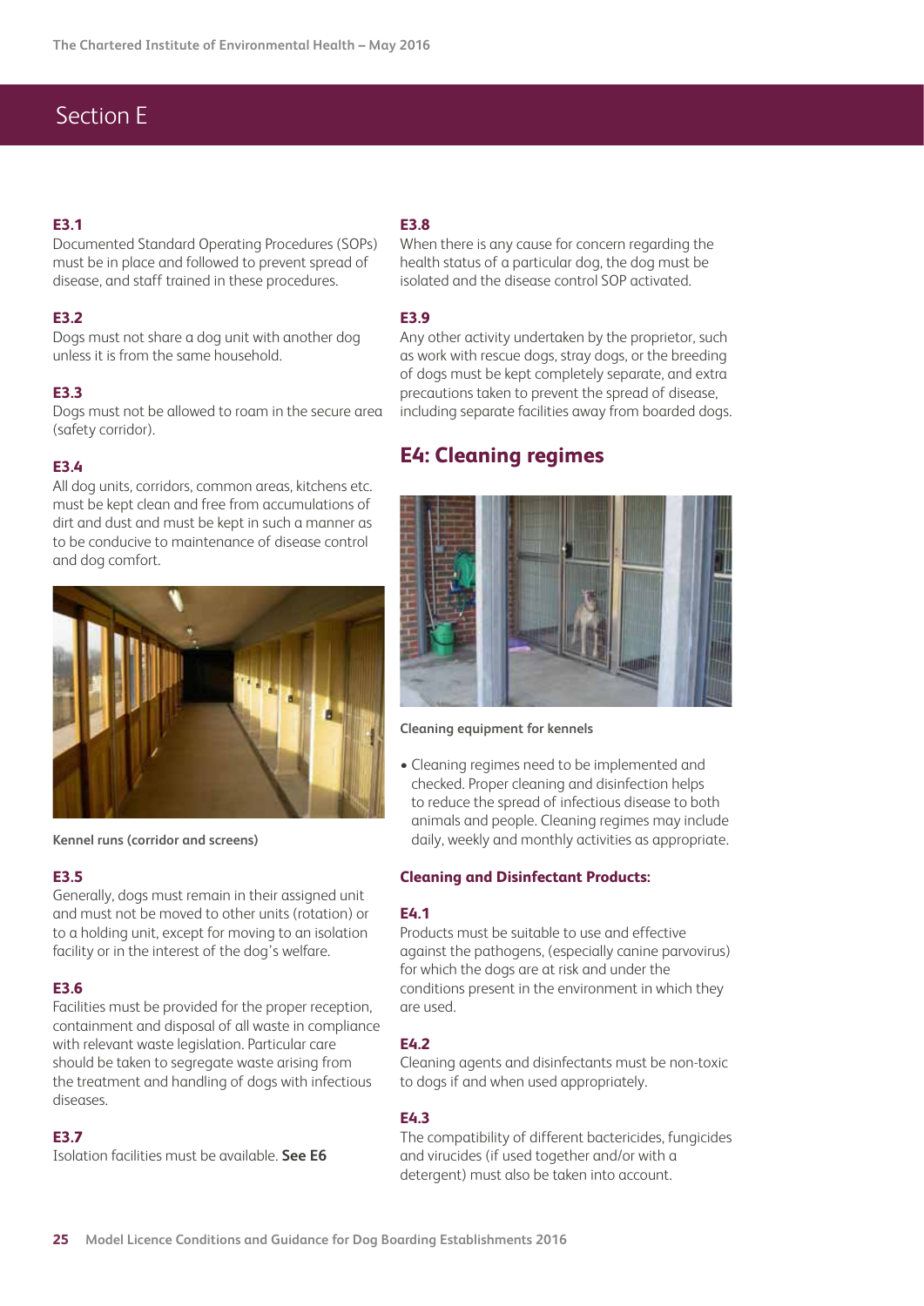## Section E

**E3.1**
Documented Standard Operating Procedures (SOPs) must be in place and followed to prevent spread of disease, and staff trained in these procedures.

**E3.2**
Dogs must not share a dog unit with another dog unless it is from the same household.

**E3.3**
Dogs must not be allowed to roam in the secure area (safety corridor).

**E3.4**
All dog units, corridors, common areas, kitchens etc. must be kept clean and free from accumulations of dirt and dust and must be kept in such a manner as to be conducive to maintenance of disease control and dog comfort.

Kennel runs (corridor and screens)

**E3.5**
Generally, dogs must remain in their assigned unit and must not be moved to other units (rotation) or to a holding unit, except for moving to an isolation facility or in the interest of the dog's welfare.

**E3.6**
Facilities must be provided for the proper reception, containment and disposal of all waste in compliance with relevant waste legislation. Particular care should be taken to segregate waste arising from the treatment and handling of dogs with infectious diseases.

**E3.7**
Isolation facilities must be available. **See E6**

**E3.8**
When there is any cause for concern regarding the health status of a particular dog, the dog must be isolated and the disease control SOP activated.

**E3.9**
Any other activity undertaken by the proprietor, such as work with rescue dogs, stray dogs, or the breeding of dogs must be kept completely separate, and extra precautions taken to prevent the spread of disease, including separate facilities away from boarded dogs.

## E4: Cleaning regimes

Cleaning equipment for kennels

- Cleaning regimes need to be implemented and checked. Proper cleaning and disinfection helps to reduce the spread of infectious disease to both animals and people. Cleaning regimes may include daily, weekly and monthly activities as appropriate.

### Cleaning and Disinfectant Products:

**E4.1**
Products must be suitable to use and effective against the pathogens, (especially canine parvovirus) for which the dogs are at risk and under the conditions present in the environment in which they are used.

**E4.2**
Cleaning agents and disinfectants must be non-toxic to dogs if and when used appropriately.

**E4.3**
The compatibility of different bactericides, fungicides and virucides (if used together and/or with a detergent) must also be taken into account.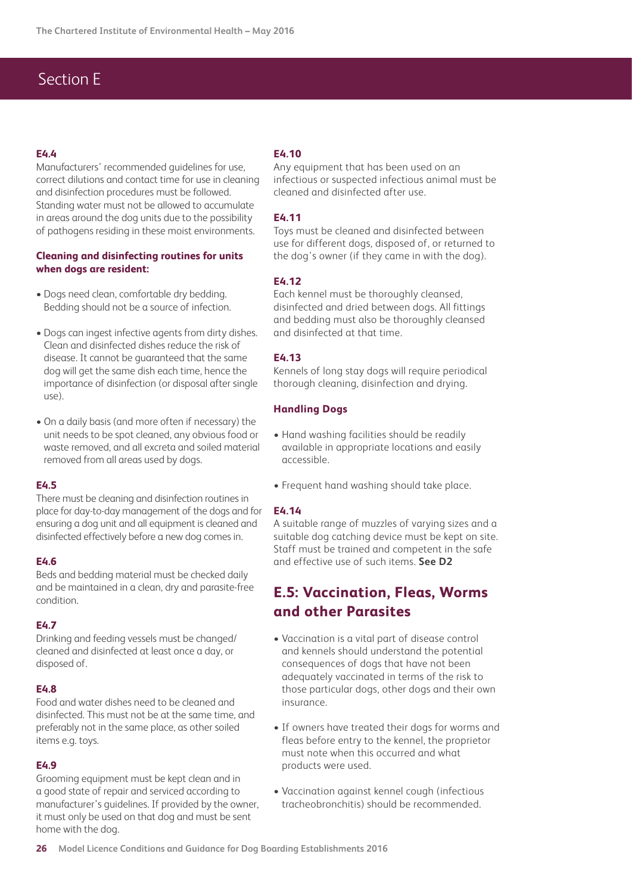## Section E

**E4.4**
Manufacturers' recommended guidelines for use, correct dilutions and contact time for use in cleaning and disinfection procedures must be followed. Standing water must not be allowed to accumulate in areas around the dog units due to the possibility of pathogens residing in these moist environments.

**Cleaning and disinfecting routines for units when dogs are resident:**

- Dogs need clean, comfortable dry bedding. Bedding should not be a source of infection.
- Dogs can ingest infective agents from dirty dishes. Clean and disinfected dishes reduce the risk of disease. It cannot be guaranteed that the same dog will get the same dish each time, hence the importance of disinfection (or disposal after single use).
- On a daily basis (and more often if necessary) the unit needs to be spot cleaned, any obvious food or waste removed, and all excreta and soiled material removed from all areas used by dogs.

**E4.5**
There must be cleaning and disinfection routines in place for day-to-day management of the dogs and for ensuring a dog unit and all equipment is cleaned and disinfected effectively before a new dog comes in.

**E4.6**
Beds and bedding material must be checked daily and be maintained in a clean, dry and parasite-free condition.

**E4.7**
Drinking and feeding vessels must be changed/cleaned and disinfected at least once a day, or disposed of.

**E4.8**
Food and water dishes need to be cleaned and disinfected. This must not be at the same time, and preferably not in the same place, as other soiled items e.g. toys.

**E4.9**
Grooming equipment must be kept clean and in a good state of repair and serviced according to manufacturer's guidelines. If provided by the owner, it must only be used on that dog and must be sent home with the dog.

**E4.10**
Any equipment that has been used on an infectious or suspected infectious animal must be cleaned and disinfected after use.

**E4.11**
Toys must be cleaned and disinfected between use for different dogs, disposed of, or returned to the dog's owner (if they came in with the dog).

**E4.12**
Each kennel must be thoroughly cleansed, disinfected and dried between dogs. All fittings and bedding must also be thoroughly cleansed and disinfected at that time.

**E4.13**
Kennels of long stay dogs will require periodical thorough cleaning, disinfection and drying.

**Handling Dogs**

- Hand washing facilities should be readily available in appropriate locations and easily accessible.
- Frequent hand washing should take place.

**E4.14**
A suitable range of muzzles of varying sizes and a suitable dog catching device must be kept on site. Staff must be trained and competent in the safe and effective use of such items. **See D2**

## E.5: Vaccination, Fleas, Worms and other Parasites

- Vaccination is a vital part of disease control and kennels should understand the potential consequences of dogs that have not been adequately vaccinated in terms of the risk to those particular dogs, other dogs and their own insurance.
- If owners have treated their dogs for worms and fleas before entry to the kennel, the proprietor must note when this occurred and what products were used.
- Vaccination against kennel cough (infectious tracheobronchitis) should be recommended.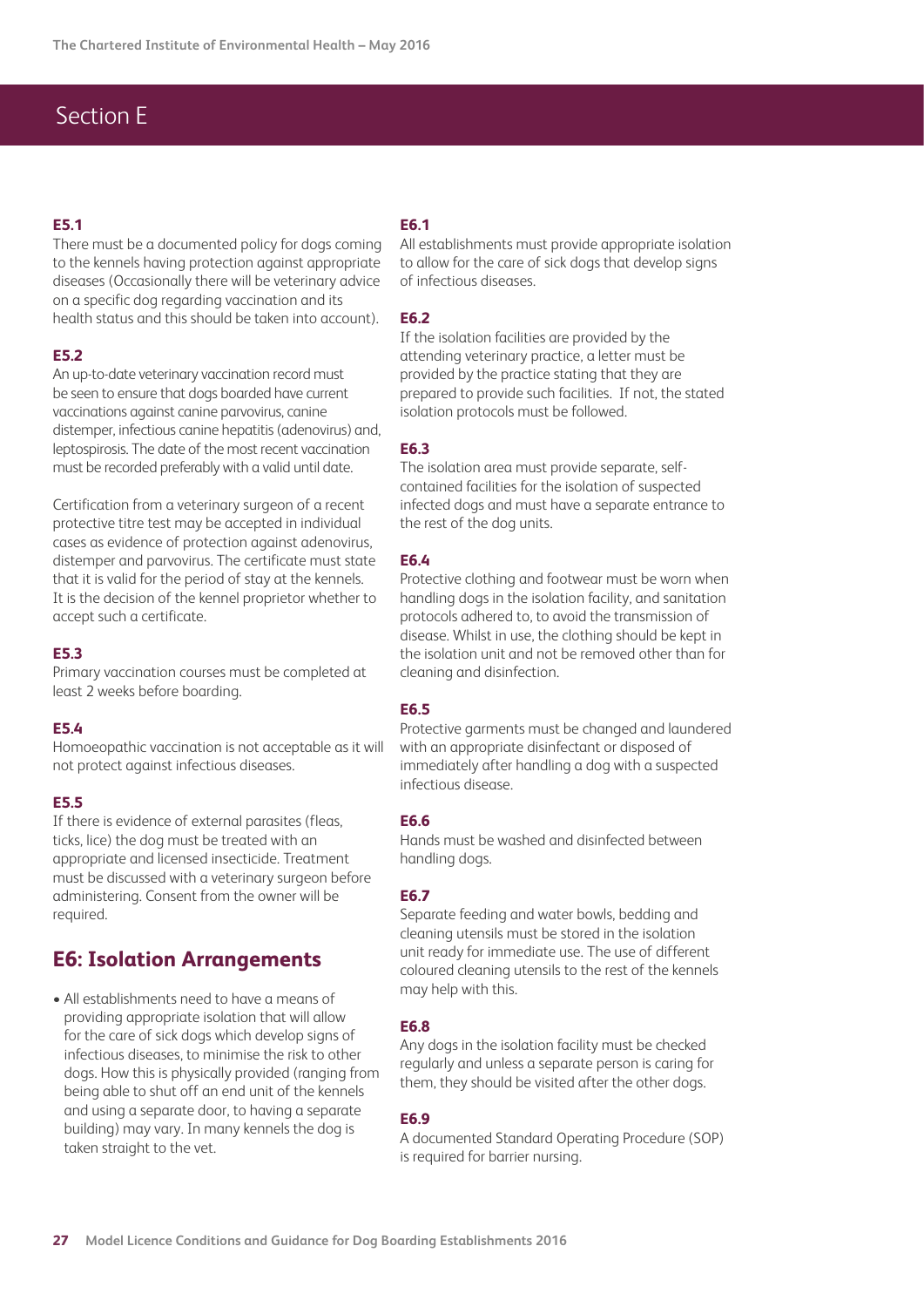# Section E

### E5.1

There must be a documented policy for dogs coming to the kennels having protection against appropriate diseases (Occasionally there will be veterinary advice on a specific dog regarding vaccination and its health status and this should be taken into account).

### E5.2

An up-to-date veterinary vaccination record must be seen to ensure that dogs boarded have current vaccinations against canine parvovirus, canine distemper, infectious canine hepatitis (adenovirus) and, leptospirosis. The date of the most recent vaccination must be recorded preferably with a valid until date.

Certification from a veterinary surgeon of a recent protective titre test may be accepted in individual cases as evidence of protection against adenovirus, distemper and parvovirus. The certificate must state that it is valid for the period of stay at the kennels. It is the decision of the kennel proprietor whether to accept such a certificate.

### E5.3

Primary vaccination courses must be completed at least 2 weeks before boarding.

### E5.4

Homoeopathic vaccination is not acceptable as it will not protect against infectious diseases.

### E5.5

If there is evidence of external parasites (fleas, ticks, lice) the dog must be treated with an appropriate and licensed insecticide. Treatment must be discussed with a veterinary surgeon before administering. Consent from the owner will be required.

## E6: Isolation Arrangements

- All establishments need to have a means of providing appropriate isolation that will allow for the care of sick dogs which develop signs of infectious diseases, to minimise the risk to other dogs. How this is physically provided (ranging from being able to shut off an end unit of the kennels and using a separate door, to having a separate building) may vary. In many kennels the dog is taken straight to the vet.

### E6.1

All establishments must provide appropriate isolation to allow for the care of sick dogs that develop signs of infectious diseases.

### E6.2

If the isolation facilities are provided by the attending veterinary practice, a letter must be provided by the practice stating that they are prepared to provide such facilities. If not, the stated isolation protocols must be followed.

### E6.3

The isolation area must provide separate, self-contained facilities for the isolation of suspected infected dogs and must have a separate entrance to the rest of the dog units.

### E6.4

Protective clothing and footwear must be worn when handling dogs in the isolation facility, and sanitation protocols adhered to, to avoid the transmission of disease. Whilst in use, the clothing should be kept in the isolation unit and not be removed other than for cleaning and disinfection.

### E6.5

Protective garments must be changed and laundered with an appropriate disinfectant or disposed of immediately after handling a dog with a suspected infectious disease.

### E6.6

Hands must be washed and disinfected between handling dogs.

### E6.7

Separate feeding and water bowls, bedding and cleaning utensils must be stored in the isolation unit ready for immediate use. The use of different coloured cleaning utensils to the rest of the kennels may help with this.

### E6.8

Any dogs in the isolation facility must be checked regularly and unless a separate person is caring for them, they should be visited after the other dogs.

### E6.9

A documented Standard Operating Procedure (SOP) is required for barrier nursing.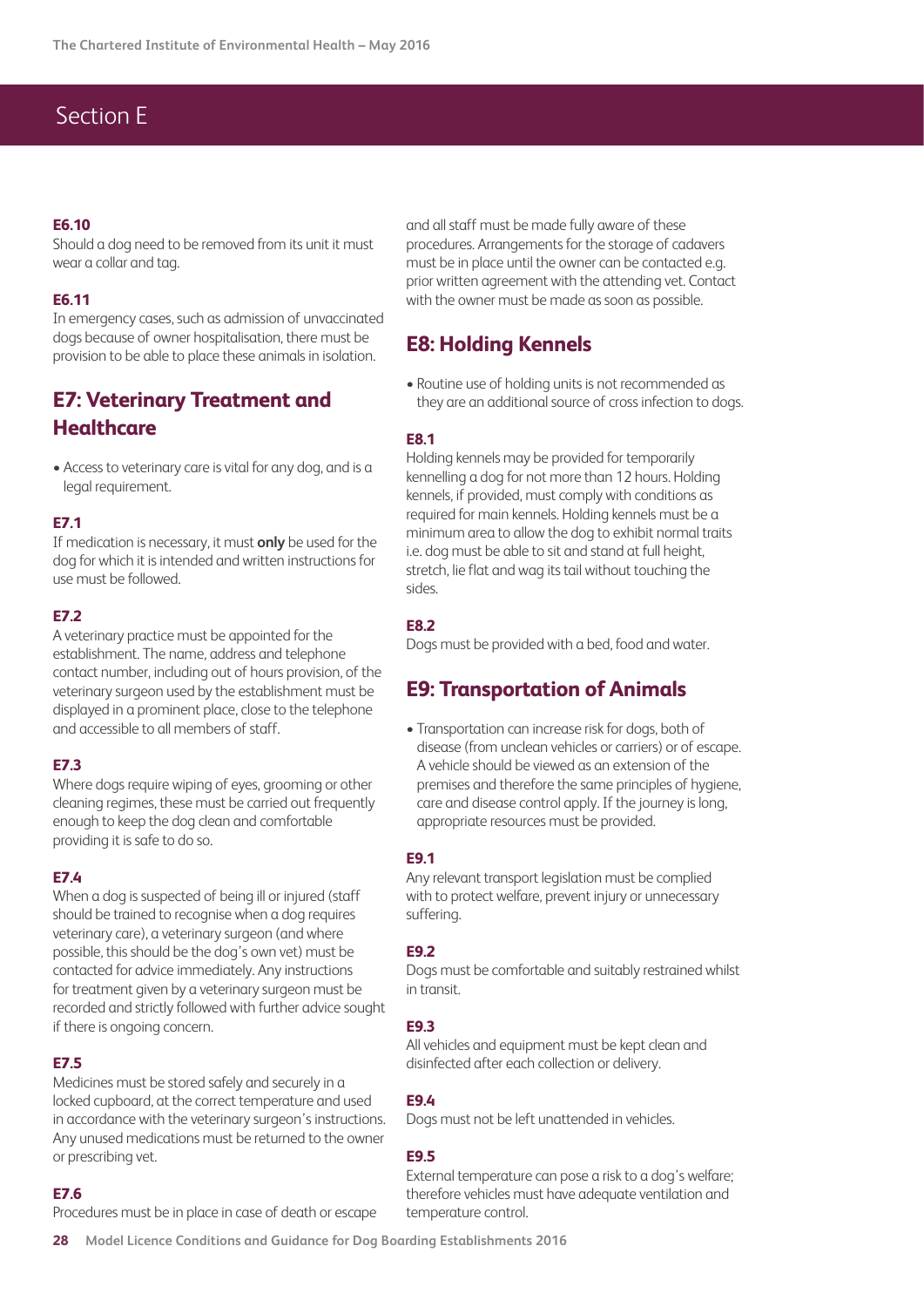## Section E

#### E6.10

Should a dog need to be removed from its unit it must wear a collar and tag.

#### E6.11

In emergency cases, such as admission of unvaccinated dogs because of owner hospitalisation, there must be provision to be able to place these animals in isolation.

### E7: Veterinary Treatment and Healthcare

- Access to veterinary care is vital for any dog, and is a legal requirement.

#### E7.1

If medication is necessary, it must **only** be used for the dog for which it is intended and written instructions for use must be followed.

#### E7.2

A veterinary practice must be appointed for the establishment. The name, address and telephone contact number, including out of hours provision, of the veterinary surgeon used by the establishment must be displayed in a prominent place, close to the telephone and accessible to all members of staff.

#### E7.3

Where dogs require wiping of eyes, grooming or other cleaning regimes, these must be carried out frequently enough to keep the dog clean and comfortable providing it is safe to do so.

#### E7.4

When a dog is suspected of being ill or injured (staff should be trained to recognise when a dog requires veterinary care), a veterinary surgeon (and where possible, this should be the dog's own vet) must be contacted for advice immediately. Any instructions for treatment given by a veterinary surgeon must be recorded and strictly followed with further advice sought if there is ongoing concern.

#### E7.5

Medicines must be stored safely and securely in a locked cupboard, at the correct temperature and used in accordance with the veterinary surgeon's instructions. Any unused medications must be returned to the owner or prescribing vet.

#### E7.6

Procedures must be in place in case of death or escape and all staff must be made fully aware of these procedures. Arrangements for the storage of cadavers must be in place until the owner can be contacted e.g. prior written agreement with the attending vet. Contact with the owner must be made as soon as possible.

### E8: Holding Kennels

- Routine use of holding units is not recommended as they are an additional source of cross infection to dogs.

#### E8.1

Holding kennels may be provided for temporarily kennelling a dog for not more than 12 hours. Holding kennels, if provided, must comply with conditions as required for main kennels. Holding kennels must be a minimum area to allow the dog to exhibit normal traits i.e. dog must be able to sit and stand at full height, stretch, lie flat and wag its tail without touching the sides.

#### E8.2

Dogs must be provided with a bed, food and water.

### E9: Transportation of Animals

- Transportation can increase risk for dogs, both of disease (from unclean vehicles or carriers) or of escape. A vehicle should be viewed as an extension of the premises and therefore the same principles of hygiene, care and disease control apply. If the journey is long, appropriate resources must be provided.

#### E9.1

Any relevant transport legislation must be complied with to protect welfare, prevent injury or unnecessary suffering.

#### E9.2

Dogs must be comfortable and suitably restrained whilst in transit.

#### E9.3

All vehicles and equipment must be kept clean and disinfected after each collection or delivery.

#### E9.4

Dogs must not be left unattended in vehicles.

#### E9.5

External temperature can pose a risk to a dog's welfare; therefore vehicles must have adequate ventilation and temperature control.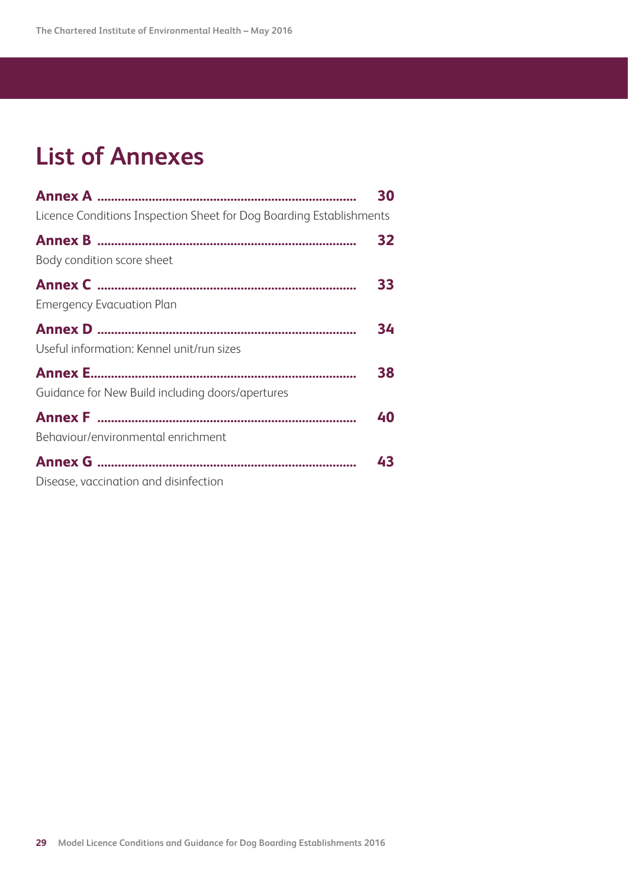# List of Annexes

**Annex A** .......................................................................... **30**
Licence Conditions Inspection Sheet for Dog Boarding Establishments

**Annex B** .......................................................................... **32**
Body condition score sheet

**Annex C** .......................................................................... **33**
Emergency Evacuation Plan

**Annex D** .......................................................................... **34**
Useful information: Kennel unit/run sizes

**Annex E**............................................................................ **38**
Guidance for New Build including doors/apertures

**Annex F** .......................................................................... **40**
Behaviour/environmental enrichment

**Annex G** .......................................................................... **43**
Disease, vaccination and disinfection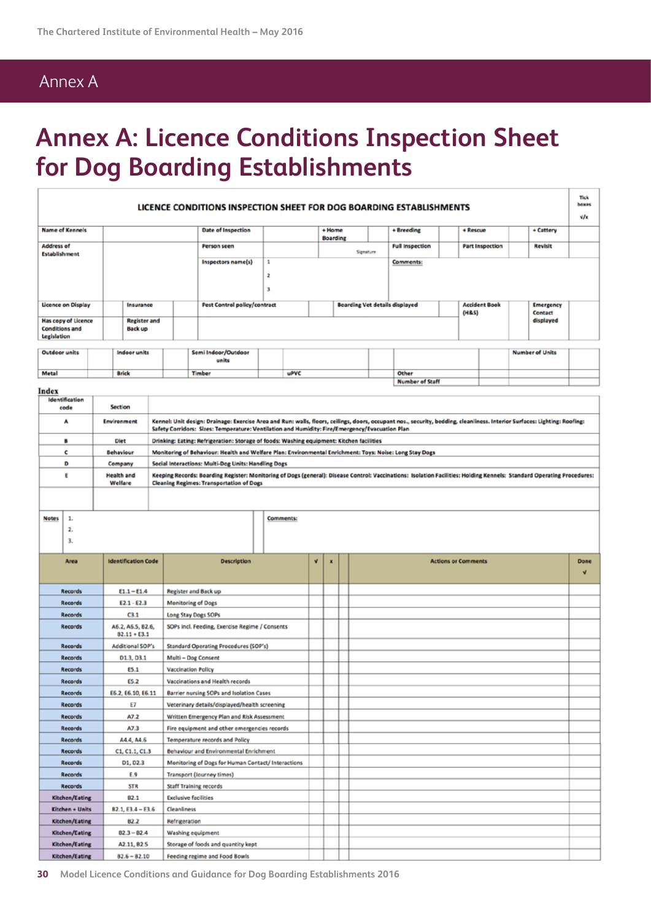# Annex A

# Annex A: Licence Conditions Inspection Sheet for Dog Boarding Establishments

**LICENCE CONDITIONS INSPECTION SHEET FOR DOG BOARDING ESTABLISHMENTS**

Tick boxes √/x

| | | | | | | | | | | |
|---|---|---|---|---|---|---|---|---|---|---|
| Name of Kennels | | Date of Inspection | | + Home Boarding | | + Breeding | | + Rescue | | + Cattery |
| Address of Establishment | | Person seen | | Signature | | Full Inspection | | Part Inspection | | Revisit |
| | | Inspectors name(s) | 1<br>2<br>3 | | | Comments: | | | | |
| Licence on Display | | Insurance | | Pest Control policy/contract | | Boarding Vet details displayed | | Accident Book (H&S) | | Emergency Contact displayed |
| Has copy of Licence Conditions and Legislation | | Register and Back up | | | | | | | | |

| | | | | | | | | | |
|---|---|---|---|---|---|---|---|---|---|
| Outdoor units | | Indoor units | | Semi Indoor/Outdoor units | | | | | Number of Units |
| Metal | | Brick | | Timber | | uPVC | | Other | |
| | | | | | | | | Number of Staff | |

**Index**

| Identification code | Section | |
|---|---|---|
| A | Environment | Kennel: Unit design: Drainage: Exercise Area and Run: walls, floors, ceilings, doors, occupant nos., security, bedding, cleanliness. Interior Surfaces: Lighting: Roofing: Safety Corridors: Sizes: Temperature: Ventilation and Humidity: Fire/Emergency/Evacuation Plan |
| B | Diet | Drinking: Eating: Refrigeration: Storage of foods: Washing equipment: Kitchen facilities |
| C | Behaviour | Monitoring of Behaviour: Health and Welfare Plan: Environmental Enrichment: Toys: Noise: Long Stay Dogs |
| D | Company | Social Interactions: Multi-Dog Units: Handling Dogs |
| E | Health and Welfare | Keeping Records: Boarding Register: Monitoring of Dogs (general): Disease Control: Vaccinations: Isolation Facilities: Holding Kennels: Standard Operating Procedures: Cleaning Regimes: Transportation of Dogs |
| | | |

| Notes | | Comments: |
|---|---|---|
| | 1.<br>2.<br>3. | |

| Area | Identification Code | Description | √ | x | | Actions or Comments | Done √ |
|---|---|---|---|---|---|---|---|
| Records | E1.1 – E1.4 | Register and Back up | | | | | |
| Records | E2.1 - E2.3 | Monitoring of Dogs | | | | | |
| Records | C3.1 | Long Stay Dogs SOPs | | | | | |
| Records | A6.2, A6.5, B2.6, B2.11 + E3.1 | SOPs incl. Feeding, Exercise Regime / Consents | | | | | |
| Records | Additional SOP's | Standard Operating Procedures (SOP's) | | | | | |
| Records | D1.3, D3.1 | Multi – Dog Consent | | | | | |
| Records | E5.1 | Vaccination Policy | | | | | |
| Records | E5.2 | Vaccinations and Health records | | | | | |
| Records | E6.2, E6.10, E6.11 | Barrier nursing SOPs and Isolation Cases | | | | | |
| Records | E7 | Veterinary details/displayed/health screening | | | | | |
| Records | A7.2 | Written Emergency Plan and Risk Assessment | | | | | |
| Records | A7.3 | Fire equipment and other emergencies records | | | | | |
| Records | A4.4, A4.6 | Temperature records and Policy | | | | | |
| Records | C1, C1.1, C1.3 | Behaviour and Environmental Enrichment | | | | | |
| Records | D1, D2.3 | Monitoring of Dogs for Human Contact/ Interactions | | | | | |
| Records | E.9 | Transport (Journey times) | | | | | |
| Records | STR | Staff Training records | | | | | |
| Kitchen/Eating | B2.1 | Exclusive facilities | | | | | |
| Kitchen + Units | B2.1, E3.4 – E3.6 | Cleanliness | | | | | |
| Kitchen/Eating | B2.2 | Refrigeration | | | | | |
| Kitchen/Eating | B2.3 – B2.4 | Washing equipment | | | | | |
| Kitchen/Eating | A2.11, B2.5 | Storage of foods and quantity kept | | | | | |
| Kitchen/Eating | B2.6 – B2.10 | Feeding regime and Food Bowls | | | | | |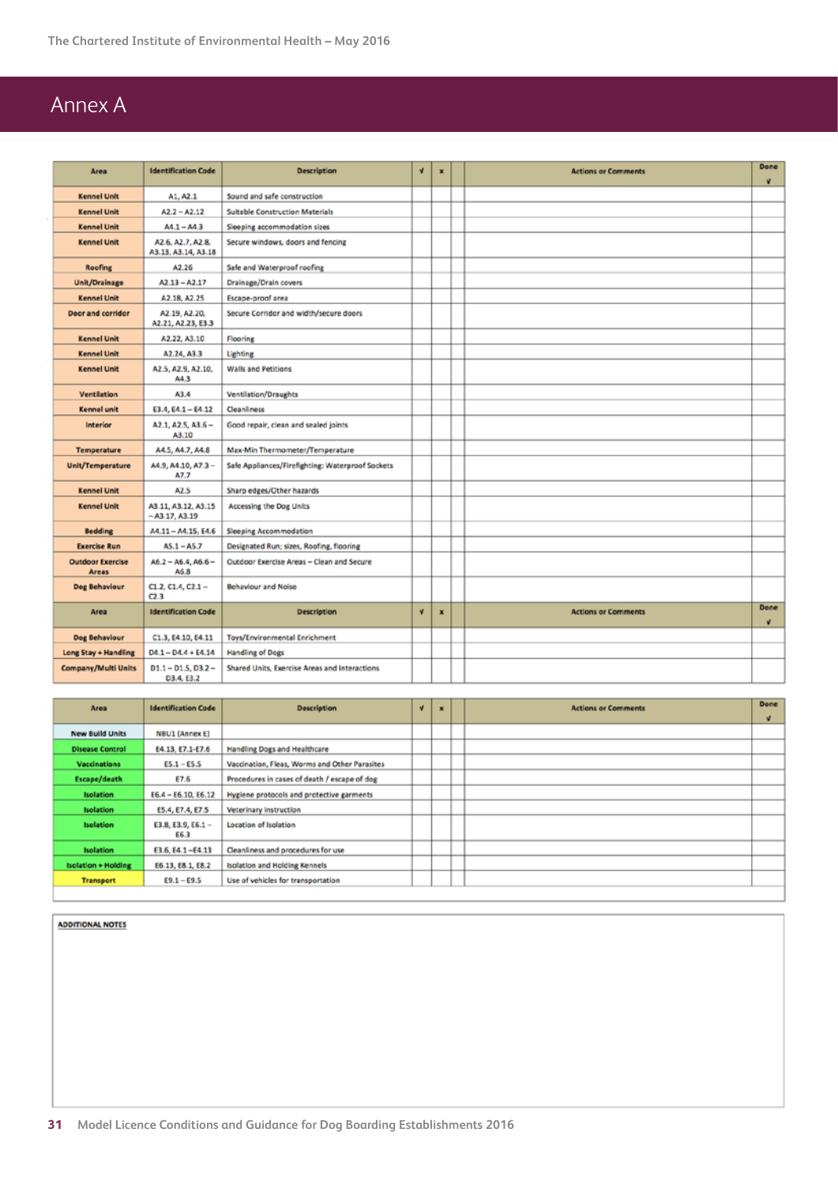# Annex A

| Area | Identification Code | Description | √ | x | Actions or Comments | Done √ |
|---|---|---|---|---|---|---|
| Kennel Unit | A1, A2.1 | Sound and safe construction | | | | |
| Kennel Unit | A2.2 – A2.12 | Suitable Construction Materials | | | | |
| Kennel Unit | A4.1 – A4.3 | Sleeping accommodation sizes | | | | |
| Kennel Unit | A2.6, A2.7, A2.8, A3.13, A3.14, A3.18 | Secure windows, doors and fencing | | | | |
| Roofing | A2.26 | Safe and Waterproof roofing | | | | |
| Unit/Drainage | A2.13 – A2.17 | Drainage/Drain covers | | | | |
| Kennel Unit | A2.18, A2.25 | Escape-proof area | | | | |
| Door and corridor | A2.19, A2.20, A2.21, A2.23, E3.3 | Secure Corridor and width/secure doors | | | | |
| Kennel Unit | A2.22, A3.10 | Flooring | | | | |
| Kennel Unit | A2.24, A3.3 | Lighting | | | | |
| Kennel Unit | A2.5, A2.9, A2.10, A4.3 | Walls and Petitions | | | | |
| Ventilation | A3.4 | Ventilation/Draughts | | | | |
| Kennel unit | E3.4, E4.1 – E4.12 | Cleanliness | | | | |
| Interior | A2.1, A2.5, A3.5 – A3.10 | Good repair, clean and sealed joints | | | | |
| Temperature | A4.5, A4.7, A4.8 | Max-Min Thermometer/Temperature | | | | |
| Unit/Temperature | A4.9, A4.10, A7.3 – A7.7 | Safe Appliances/Firefighting: Waterproof Sockets | | | | |
| Kennel Unit | A2.5 | Sharp edges/Other hazards | | | | |
| Kennel Unit | A3.11, A3.12, A3.15 – A3.17, A3.19 | Accessing the Dog Units | | | | |
| Bedding | A4.11 – A4.15, E4.6 | Sleeping Accommodation | | | | |
| Exercise Run | A5.1 – A5.7 | Designated Run; sizes, Roofing, flooring | | | | |
| Outdoor Exercise Areas | A6.2 – A6.4, A6.6 – A6.8 | Outdoor Exercise Areas – Clean and Secure | | | | |
| Dog Behaviour | C1.2, C1.4, C2.1 – C2.3 | Behaviour and Noise | | | | |
| Dog Behaviour | C1.3, E4.10, E4.11 | Toys/Environmental Enrichment | | | | |
| Long Stay + Handling | D4.1 – D4.4 + E4.14 | Handling of Dogs | | | | |
| Company/Multi Units | D1.1 – D1.5, D3.2 – D3.4, E3.2 | Shared Units, Exercise Areas and Interactions | | | | |

| Area | Identification Code | Description | √ | x | Actions or Comments | Done √ |
|---|---|---|---|---|---|---|
| New Build Units | NBU1 (Annex E) | | | | | |
| Disease Control | E4.13, E7.1-E7.6 | Handling Dogs and Healthcare | | | | |
| Vaccinations | E5.1 – E5.5 | Vaccination, Fleas, Worms and Other Parasites | | | | |
| Escape/death | E7.6 | Procedures in cases of death / escape of dog | | | | |
| Isolation | E6.4 – E6.10, E6.12 | Hygiene protocols and protective garments | | | | |
| Isolation | E5.4, E7.4, E7.5 | Veterinary instruction | | | | |
| Isolation | E3.8, E3.9, E6.1 – E6.3 | Location of Isolation | | | | |
| Isolation | E3.6, E4.1 –E4.13 | Cleanliness and procedures for use | | | | |
| Isolation + Holding | E6.13, E8.1, E8.2 | Isolation and Holding Kennels | | | | |
| Transport | E9.1 – E9.5 | Use of vehicles for transportation | | | | |

**ADDITIONAL NOTES**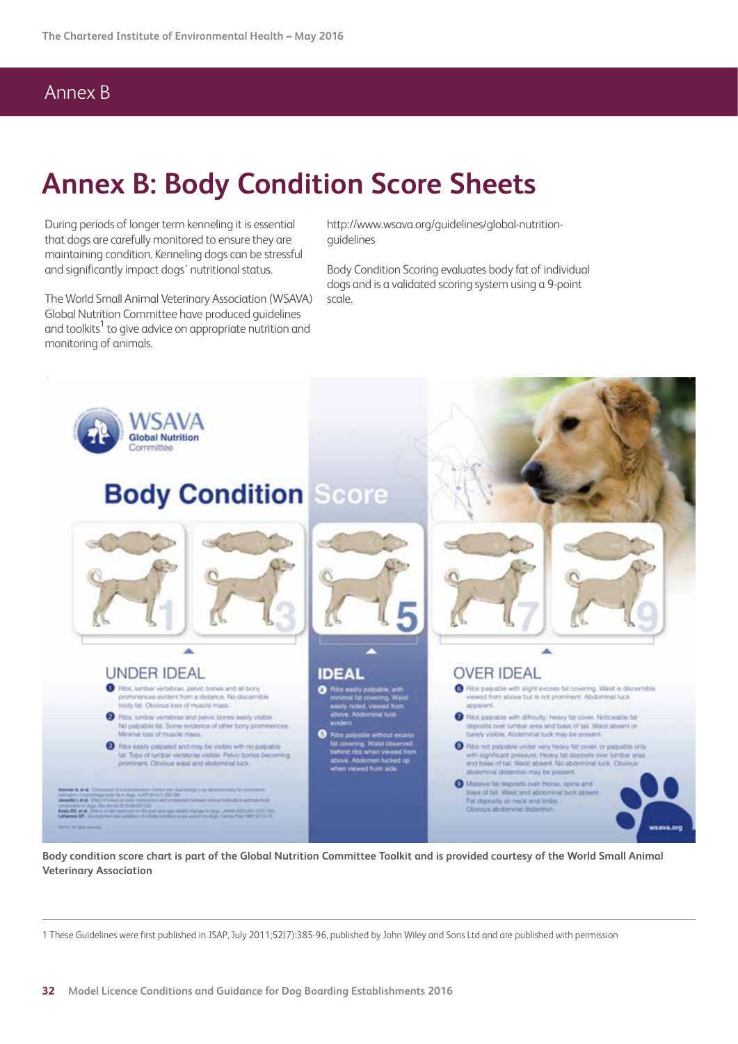# Annex B: Body Condition Score Sheets

During periods of longer term kenneling it is essential that dogs are carefully monitored to ensure they are maintaining condition. Kenneling dogs can be stressful and significantly impact dogs' nutritional status.

The World Small Animal Veterinary Association (WSAVA) Global Nutrition Committee have produced guidelines and toolkits[1] to give advice on appropriate nutrition and monitoring of animals.

http://www.wsava.org/guidelines/global-nutrition-guidelines

Body Condition Scoring evaluates body fat of individual dogs and is a validated scoring system using a 9-point scale.

## Body Condition Score

### UNDER IDEAL

1. Ribs, lumbar vertebrae, pelvic bones and all bony prominences evident from a distance. No discernible body fat. Obvious loss of muscle mass.
2. Ribs, lumbar vertebrae and pelvic bones easily visible. No palpable fat. Some evidence of other bony prominences. Minimal loss of muscle mass.
3. Ribs easily palpated and may be visible with no palpable fat. Tops of lumbar vertebrae visible. Pelvic bones becoming prominent. Obvious waist and abdominal tuck.

### IDEAL

4. Ribs easily palpable, with minimal fat covering. Waist easily noted, viewed from above. Abdominal tuck evident.
5. Ribs palpable without excess fat covering. Waist observed behind ribs when viewed from above. Abdomen tucked up when viewed from side.

### OVER IDEAL

6. Ribs palpable with slight excess fat covering. Waist is discernible viewed from above but is not prominent. Abdominal tuck apparent.
7. Ribs palpable with difficulty; heavy fat cover. Noticeable fat deposits over lumbar area and base of tail. Waist absent or barely visible. Abdominal tuck may be present.
8. Ribs not palpable under very heavy fat cover, or palpable only with significant pressure. Heavy fat deposits over lumbar area and base of tail. Waist absent. No abdominal tuck. Obvious abdominal distention may be present.
9. Massive fat deposits over thorax, spine and base of tail. Waist and abdominal tuck absent. Fat deposits on neck and limbs. Obvious abdominal distention.

wsava.org

**Body condition score chart is part of the Global Nutrition Committee Toolkit and is provided courtesy of the World Small Animal Veterinary Association**

1 These Guidelines were first published in JSAP, July 2011;52(7):385-96, published by John Wiley and Sons Ltd and are published with permission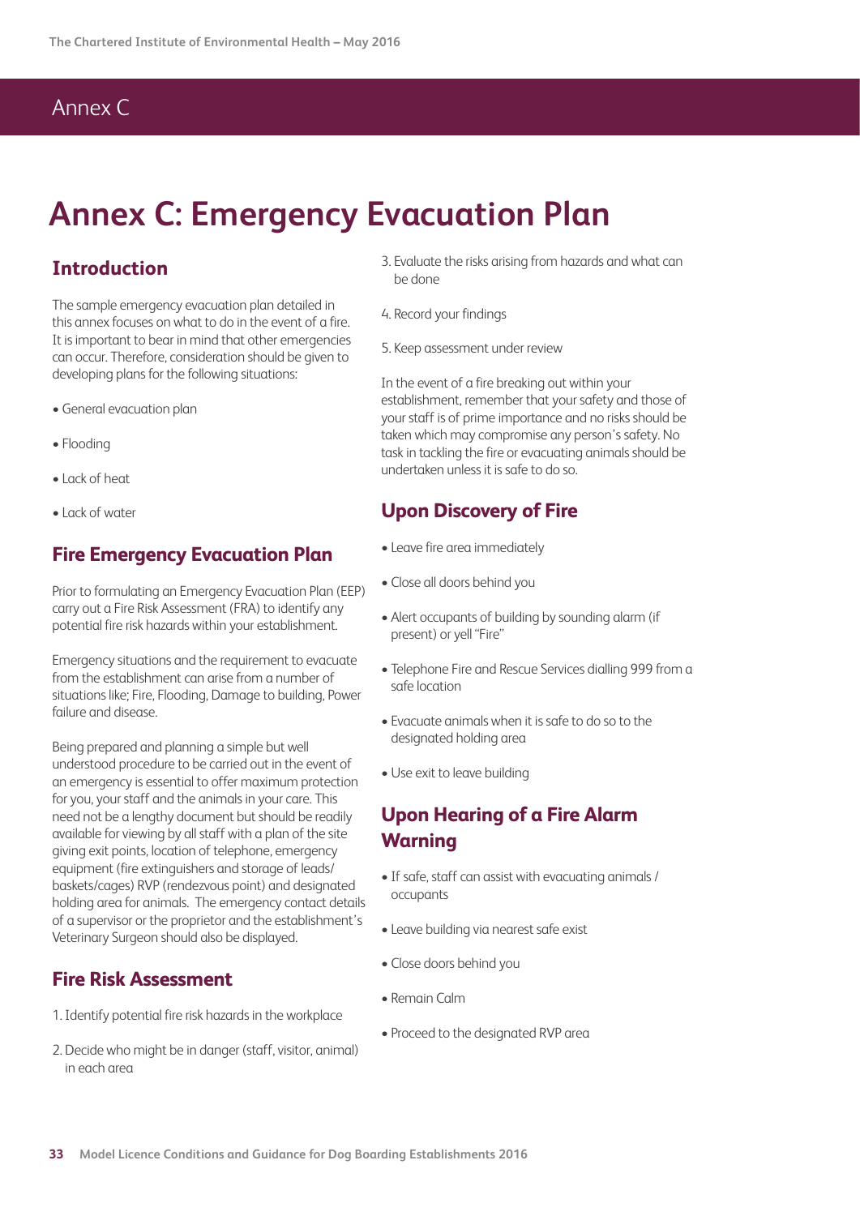# Annex C: Emergency Evacuation Plan

## Introduction

The sample emergency evacuation plan detailed in this annex focuses on what to do in the event of a fire. It is important to bear in mind that other emergencies can occur. Therefore, consideration should be given to developing plans for the following situations:

- General evacuation plan
- Flooding
- Lack of heat
- Lack of water

## Fire Emergency Evacuation Plan

Prior to formulating an Emergency Evacuation Plan (EEP) carry out a Fire Risk Assessment (FRA) to identify any potential fire risk hazards within your establishment.

Emergency situations and the requirement to evacuate from the establishment can arise from a number of situations like; Fire, Flooding, Damage to building, Power failure and disease.

Being prepared and planning a simple but well understood procedure to be carried out in the event of an emergency is essential to offer maximum protection for you, your staff and the animals in your care. This need not be a lengthy document but should be readily available for viewing by all staff with a plan of the site giving exit points, location of telephone, emergency equipment (fire extinguishers and storage of leads/ baskets/cages) RVP (rendezvous point) and designated holding area for animals. The emergency contact details of a supervisor or the proprietor and the establishment's Veterinary Surgeon should also be displayed.

## Fire Risk Assessment

1. Identify potential fire risk hazards in the workplace
2. Decide who might be in danger (staff, visitor, animal) in each area
3. Evaluate the risks arising from hazards and what can be done
4. Record your findings
5. Keep assessment under review

In the event of a fire breaking out within your establishment, remember that your safety and those of your staff is of prime importance and no risks should be taken which may compromise any person's safety. No task in tackling the fire or evacuating animals should be undertaken unless it is safe to do so.

## Upon Discovery of Fire

- Leave fire area immediately
- Close all doors behind you
- Alert occupants of building by sounding alarm (if present) or yell "Fire"
- Telephone Fire and Rescue Services dialling 999 from a safe location
- Evacuate animals when it is safe to do so to the designated holding area
- Use exit to leave building

## Upon Hearing of a Fire Alarm Warning

- If safe, staff can assist with evacuating animals / occupants
- Leave building via nearest safe exist
- Close doors behind you
- Remain Calm
- Proceed to the designated RVP area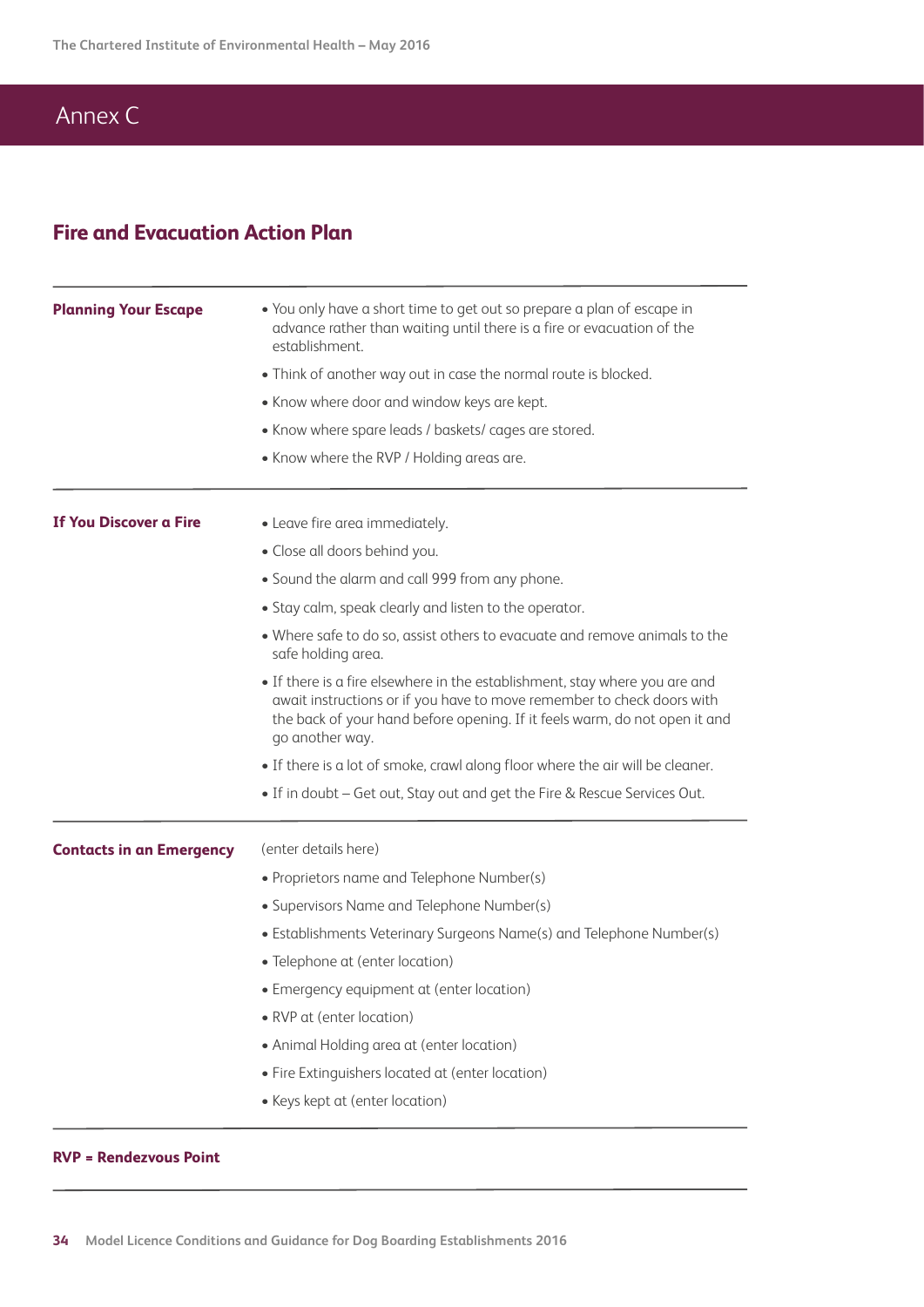# Annex C

## Fire and Evacuation Action Plan

| | |
|---|---|
| **Planning Your Escape** | • You only have a short time to get out so prepare a plan of escape in advance rather than waiting until there is a fire or evacuation of the establishment.<br>• Think of another way out in case the normal route is blocked.<br>• Know where door and window keys are kept.<br>• Know where spare leads / baskets/ cages are stored.<br>• Know where the RVP / Holding areas are. |
| **If You Discover a Fire** | • Leave fire area immediately.<br>• Close all doors behind you.<br>• Sound the alarm and call 999 from any phone.<br>• Stay calm, speak clearly and listen to the operator.<br>• Where safe to do so, assist others to evacuate and remove animals to the safe holding area.<br>• If there is a fire elsewhere in the establishment, stay where you are and await instructions or if you have to move remember to check doors with the back of your hand before opening. If it feels warm, do not open it and go another way.<br>• If there is a lot of smoke, crawl along floor where the air will be cleaner.<br>• If in doubt – Get out, Stay out and get the Fire & Rescue Services Out. |
| **Contacts in an Emergency** | (enter details here)<br>• Proprietors name and Telephone Number(s)<br>• Supervisors Name and Telephone Number(s)<br>• Establishments Veterinary Surgeons Name(s) and Telephone Number(s)<br>• Telephone at (enter location)<br>• Emergency equipment at (enter location)<br>• RVP at (enter location)<br>• Animal Holding area at (enter location)<br>• Fire Extinguishers located at (enter location)<br>• Keys kept at (enter location) |

**RVP = Rendezvous Point**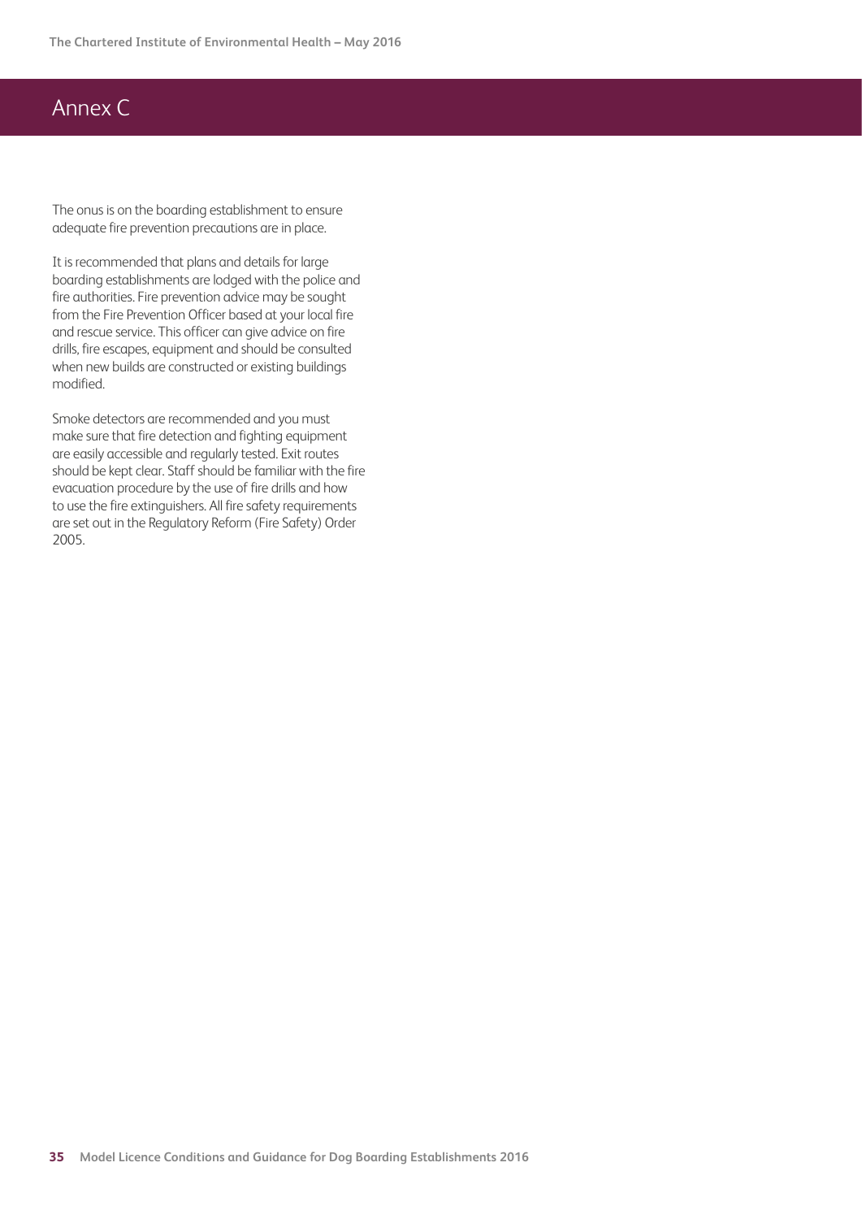# Annex C

The onus is on the boarding establishment to ensure adequate fire prevention precautions are in place.

It is recommended that plans and details for large boarding establishments are lodged with the police and fire authorities. Fire prevention advice may be sought from the Fire Prevention Officer based at your local fire and rescue service. This officer can give advice on fire drills, fire escapes, equipment and should be consulted when new builds are constructed or existing buildings modified.

Smoke detectors are recommended and you must make sure that fire detection and fighting equipment are easily accessible and regularly tested. Exit routes should be kept clear. Staff should be familiar with the fire evacuation procedure by the use of fire drills and how to use the fire extinguishers. All fire safety requirements are set out in the Regulatory Reform (Fire Safety) Order 2005.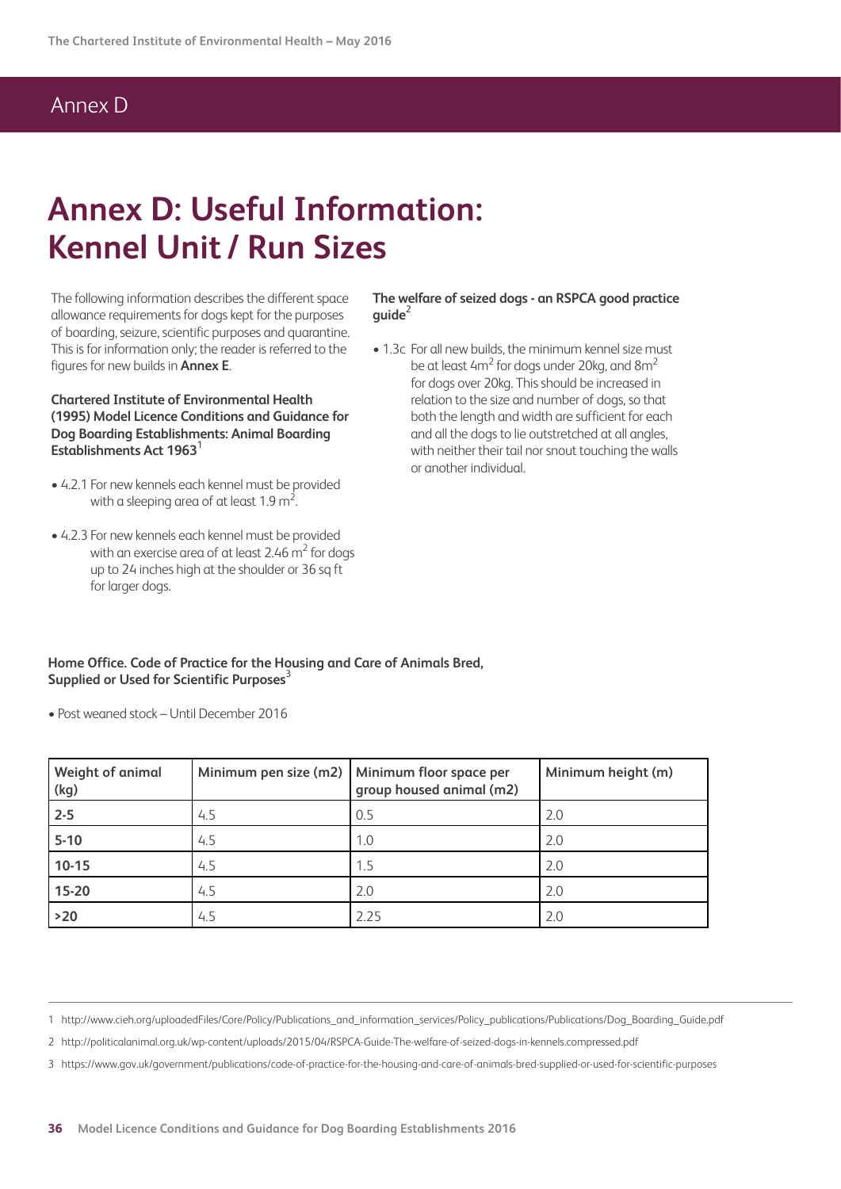# Annex D: Useful Information: Kennel Unit / Run Sizes

The following information describes the different space allowance requirements for dogs kept for the purposes of boarding, seizure, scientific purposes and quarantine. This is for information only; the reader is referred to the figures for new builds in **Annex E**.

**Chartered Institute of Environmental Health (1995) Model Licence Conditions and Guidance for Dog Boarding Establishments: Animal Boarding Establishments Act 1963**[1]

- 4.2.1 For new kennels each kennel must be provided with a sleeping area of at least 1.9 $m^2$.
- 4.2.3 For new kennels each kennel must be provided with an exercise area of at least 2.46 $m^2$ for dogs up to 24 inches high at the shoulder or 36 sq ft for larger dogs.

**The welfare of seized dogs - an RSPCA good practice guide**[2]

- 1.3c For all new builds, the minimum kennel size must be at least 4$m^2$ for dogs under 20kg, and 8$m^2$ for dogs over 20kg. This should be increased in relation to the size and number of dogs, so that both the length and width are sufficient for each and all the dogs to lie outstretched at all angles, with neither their tail nor snout touching the walls or another individual.

**Home Office. Code of Practice for the Housing and Care of Animals Bred, Supplied or Used for Scientific Purposes**[3]

- Post weaned stock – Until December 2016

| Weight of animal (kg) | Minimum pen size (m2) | Minimum floor space per group housed animal (m2) | Minimum height (m) |
|---|---|---|---|
| **2-5** | 4.5 | 0.5 | 2.0 |
| **5-10** | 4.5 | 1.0 | 2.0 |
| **10-15** | 4.5 | 1.5 | 2.0 |
| **15-20** | 4.5 | 2.0 | 2.0 |
| **>20** | 4.5 | 2.25 | 2.0 |

1 http://www.cieh.org/uploadedFiles/Core/Policy/Publications_and_information_services/Policy_publications/Publications/Dog_Boarding_Guide.pdf

2 http://politicalanimal.org.uk/wp-content/uploads/2015/04/RSPCA-Guide-The-welfare-of-seized-dogs-in-kennels.compressed.pdf

3 https://www.gov.uk/government/publications/code-of-practice-for-the-housing-and-care-of-animals-bred-supplied-or-used-for-scientific-purposes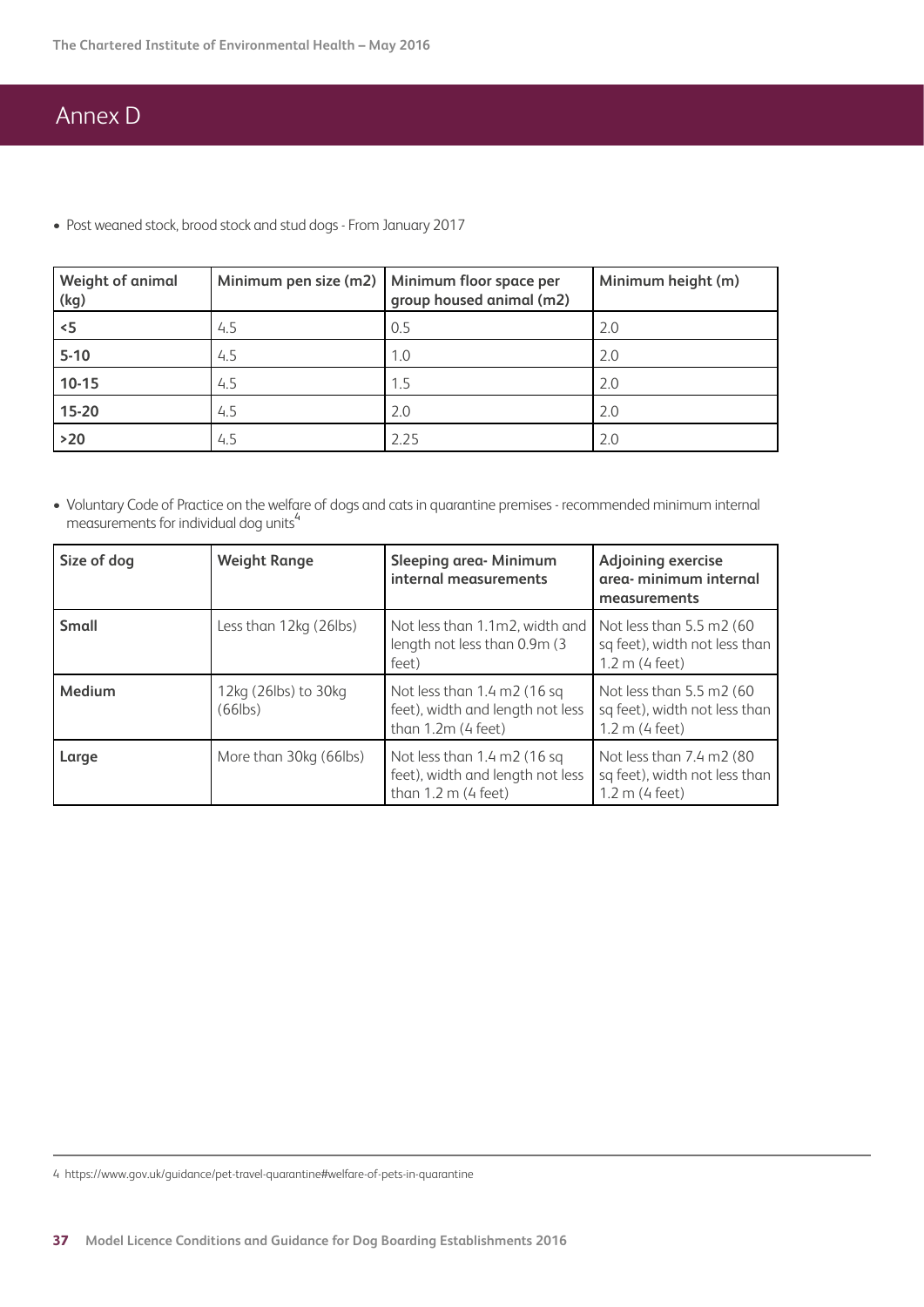# Annex D

- Post weaned stock, brood stock and stud dogs - From January 2017

| Weight of animal (kg) | Minimum pen size (m2) | Minimum floor space per group housed animal (m2) | Minimum height (m) |
| --- | --- | --- | --- |
| **<5** | 4.5 | 0.5 | 2.0 |
| **5-10** | 4.5 | 1.0 | 2.0 |
| **10-15** | 4.5 | 1.5 | 2.0 |
| **15-20** | 4.5 | 2.0 | 2.0 |
| **>20** | 4.5 | 2.25 | 2.0 |

- Voluntary Code of Practice on the welfare of dogs and cats in quarantine premises - recommended minimum internal measurements for individual dog units[4]

| Size of dog | Weight Range | Sleeping area- Minimum internal measurements | Adjoining exercise area- minimum internal measurements |
| --- | --- | --- | --- |
| **Small** | Less than 12kg (26lbs) | Not less than 1.1m2, width and length not less than 0.9m (3 feet) | Not less than 5.5 m2 (60 sq feet), width not less than 1.2 m (4 feet) |
| **Medium** | 12kg (26lbs) to 30kg (66lbs) | Not less than 1.4 m2 (16 sq feet), width and length not less than 1.2m (4 feet) | Not less than 5.5 m2 (60 sq feet), width not less than 1.2 m (4 feet) |
| **Large** | More than 30kg (66lbs) | Not less than 1.4 m2 (16 sq feet), width and length not less than 1.2 m (4 feet) | Not less than 7.4 m2 (80 sq feet), width not less than 1.2 m (4 feet) |

4 https://www.gov.uk/guidance/pet-travel-quarantine#welfare-of-pets-in-quarantine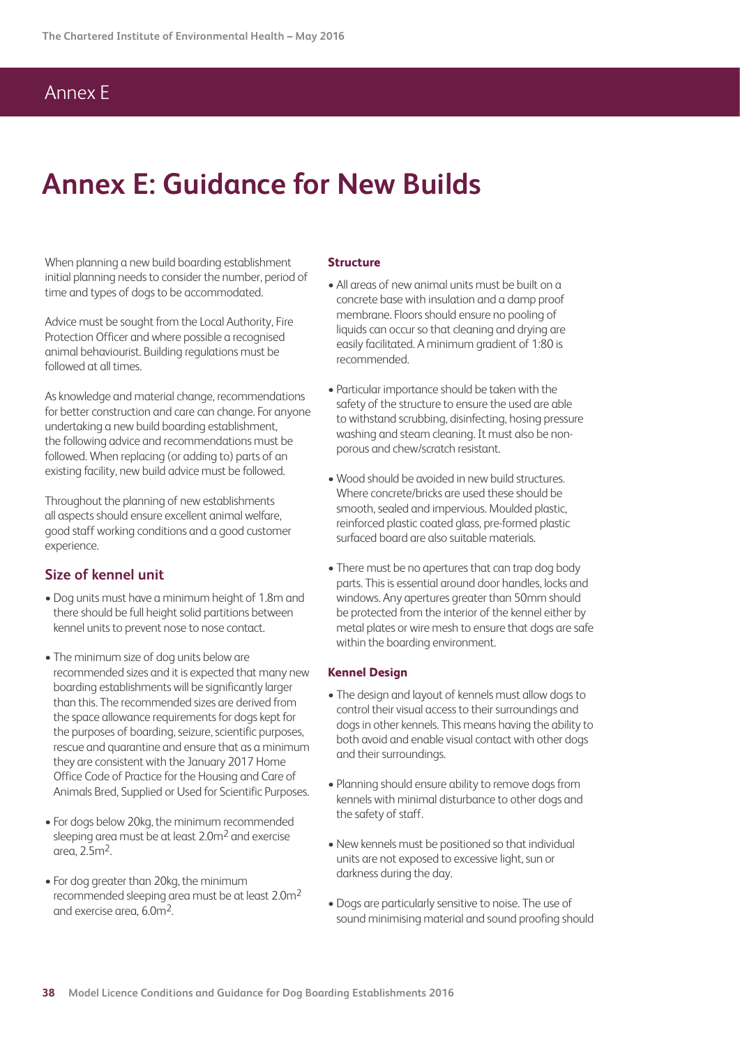# Annex E: Guidance for New Builds

When planning a new build boarding establishment initial planning needs to consider the number, period of time and types of dogs to be accommodated.

Advice must be sought from the Local Authority, Fire Protection Officer and where possible a recognised animal behaviourist. Building regulations must be followed at all times.

As knowledge and material change, recommendations for better construction and care can change. For anyone undertaking a new build boarding establishment, the following advice and recommendations must be followed. When replacing (or adding to) parts of an existing facility, new build advice must be followed.

Throughout the planning of new establishments all aspects should ensure excellent animal welfare, good staff working conditions and a good customer experience.

## Size of kennel unit

- Dog units must have a minimum height of 1.8m and there should be full height solid partitions between kennel units to prevent nose to nose contact.
- The minimum size of dog units below are recommended sizes and it is expected that many new boarding establishments will be significantly larger than this. The recommended sizes are derived from the space allowance requirements for dogs kept for the purposes of boarding, seizure, scientific purposes, rescue and quarantine and ensure that as a minimum they are consistent with the January 2017 Home Office Code of Practice for the Housing and Care of Animals Bred, Supplied or Used for Scientific Purposes.
- For dogs below 20kg, the minimum recommended sleeping area must be at least 2.0m$^2$ and exercise area, 2.5m$^2$.
- For dog greater than 20kg, the minimum recommended sleeping area must be at least 2.0m$^2$ and exercise area, 6.0m$^2$.

### Structure

- All areas of new animal units must be built on a concrete base with insulation and a damp proof membrane. Floors should ensure no pooling of liquids can occur so that cleaning and drying are easily facilitated. A minimum gradient of 1:80 is recommended.
- Particular importance should be taken with the safety of the structure to ensure the used are able to withstand scrubbing, disinfecting, hosing pressure washing and steam cleaning. It must also be non-porous and chew/scratch resistant.
- Wood should be avoided in new build structures. Where concrete/bricks are used these should be smooth, sealed and impervious. Moulded plastic, reinforced plastic coated glass, pre-formed plastic surfaced board are also suitable materials.
- There must be no apertures that can trap dog body parts. This is essential around door handles, locks and windows. Any apertures greater than 50mm should be protected from the interior of the kennel either by metal plates or wire mesh to ensure that dogs are safe within the boarding environment.

### Kennel Design

- The design and layout of kennels must allow dogs to control their visual access to their surroundings and dogs in other kennels. This means having the ability to both avoid and enable visual contact with other dogs and their surroundings.
- Planning should ensure ability to remove dogs from kennels with minimal disturbance to other dogs and the safety of staff.
- New kennels must be positioned so that individual units are not exposed to excessive light, sun or darkness during the day.
- Dogs are particularly sensitive to noise. The use of sound minimising material and sound proofing should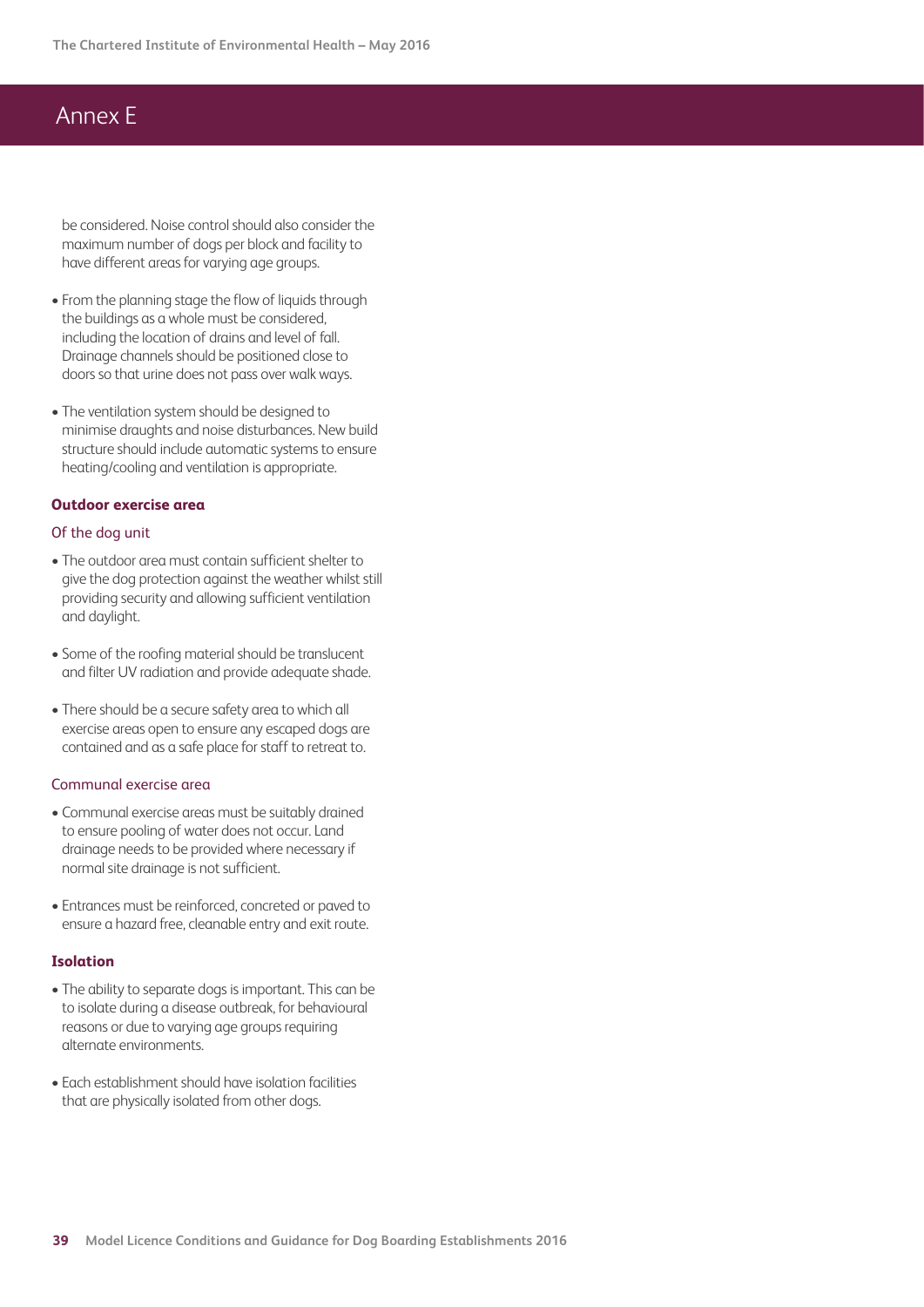## Annex E

be considered. Noise control should also consider the maximum number of dogs per block and facility to have different areas for varying age groups.

- From the planning stage the flow of liquids through the buildings as a whole must be considered, including the location of drains and level of fall. Drainage channels should be positioned close to doors so that urine does not pass over walk ways.

- The ventilation system should be designed to minimise draughts and noise disturbances. New build structure should include automatic systems to ensure heating/cooling and ventilation is appropriate.

### Outdoor exercise area

#### Of the dog unit

- The outdoor area must contain sufficient shelter to give the dog protection against the weather whilst still providing security and allowing sufficient ventilation and daylight.

- Some of the roofing material should be translucent and filter UV radiation and provide adequate shade.

- There should be a secure safety area to which all exercise areas open to ensure any escaped dogs are contained and as a safe place for staff to retreat to.

#### Communal exercise area

- Communal exercise areas must be suitably drained to ensure pooling of water does not occur. Land drainage needs to be provided where necessary if normal site drainage is not sufficient.

- Entrances must be reinforced, concreted or paved to ensure a hazard free, cleanable entry and exit route.

### Isolation

- The ability to separate dogs is important. This can be to isolate during a disease outbreak, for behavioural reasons or due to varying age groups requiring alternate environments.

- Each establishment should have isolation facilities that are physically isolated from other dogs.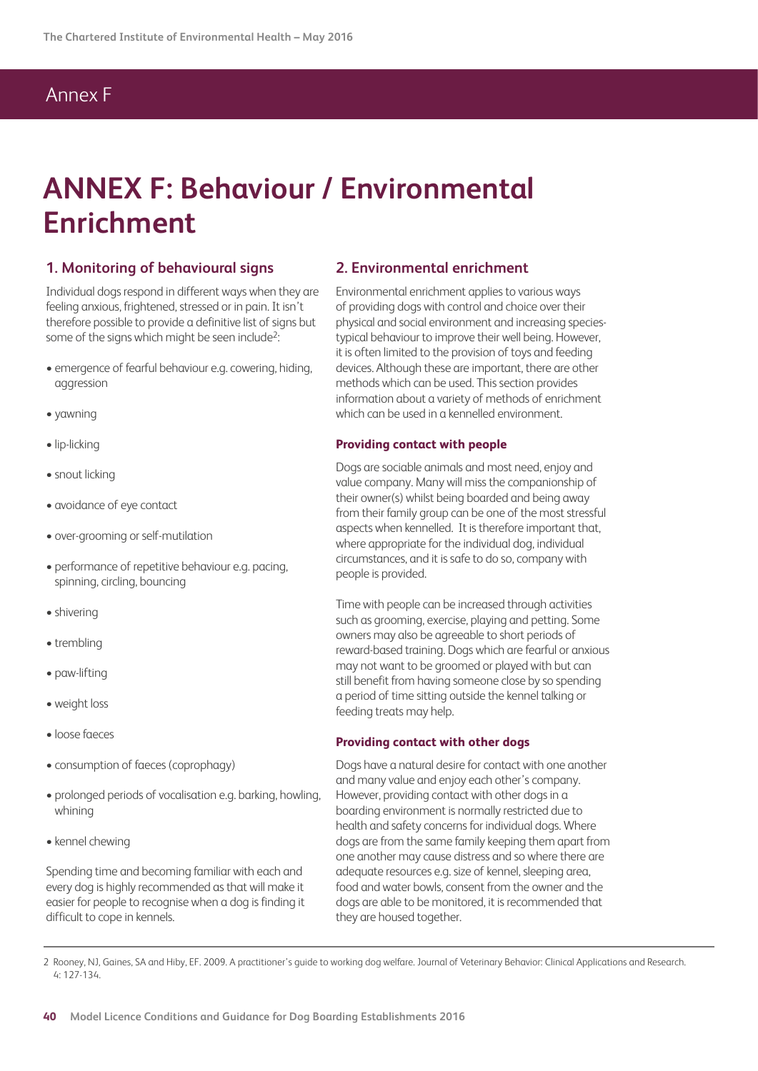# ANNEX F: Behaviour / Environmental Enrichment

## 1. Monitoring of behavioural signs

Individual dogs respond in different ways when they are feeling anxious, frightened, stressed or in pain. It isn't therefore possible to provide a definitive list of signs but some of the signs which might be seen include[2]:

- emergence of fearful behaviour e.g. cowering, hiding, aggression
- yawning
- lip-licking
- snout licking
- avoidance of eye contact
- over-grooming or self-mutilation
- performance of repetitive behaviour e.g. pacing, spinning, circling, bouncing
- shivering
- trembling
- paw-lifting
- weight loss
- loose faeces
- consumption of faeces (coprophagy)
- prolonged periods of vocalisation e.g. barking, howling, whining
- kennel chewing

Spending time and becoming familiar with each and every dog is highly recommended as that will make it easier for people to recognise when a dog is finding it difficult to cope in kennels.

## 2. Environmental enrichment

Environmental enrichment applies to various ways of providing dogs with control and choice over their physical and social environment and increasing species-typical behaviour to improve their well being. However, it is often limited to the provision of toys and feeding devices. Although these are important, there are other methods which can be used. This section provides information about a variety of methods of enrichment which can be used in a kennelled environment.

### Providing contact with people

Dogs are sociable animals and most need, enjoy and value company. Many will miss the companionship of their owner(s) whilst being boarded and being away from their family group can be one of the most stressful aspects when kennelled. It is therefore important that, where appropriate for the individual dog, individual circumstances, and it is safe to do so, company with people is provided.

Time with people can be increased through activities such as grooming, exercise, playing and petting. Some owners may also be agreeable to short periods of reward-based training. Dogs which are fearful or anxious may not want to be groomed or played with but can still benefit from having someone close by so spending a period of time sitting outside the kennel talking or feeding treats may help.

### Providing contact with other dogs

Dogs have a natural desire for contact with one another and many value and enjoy each other's company. However, providing contact with other dogs in a boarding environment is normally restricted due to health and safety concerns for individual dogs. Where dogs are from the same family keeping them apart from one another may cause distress and so where there are adequate resources e.g. size of kennel, sleeping area, food and water bowls, consent from the owner and the dogs are able to be monitored, it is recommended that they are housed together.

---

2 Rooney, NJ, Gaines, SA and Hiby, EF. 2009. A practitioner's guide to working dog welfare. Journal of Veterinary Behavior: Clinical Applications and Research. 4: 127-134.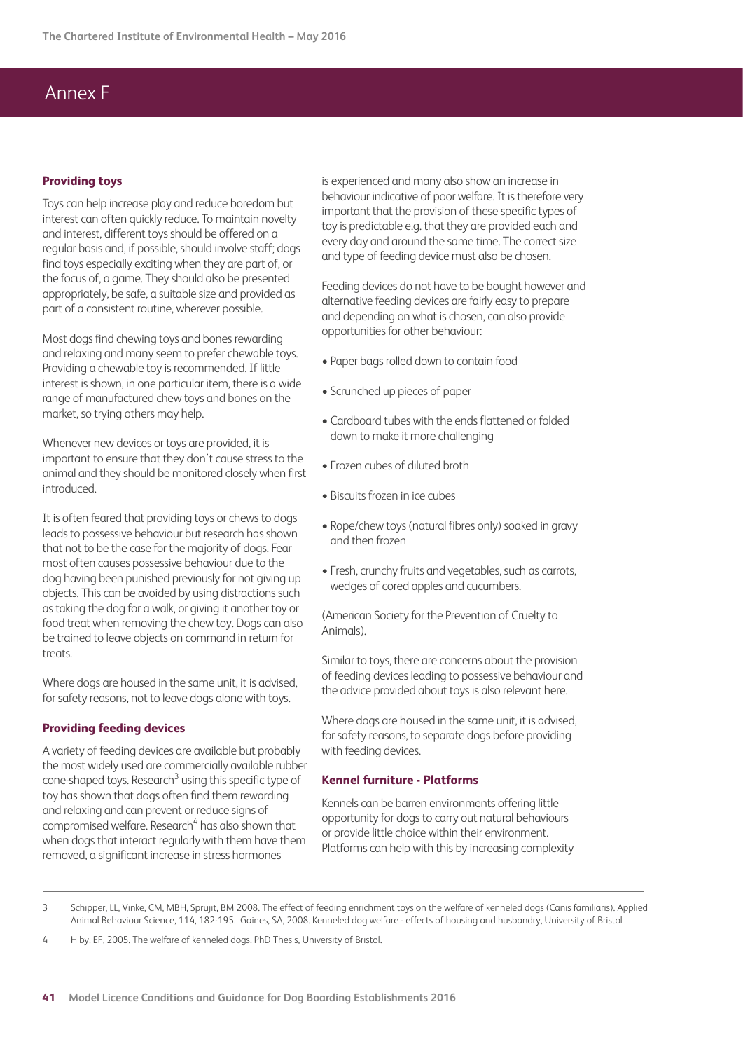# Annex F

### Providing toys

Toys can help increase play and reduce boredom but interest can often quickly reduce. To maintain novelty and interest, different toys should be offered on a regular basis and, if possible, should involve staff; dogs find toys especially exciting when they are part of, or the focus of, a game. They should also be presented appropriately, be safe, a suitable size and provided as part of a consistent routine, wherever possible.

Most dogs find chewing toys and bones rewarding and relaxing and many seem to prefer chewable toys. Providing a chewable toy is recommended. If little interest is shown, in one particular item, there is a wide range of manufactured chew toys and bones on the market, so trying others may help.

Whenever new devices or toys are provided, it is important to ensure that they don't cause stress to the animal and they should be monitored closely when first introduced.

It is often feared that providing toys or chews to dogs leads to possessive behaviour but research has shown that not to be the case for the majority of dogs. Fear most often causes possessive behaviour due to the dog having been punished previously for not giving up objects. This can be avoided by using distractions such as taking the dog for a walk, or giving it another toy or food treat when removing the chew toy. Dogs can also be trained to leave objects on command in return for treats.

Where dogs are housed in the same unit, it is advised, for safety reasons, not to leave dogs alone with toys.

### Providing feeding devices

A variety of feeding devices are available but probably the most widely used are commercially available rubber cone-shaped toys. Research[3] using this specific type of toy has shown that dogs often find them rewarding and relaxing and can prevent or reduce signs of compromised welfare. Research[4] has also shown that when dogs that interact regularly with them have them removed, a significant increase in stress hormones is experienced and many also show an increase in behaviour indicative of poor welfare. It is therefore very important that the provision of these specific types of toy is predictable e.g. that they are provided each and every day and around the same time. The correct size and type of feeding device must also be chosen.

Feeding devices do not have to be bought however and alternative feeding devices are fairly easy to prepare and depending on what is chosen, can also provide opportunities for other behaviour:

- Paper bags rolled down to contain food
- Scrunched up pieces of paper
- Cardboard tubes with the ends flattened or folded down to make it more challenging
- Frozen cubes of diluted broth
- Biscuits frozen in ice cubes
- Rope/chew toys (natural fibres only) soaked in gravy and then frozen
- Fresh, crunchy fruits and vegetables, such as carrots, wedges of cored apples and cucumbers.

(American Society for the Prevention of Cruelty to Animals).

Similar to toys, there are concerns about the provision of feeding devices leading to possessive behaviour and the advice provided about toys is also relevant here.

Where dogs are housed in the same unit, it is advised, for safety reasons, to separate dogs before providing with feeding devices.

### Kennel furniture - Platforms

Kennels can be barren environments offering little opportunity for dogs to carry out natural behaviours or provide little choice within their environment. Platforms can help with this by increasing complexity

---

3 Schipper, LL, Vinke, CM, MBH, Sprujit, BM 2008. The effect of feeding enrichment toys on the welfare of kenneled dogs (Canis familiaris). Applied Animal Behaviour Science, 114, 182-195. Gaines, SA, 2008. Kenneled dog welfare - effects of housing and husbandry, University of Bristol

4 Hiby, EF, 2005. The welfare of kenneled dogs. PhD Thesis, University of Bristol.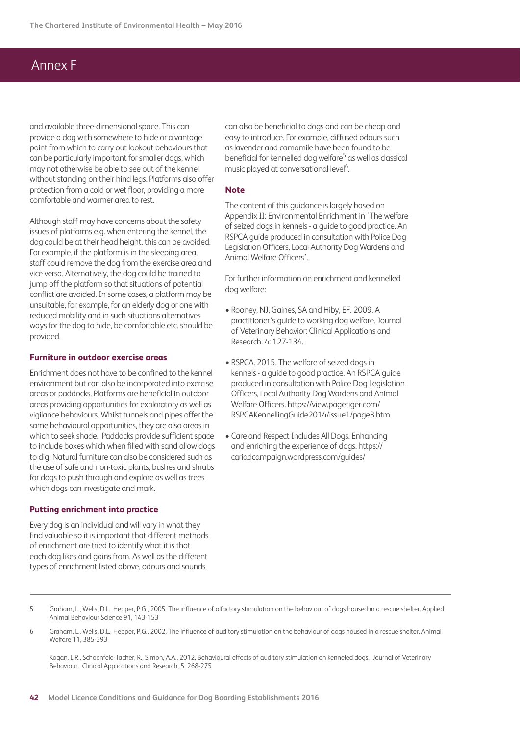## Annex F

and available three-dimensional space. This can provide a dog with somewhere to hide or a vantage point from which to carry out lookout behaviours that can be particularly important for smaller dogs, which may not otherwise be able to see out of the kennel without standing on their hind legs. Platforms also offer protection from a cold or wet floor, providing a more comfortable and warmer area to rest.

Although staff may have concerns about the safety issues of platforms e.g. when entering the kennel, the dog could be at their head height, this can be avoided. For example, if the platform is in the sleeping area, staff could remove the dog from the exercise area and vice versa. Alternatively, the dog could be trained to jump off the platform so that situations of potential conflict are avoided. In some cases, a platform may be unsuitable, for example, for an elderly dog or one with reduced mobility and in such situations alternatives ways for the dog to hide, be comfortable etc. should be provided.

### Furniture in outdoor exercise areas

Enrichment does not have to be confined to the kennel environment but can also be incorporated into exercise areas or paddocks. Platforms are beneficial in outdoor areas providing opportunities for exploratory as well as vigilance behaviours. Whilst tunnels and pipes offer the same behavioural opportunities, they are also areas in which to seek shade. Paddocks provide sufficient space to include boxes which when filled with sand allow dogs to dig. Natural furniture can also be considered such as the use of safe and non-toxic plants, bushes and shrubs for dogs to push through and explore as well as trees which dogs can investigate and mark.

### Putting enrichment into practice

Every dog is an individual and will vary in what they find valuable so it is important that different methods of enrichment are tried to identify what it is that each dog likes and gains from. As well as the different types of enrichment listed above, odours and sounds can also be beneficial to dogs and can be cheap and easy to introduce. For example, diffused odours such as lavender and camomile have been found to be beneficial for kennelled dog welfare[5] as well as classical music played at conversational level[6].

### Note

The content of this guidance is largely based on Appendix II: Environmental Enrichment in 'The welfare of seized dogs in kennels - a guide to good practice. An RSPCA guide produced in consultation with Police Dog Legislation Officers, Local Authority Dog Wardens and Animal Welfare Officers'.

For further information on enrichment and kennelled dog welfare:

- Rooney, NJ, Gaines, SA and Hiby, EF. 2009. A practitioner's guide to working dog welfare. Journal of Veterinary Behavior: Clinical Applications and Research. 4: 127-134.
- RSPCA. 2015. The welfare of seized dogs in kennels - a guide to good practice. An RSPCA guide produced in consultation with Police Dog Legislation Officers, Local Authority Dog Wardens and Animal Welfare Officers. https://view.pagetiger.com/RSPCAKennellingGuide2014/issue1/page3.htm
- Care and Respect Includes All Dogs. Enhancing and enriching the experience of dogs. https://cariadcampaign.wordpress.com/guides/

---

5 Graham, L., Wells, D.L., Hepper, P.G., 2005. The influence of olfactory stimulation on the behaviour of dogs housed in a rescue shelter. Applied Animal Behaviour Science 91, 143-153

6 Graham, L., Wells, D.L., Hepper, P.G., 2002. The influence of auditory stimulation on the behaviour of dogs housed in a rescue shelter. Animal Welfare 11, 385-393

Kogan, L.R., Schoenfeld-Tacher, R., Simon, A.A., 2012. Behavioural effects of auditory stimulation on kenneled dogs. Journal of Veterinary Behaviour. Clinical Applications and Research, 5. 268-275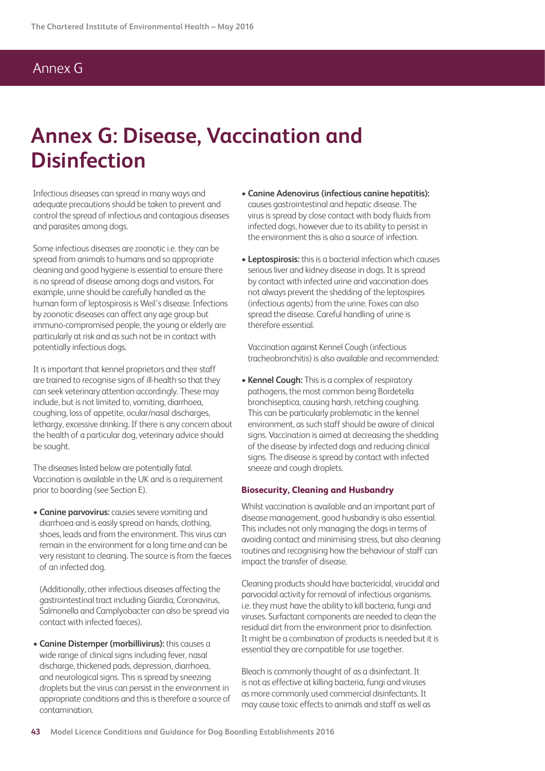# Annex G: Disease, Vaccination and Disinfection

Infectious diseases can spread in many ways and adequate precautions should be taken to prevent and control the spread of infectious and contagious diseases and parasites among dogs.

Some infectious diseases are zoonotic i.e. they can be spread from animals to humans and so appropriate cleaning and good hygiene is essential to ensure there is no spread of disease among dogs and visitors. For example, urine should be carefully handled as the human form of leptospirosis is Weil's disease. Infections by zoonotic diseases can affect any age group but immuno-compromised people, the young or elderly are particularly at risk and as such not be in contact with potentially infectious dogs.

It is important that kennel proprietors and their staff are trained to recognise signs of ill-health so that they can seek veterinary attention accordingly. These may include, but is not limited to, vomiting, diarrhoea, coughing, loss of appetite, ocular/nasal discharges, lethargy, excessive drinking. If there is any concern about the health of a particular dog, veterinary advice should be sought.

The diseases listed below are potentially fatal. Vaccination is available in the UK and is a requirement prior to boarding (see Section E).

- **Canine parvovirus:** causes severe vomiting and diarrhoea and is easily spread on hands, clothing, shoes, leads and from the environment. This virus can remain in the environment for a long time and can be very resistant to cleaning. The source is from the faeces of an infected dog.

  (Additionally, other infectious diseases affecting the gastrointestinal tract including Giardia, Coronavirus, Salmonella and Camplyobacter can also be spread via contact with infected faeces).

- **Canine Distemper (morbillivirus):** this causes a wide range of clinical signs including fever, nasal discharge, thickened pads, depression, diarrhoea, and neurological signs. This is spread by sneezing droplets but the virus can persist in the environment in appropriate conditions and this is therefore a source of contamination.

- **Canine Adenovirus (infectious canine hepatitis):** causes gastrointestinal and hepatic disease. The virus is spread by close contact with body fluids from infected dogs, however due to its ability to persist in the environment this is also a source of infection.

- **Leptospirosis:** this is a bacterial infection which causes serious liver and kidney disease in dogs. It is spread by contact with infected urine and vaccination does not always prevent the shedding of the leptospires (infectious agents) from the urine. Foxes can also spread the disease. Careful handling of urine is therefore essential.

  Vaccination against Kennel Cough (infectious tracheobronchitis) is also available and recommended:

- **Kennel Cough:** This is a complex of respiratory pathogens, the most common being Bordetella bronchiseptica, causing harsh, retching coughing. This can be particularly problematic in the kennel environment, as such staff should be aware of clinical signs. Vaccination is aimed at decreasing the shedding of the disease by infected dogs and reducing clinical signs. The disease is spread by contact with infected sneeze and cough droplets.

### Biosecurity, Cleaning and Husbandry

Whilst vaccination is available and an important part of disease management, good husbandry is also essential. This includes not only managing the dogs in terms of avoiding contact and minimising stress, but also cleaning routines and recognising how the behaviour of staff can impact the transfer of disease.

Cleaning products should have bactericidal, virucidal and parvocidal activity for removal of infectious organisms. i.e. they must have the ability to kill bacteria, fungi and viruses. Surfactant components are needed to clean the residual dirt from the environment prior to disinfection. It might be a combination of products is needed but it is essential they are compatible for use together.

Bleach is commonly thought of as a disinfectant. It is not as effective at killing bacteria, fungi and viruses as more commonly used commercial disinfectants. It may cause toxic effects to animals and staff as well as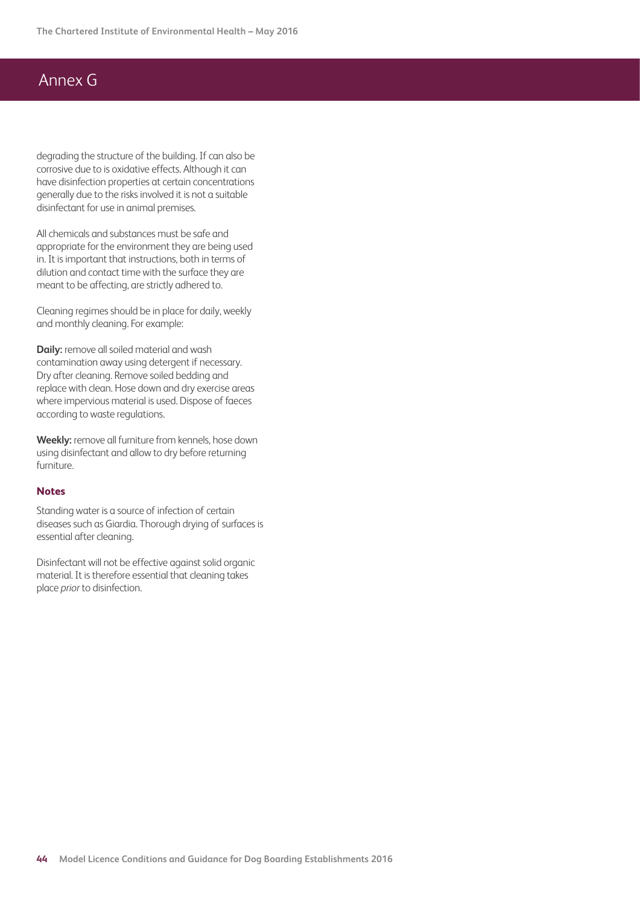# Annex G

degrading the structure of the building. If can also be corrosive due to is oxidative effects. Although it can have disinfection properties at certain concentrations generally due to the risks involved it is not a suitable disinfectant for use in animal premises.

All chemicals and substances must be safe and appropriate for the environment they are being used in. It is important that instructions, both in terms of dilution and contact time with the surface they are meant to be affecting, are strictly adhered to.

Cleaning regimes should be in place for daily, weekly and monthly cleaning. For example:

**Daily:** remove all soiled material and wash contamination away using detergent if necessary. Dry after cleaning. Remove soiled bedding and replace with clean. Hose down and dry exercise areas where impervious material is used. Dispose of faeces according to waste regulations.

**Weekly:** remove all furniture from kennels, hose down using disinfectant and allow to dry before returning furniture.

### Notes

Standing water is a source of infection of certain diseases such as Giardia. Thorough drying of surfaces is essential after cleaning.

Disinfectant will not be effective against solid organic material. It is therefore essential that cleaning takes place *prior* to disinfection.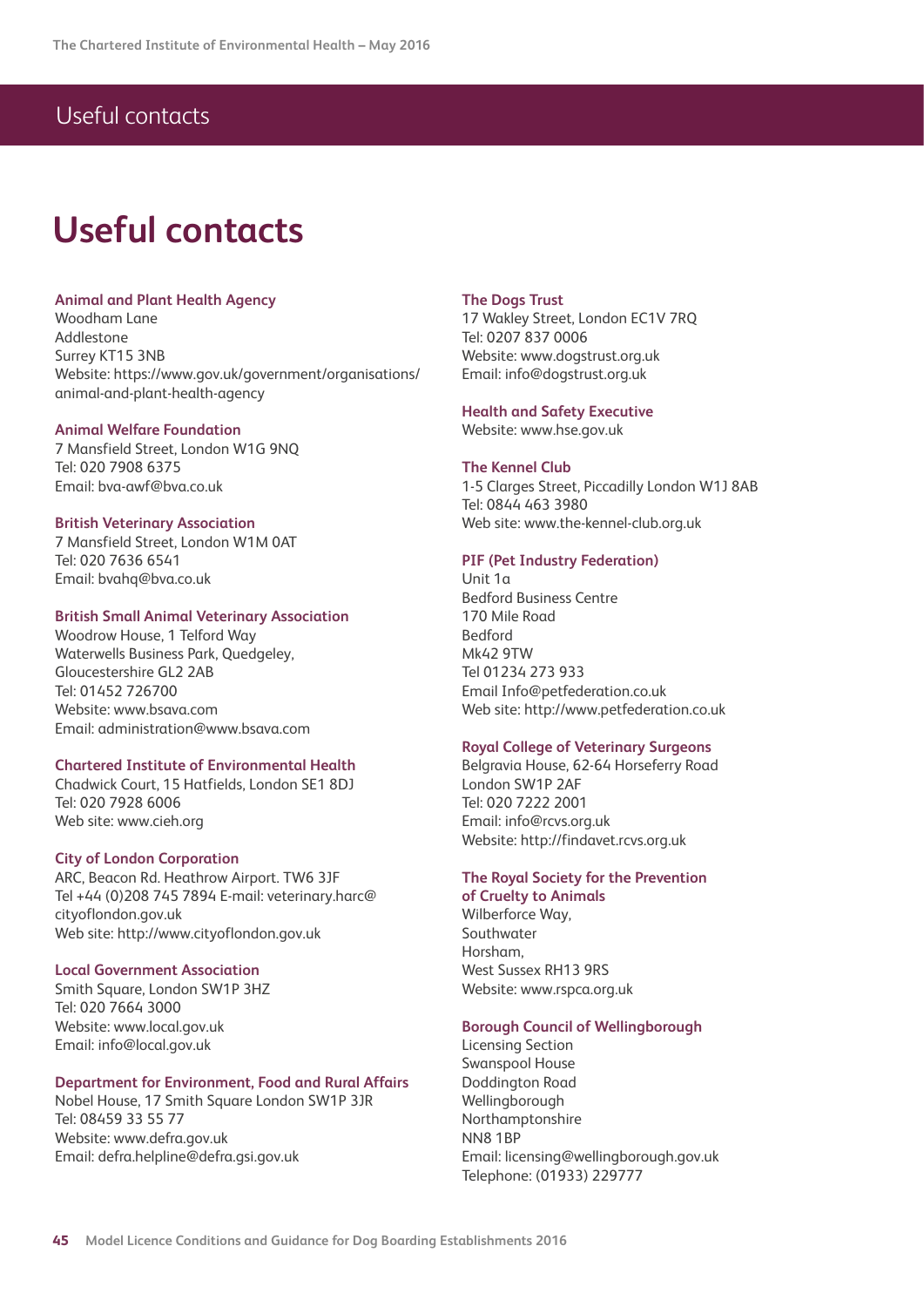# Useful contacts

### Animal and Plant Health Agency

Woodham Lane
Addlestone
Surrey KT15 3NB
Website: https://www.gov.uk/government/organisations/animal-and-plant-health-agency

### Animal Welfare Foundation

7 Mansfield Street, London W1G 9NQ
Tel: 020 7908 6375
Email: bva-awf@bva.co.uk

### British Veterinary Association

7 Mansfield Street, London W1M 0AT
Tel: 020 7636 6541
Email: bvahq@bva.co.uk

### British Small Animal Veterinary Association

Woodrow House, 1 Telford Way
Waterwells Business Park, Quedgeley,
Gloucestershire GL2 2AB
Tel: 01452 726700
Website: www.bsava.com
Email: administration@www.bsava.com

### Chartered Institute of Environmental Health

Chadwick Court, 15 Hatfields, London SE1 8DJ
Tel: 020 7928 6006
Web site: www.cieh.org

### City of London Corporation

ARC, Beacon Rd. Heathrow Airport. TW6 3JF
Tel +44 (0)208 745 7894 E-mail: veterinary.harc@cityoflondon.gov.uk
Web site: http://www.cityoflondon.gov.uk

### Local Government Association

Smith Square, London SW1P 3HZ
Tel: 020 7664 3000
Website: www.local.gov.uk
Email: info@local.gov.uk

### Department for Environment, Food and Rural Affairs

Nobel House, 17 Smith Square London SW1P 3JR
Tel: 08459 33 55 77
Website: www.defra.gov.uk
Email: defra.helpline@defra.gsi.gov.uk

### The Dogs Trust

17 Wakley Street, London EC1V 7RQ
Tel: 0207 837 0006
Website: www.dogstrust.org.uk
Email: info@dogstrust.org.uk

### Health and Safety Executive

Website: www.hse.gov.uk

### The Kennel Club

1-5 Clarges Street, Piccadilly London W1J 8AB
Tel: 0844 463 3980
Web site: www.the-kennel-club.org.uk

### PIF (Pet Industry Federation)

Unit 1a
Bedford Business Centre
170 Mile Road
Bedford
Mk42 9TW
Tel 01234 273 933
Email Info@petfederation.co.uk
Web site: http://www.petfederation.co.uk

### Royal College of Veterinary Surgeons

Belgravia House, 62-64 Horseferry Road
London SW1P 2AF
Tel: 020 7222 2001
Email: info@rcvs.org.uk
Website: http://findavet.rcvs.org.uk

### The Royal Society for the Prevention of Cruelty to Animals

Wilberforce Way,
Southwater
Horsham,
West Sussex RH13 9RS
Website: www.rspca.org.uk

### Borough Council of Wellingborough

Licensing Section
Swanspool House
Doddington Road
Wellingborough
Northamptonshire
NN8 1BP
Email: licensing@wellingborough.gov.uk
Telephone: (01933) 229777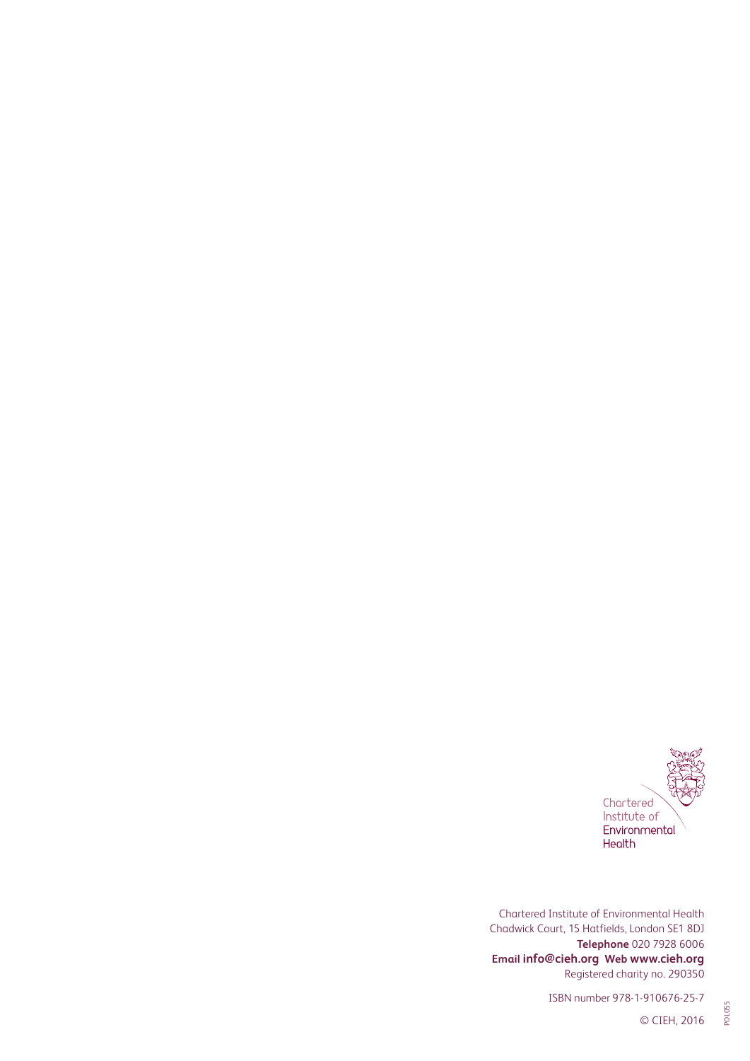Chartered Institute of Environmental Health

Chartered Institute of Environmental Health
Chadwick Court, 15 Hatfields, London SE1 8DJ
**Telephone** 020 7928 6006
**Email info@cieh.org Web www.cieh.org**
Registered charity no. 290350

ISBN number 978-1-910676-25-7

© CIEH, 2016

POL055